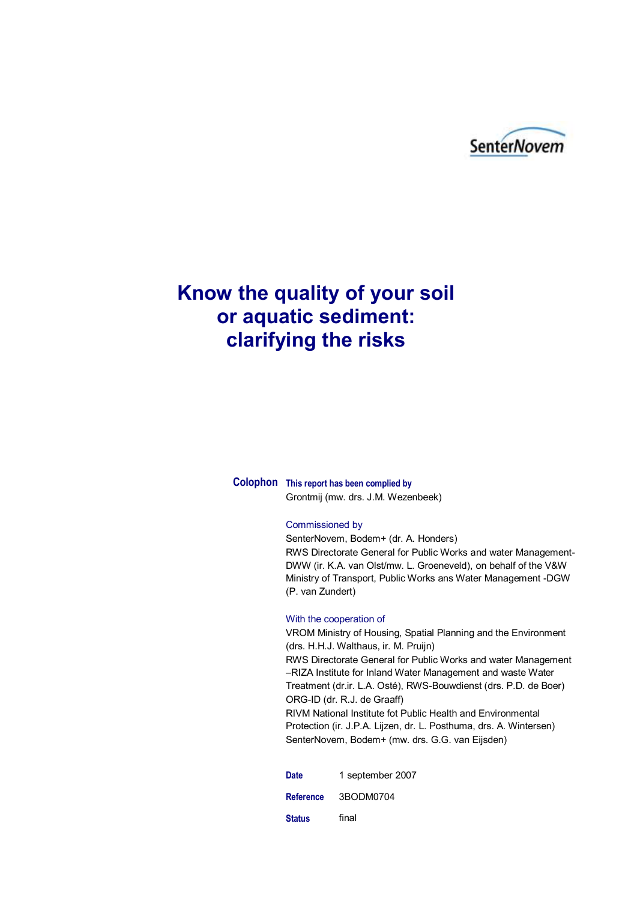SenterNovem

# Know the quality of your soil or aquatic sediment: clarifying the risks

**Colophon**

**This report has been complied by**
Grontmij (mw. drs. J.M. Wezenbeek)

Commissioned by
SenterNovem, Bodem+ (dr. A. Honders)
RWS Directorate General for Public Works and water Management-DWW (ir. K.A. van Olst/mw. L. Groeneveld), on behalf of the V&W Ministry of Transport, Public Works ans Water Management -DGW (P. van Zundert)

With the cooperation of
VROM Ministry of Housing, Spatial Planning and the Environment (drs. H.H.J. Walthaus, ir. M. Pruijn)
RWS Directorate General for Public Works and water Management –RIZA Institute for Inland Water Management and waste Water Treatment (dr.ir. L.A. Osté), RWS-Bouwdienst (drs. P.D. de Boer)
ORG-ID (dr. R.J. de Graaff)
RIVM National Institute fot Public Health and Environmental Protection (ir. J.P.A. Lijzen, dr. L. Posthuma, drs. A. Wintersen)
SenterNovem, Bodem+ (mw. drs. G.G. van Eijsden)

**Date** 1 september 2007

**Reference** 3BODM0704

**Status** final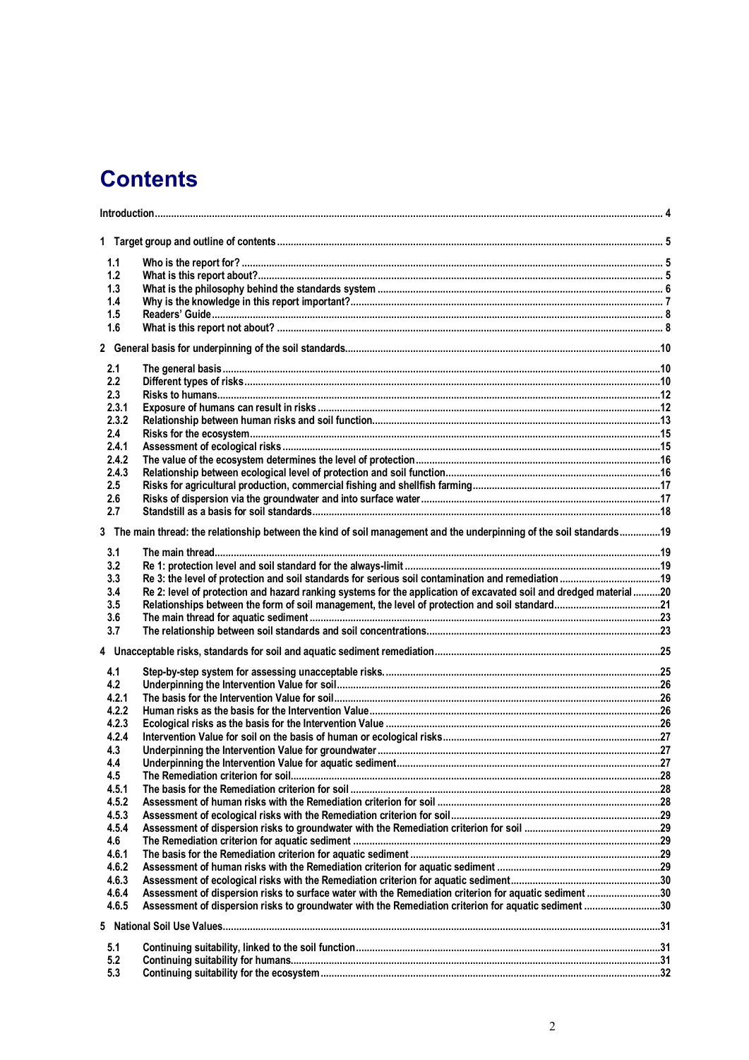# Contents

Introduction ... 4

1 Target group and outline of contents ... 5

1.1 Who is the report for? ... 5
1.2 What is this report about? ... 5
1.3 What is the philosophy behind the standards system ... 6
1.4 Why is the knowledge in this report important? ... 7
1.5 Readers' Guide ... 8
1.6 What is this report not about? ... 8

2 General basis for underpinning of the soil standards ... 10

2.1 The general basis ... 10
2.2 Different types of risks ... 10
2.3 Risks to humans ... 12
2.3.1 Exposure of humans can result in risks ... 12
2.3.2 Relationship between human risks and soil function ... 13
2.4 Risks for the ecosystem ... 15
2.4.1 Assessment of ecological risks ... 15
2.4.2 The value of the ecosystem determines the level of protection ... 16
2.4.3 Relationship between ecological level of protection and soil function ... 16
2.5 Risks for agricultural production, commercial fishing and shellfish farming ... 17
2.6 Risks of dispersion via the groundwater and into surface water ... 17
2.7 Standstill as a basis for soil standards ... 18

3 The main thread: the relationship between the kind of soil management and the underpinning of the soil standards ... 19

3.1 The main thread ... 19
3.2 Re 1: protection level and soil standard for the always-limit ... 19
3.3 Re 3: the level of protection and soil standards for serious soil contamination and remediation ... 19
3.4 Re 2: level of protection and hazard ranking systems for the application of excavated soil and dredged material ... 20
3.5 Relationships between the form of soil management, the level of protection and soil standard ... 21
3.6 The main thread for aquatic sediment ... 23
3.7 The relationship between soil standards and soil concentrations ... 23

4 Unacceptable risks, standards for soil and aquatic sediment remediation ... 25

4.1 Step-by-step system for assessing unacceptable risks. ... 25
4.2 Underpinning the Intervention Value for soil ... 26
4.2.1 The basis for the Intervention Value for soil ... 26
4.2.2 Human risks as the basis for the Intervention Value ... 26
4.2.3 Ecological risks as the basis for the Intervention Value ... 26
4.2.4 Intervention Value for soil on the basis of human or ecological risks ... 27
4.3 Underpinning the Intervention Value for groundwater ... 27
4.4 Underpinning the Intervention Value for aquatic sediment ... 27
4.5 The Remediation criterion for soil ... 28
4.5.1 The basis for the Remediation criterion for soil ... 28
4.5.2 Assessment of human risks with the Remediation criterion for soil ... 28
4.5.3 Assessment of ecological risks with the Remediation criterion for soil ... 29
4.5.4 Assessment of dispersion risks to groundwater with the Remediation criterion for soil ... 29
4.6 The Remediation criterion for aquatic sediment ... 29
4.6.1 The basis for the Remediation criterion for aquatic sediment ... 29
4.6.2 Assessment of human risks with the Remediation criterion for aquatic sediment ... 29
4.6.3 Assessment of ecological risks with the Remediation criterion for aquatic sediment ... 30
4.6.4 Assessment of dispersion risks to surface water with the Remediation criterion for aquatic sediment ... 30
4.6.5 Assessment of dispersion risks to groundwater with the Remediation criterion for aquatic sediment ... 30

5 National Soil Use Values ... 31

5.1 Continuing suitability, linked to the soil function ... 31
5.2 Continuing suitability for humans ... 31
5.3 Continuing suitability for the ecosystem ... 32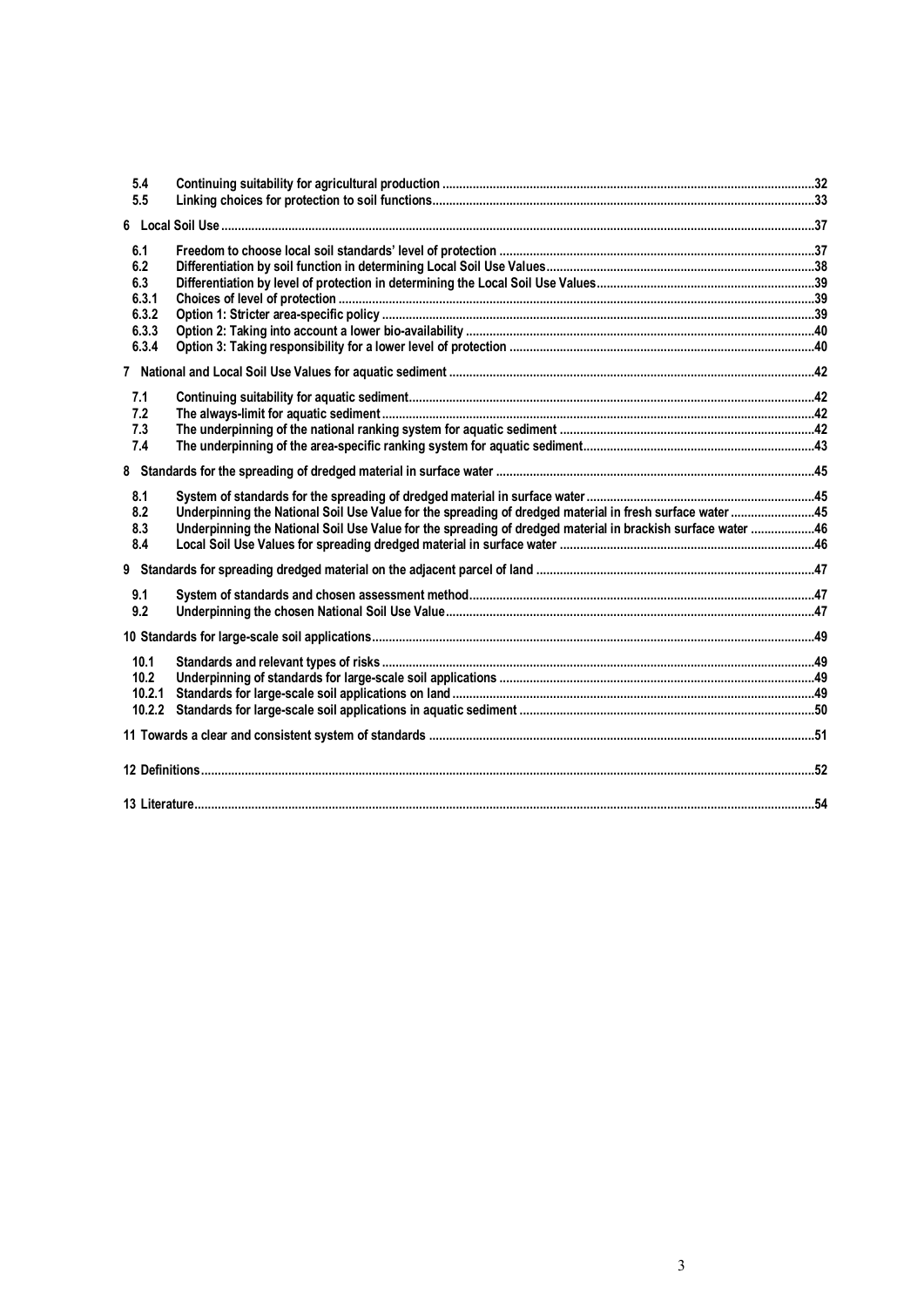5.4 Continuing suitability for agricultural production .....32
5.5 Linking choices for protection to soil functions .....33

6 Local Soil Use .....37

6.1 Freedom to choose local soil standards' level of protection .....37
6.2 Differentiation by soil function in determining Local Soil Use Values .....38
6.3 Differentiation by level of protection in determining the Local Soil Use Values .....39
6.3.1 Choices of level of protection .....39
6.3.2 Option 1: Stricter area-specific policy .....39
6.3.3 Option 2: Taking into account a lower bio-availability .....40
6.3.4 Option 3: Taking responsibility for a lower level of protection .....40

7 National and Local Soil Use Values for aquatic sediment .....42

7.1 Continuing suitability for aquatic sediment .....42
7.2 The always-limit for aquatic sediment .....42
7.3 The underpinning of the national ranking system for aquatic sediment .....42
7.4 The underpinning of the area-specific ranking system for aquatic sediment .....43

8 Standards for the spreading of dredged material in surface water .....45

8.1 System of standards for the spreading of dredged material in surface water .....45
8.2 Underpinning the National Soil Use Value for the spreading of dredged material in fresh surface water .....45
8.3 Underpinning the National Soil Use Value for the spreading of dredged material in brackish surface water .....46
8.4 Local Soil Use Values for spreading dredged material in surface water .....46

9 Standards for spreading dredged material on the adjacent parcel of land .....47

9.1 System of standards and chosen assessment method .....47
9.2 Underpinning the chosen National Soil Use Value .....47

10 Standards for large-scale soil applications .....49

10.1 Standards and relevant types of risks .....49
10.2 Underpinning of standards for large-scale soil applications .....49
10.2.1 Standards for large-scale soil applications on land .....49
10.2.2 Standards for large-scale soil applications in aquatic sediment .....50

11 Towards a clear and consistent system of standards .....51

12 Definitions .....52

13 Literature .....54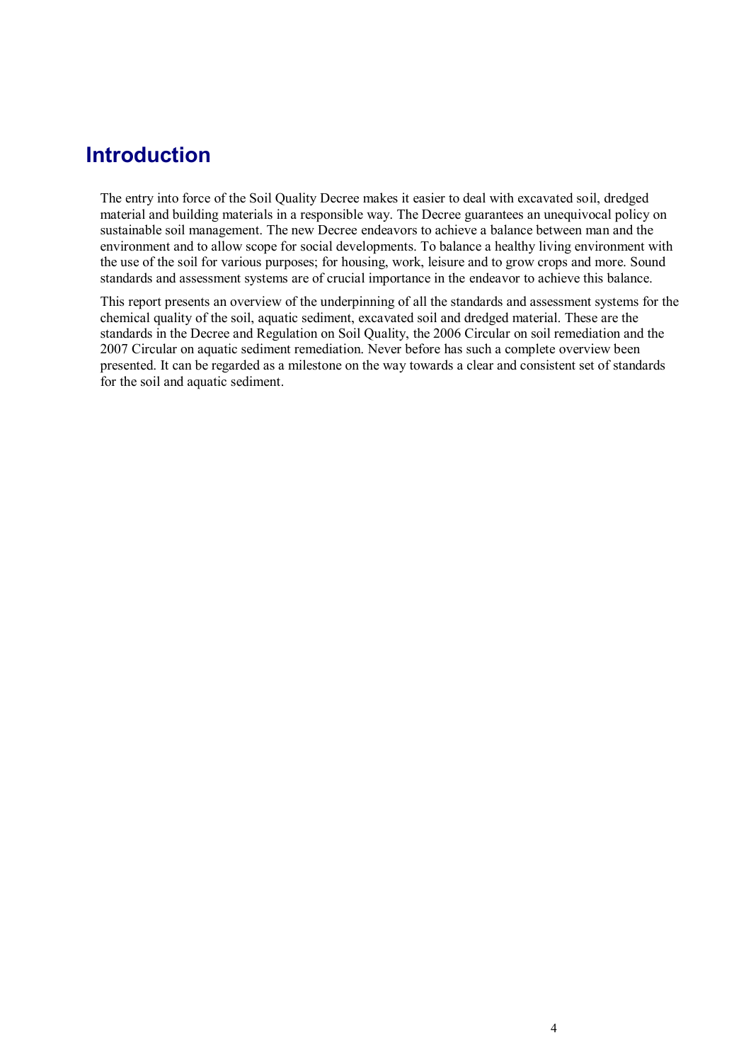# Introduction

The entry into force of the Soil Quality Decree makes it easier to deal with excavated soil, dredged material and building materials in a responsible way. The Decree guarantees an unequivocal policy on sustainable soil management. The new Decree endeavors to achieve a balance between man and the environment and to allow scope for social developments. To balance a healthy living environment with the use of the soil for various purposes; for housing, work, leisure and to grow crops and more. Sound standards and assessment systems are of crucial importance in the endeavor to achieve this balance.

This report presents an overview of the underpinning of all the standards and assessment systems for the chemical quality of the soil, aquatic sediment, excavated soil and dredged material. These are the standards in the Decree and Regulation on Soil Quality, the 2006 Circular on soil remediation and the 2007 Circular on aquatic sediment remediation. Never before has such a complete overview been presented. It can be regarded as a milestone on the way towards a clear and consistent set of standards for the soil and aquatic sediment.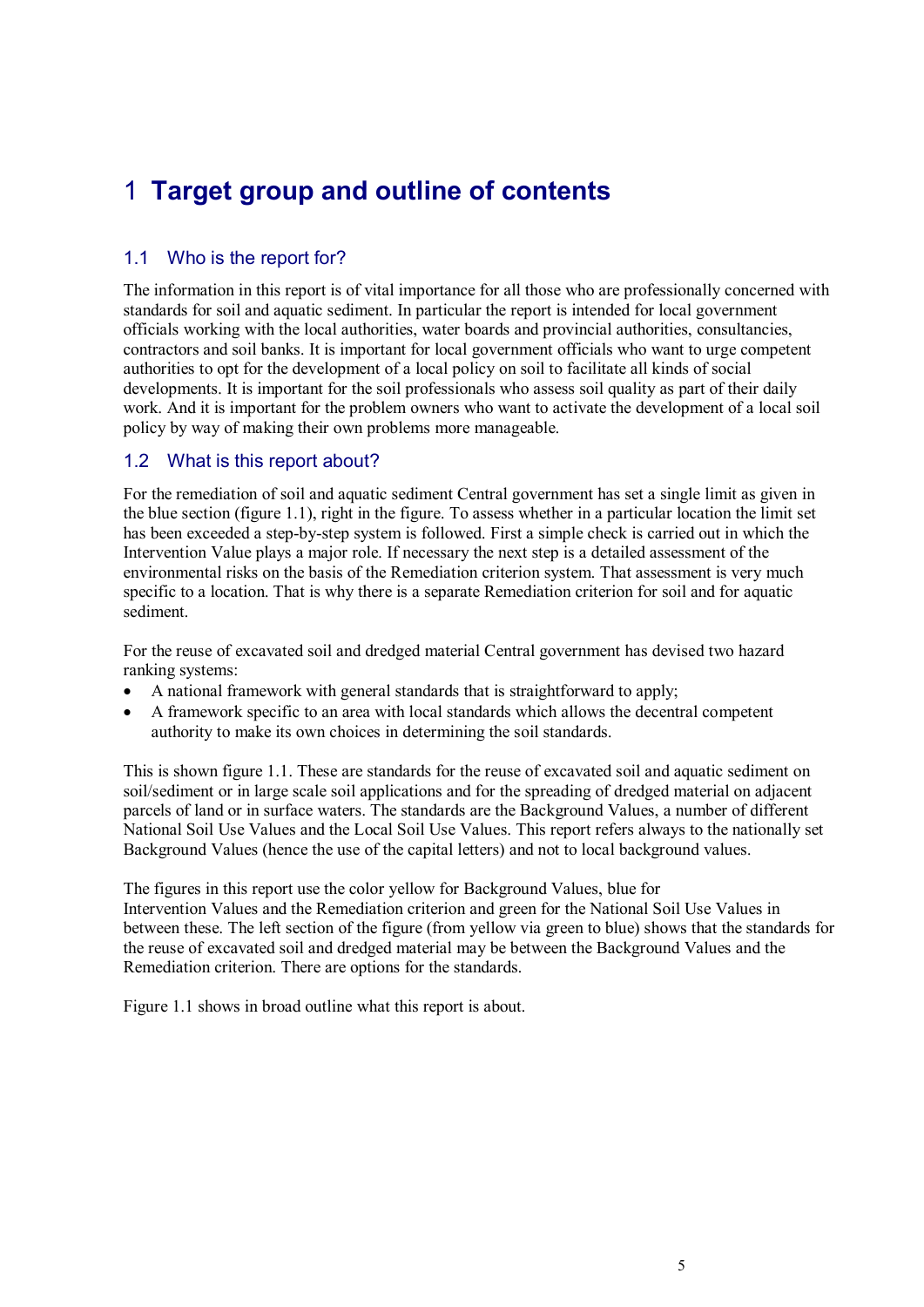# 1 Target group and outline of contents

## 1.1 Who is the report for?

The information in this report is of vital importance for all those who are professionally concerned with standards for soil and aquatic sediment. In particular the report is intended for local government officials working with the local authorities, water boards and provincial authorities, consultancies, contractors and soil banks. It is important for local government officials who want to urge competent authorities to opt for the development of a local policy on soil to facilitate all kinds of social developments. It is important for the soil professionals who assess soil quality as part of their daily work. And it is important for the problem owners who want to activate the development of a local soil policy by way of making their own problems more manageable.

## 1.2 What is this report about?

For the remediation of soil and aquatic sediment Central government has set a single limit as given in the blue section (figure 1.1), right in the figure. To assess whether in a particular location the limit set has been exceeded a step-by-step system is followed. First a simple check is carried out in which the Intervention Value plays a major role. If necessary the next step is a detailed assessment of the environmental risks on the basis of the Remediation criterion system. That assessment is very much specific to a location. That is why there is a separate Remediation criterion for soil and for aquatic sediment.

For the reuse of excavated soil and dredged material Central government has devised two hazard ranking systems:

- A national framework with general standards that is straightforward to apply;
- A framework specific to an area with local standards which allows the decentral competent authority to make its own choices in determining the soil standards.

This is shown figure 1.1. These are standards for the reuse of excavated soil and aquatic sediment on soil/sediment or in large scale soil applications and for the spreading of dredged material on adjacent parcels of land or in surface waters. The standards are the Background Values, a number of different National Soil Use Values and the Local Soil Use Values. This report refers always to the nationally set Background Values (hence the use of the capital letters) and not to local background values.

The figures in this report use the color yellow for Background Values, blue for Intervention Values and the Remediation criterion and green for the National Soil Use Values in between these. The left section of the figure (from yellow via green to blue) shows that the standards for the reuse of excavated soil and dredged material may be between the Background Values and the Remediation criterion. There are options for the standards.

Figure 1.1 shows in broad outline what this report is about.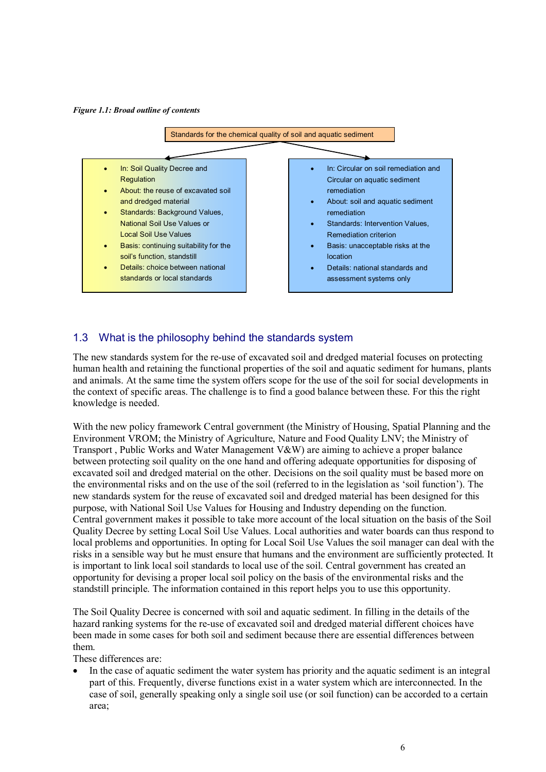*Figure 1.1: Broad outline of contents*

Standards for the chemical quality of soil and aquatic sediment

- In: Soil Quality Decree and Regulation
- About: the reuse of excavated soil and dredged material
- Standards: Background Values, National Soil Use Values or Local Soil Use Values
- Basis: continuing suitability for the soil's function, standstill
- Details: choice between national standards or local standards

- In: Circular on soil remediation and Circular on aquatic sediment remediation
- About: soil and aquatic sediment remediation
- Standards: Intervention Values, Remediation criterion
- Basis: unacceptable risks at the location
- Details: national standards and assessment systems only

## 1.3 What is the philosophy behind the standards system

The new standards system for the re-use of excavated soil and dredged material focuses on protecting human health and retaining the functional properties of the soil and aquatic sediment for humans, plants and animals. At the same time the system offers scope for the use of the soil for social developments in the context of specific areas. The challenge is to find a good balance between these. For this the right knowledge is needed.

With the new policy framework Central government (the Ministry of Housing, Spatial Planning and the Environment VROM; the Ministry of Agriculture, Nature and Food Quality LNV; the Ministry of Transport , Public Works and Water Management V&W) are aiming to achieve a proper balance between protecting soil quality on the one hand and offering adequate opportunities for disposing of excavated soil and dredged material on the other. Decisions on the soil quality must be based more on the environmental risks and on the use of the soil (referred to in the legislation as 'soil function'). The new standards system for the reuse of excavated soil and dredged material has been designed for this purpose, with National Soil Use Values for Housing and Industry depending on the function.
Central government makes it possible to take more account of the local situation on the basis of the Soil Quality Decree by setting Local Soil Use Values. Local authorities and water boards can thus respond to local problems and opportunities. In opting for Local Soil Use Values the soil manager can deal with the risks in a sensible way but he must ensure that humans and the environment are sufficiently protected. It is important to link local soil standards to local use of the soil. Central government has created an opportunity for devising a proper local soil policy on the basis of the environmental risks and the standstill principle. The information contained in this report helps you to use this opportunity.

The Soil Quality Decree is concerned with soil and aquatic sediment. In filling in the details of the hazard ranking systems for the re-use of excavated soil and dredged material different choices have been made in some cases for both soil and sediment because there are essential differences between them.
These differences are:

- In the case of aquatic sediment the water system has priority and the aquatic sediment is an integral part of this. Frequently, diverse functions exist in a water system which are interconnected. In the case of soil, generally speaking only a single soil use (or soil function) can be accorded to a certain area;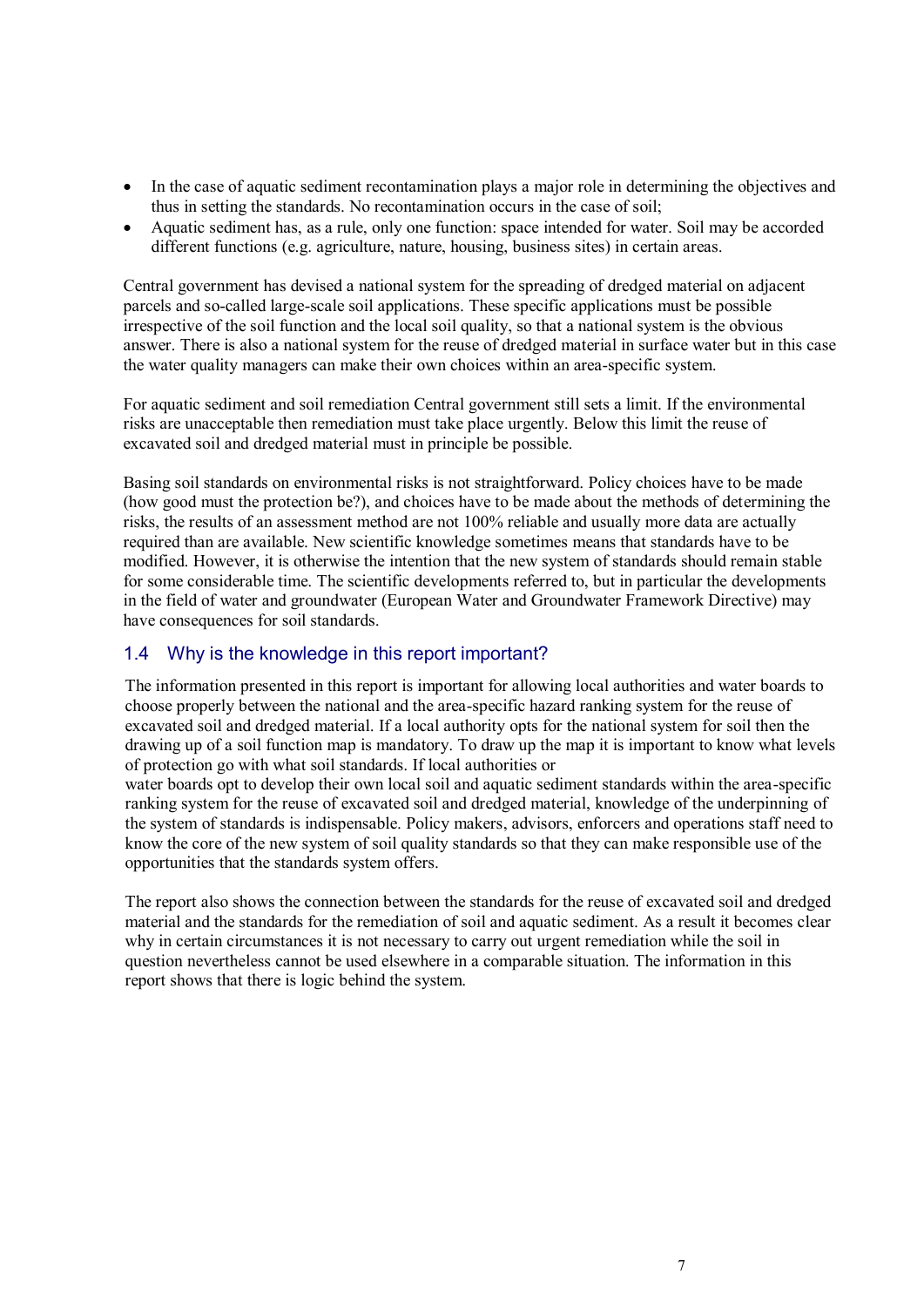- In the case of aquatic sediment recontamination plays a major role in determining the objectives and thus in setting the standards. No recontamination occurs in the case of soil;
- Aquatic sediment has, as a rule, only one function: space intended for water. Soil may be accorded different functions (e.g. agriculture, nature, housing, business sites) in certain areas.

Central government has devised a national system for the spreading of dredged material on adjacent parcels and so-called large-scale soil applications. These specific applications must be possible irrespective of the soil function and the local soil quality, so that a national system is the obvious answer. There is also a national system for the reuse of dredged material in surface water but in this case the water quality managers can make their own choices within an area-specific system.

For aquatic sediment and soil remediation Central government still sets a limit. If the environmental risks are unacceptable then remediation must take place urgently. Below this limit the reuse of excavated soil and dredged material must in principle be possible.

Basing soil standards on environmental risks is not straightforward. Policy choices have to be made (how good must the protection be?), and choices have to be made about the methods of determining the risks, the results of an assessment method are not 100% reliable and usually more data are actually required than are available. New scientific knowledge sometimes means that standards have to be modified. However, it is otherwise the intention that the new system of standards should remain stable for some considerable time. The scientific developments referred to, but in particular the developments in the field of water and groundwater (European Water and Groundwater Framework Directive) may have consequences for soil standards.

## 1.4 Why is the knowledge in this report important?

The information presented in this report is important for allowing local authorities and water boards to choose properly between the national and the area-specific hazard ranking system for the reuse of excavated soil and dredged material. If a local authority opts for the national system for soil then the drawing up of a soil function map is mandatory. To draw up the map it is important to know what levels of protection go with what soil standards. If local authorities or water boards opt to develop their own local soil and aquatic sediment standards within the area-specific ranking system for the reuse of excavated soil and dredged material, knowledge of the underpinning of the system of standards is indispensable. Policy makers, advisors, enforcers and operations staff need to know the core of the new system of soil quality standards so that they can make responsible use of the opportunities that the standards system offers.

The report also shows the connection between the standards for the reuse of excavated soil and dredged material and the standards for the remediation of soil and aquatic sediment. As a result it becomes clear why in certain circumstances it is not necessary to carry out urgent remediation while the soil in question nevertheless cannot be used elsewhere in a comparable situation. The information in this report shows that there is logic behind the system.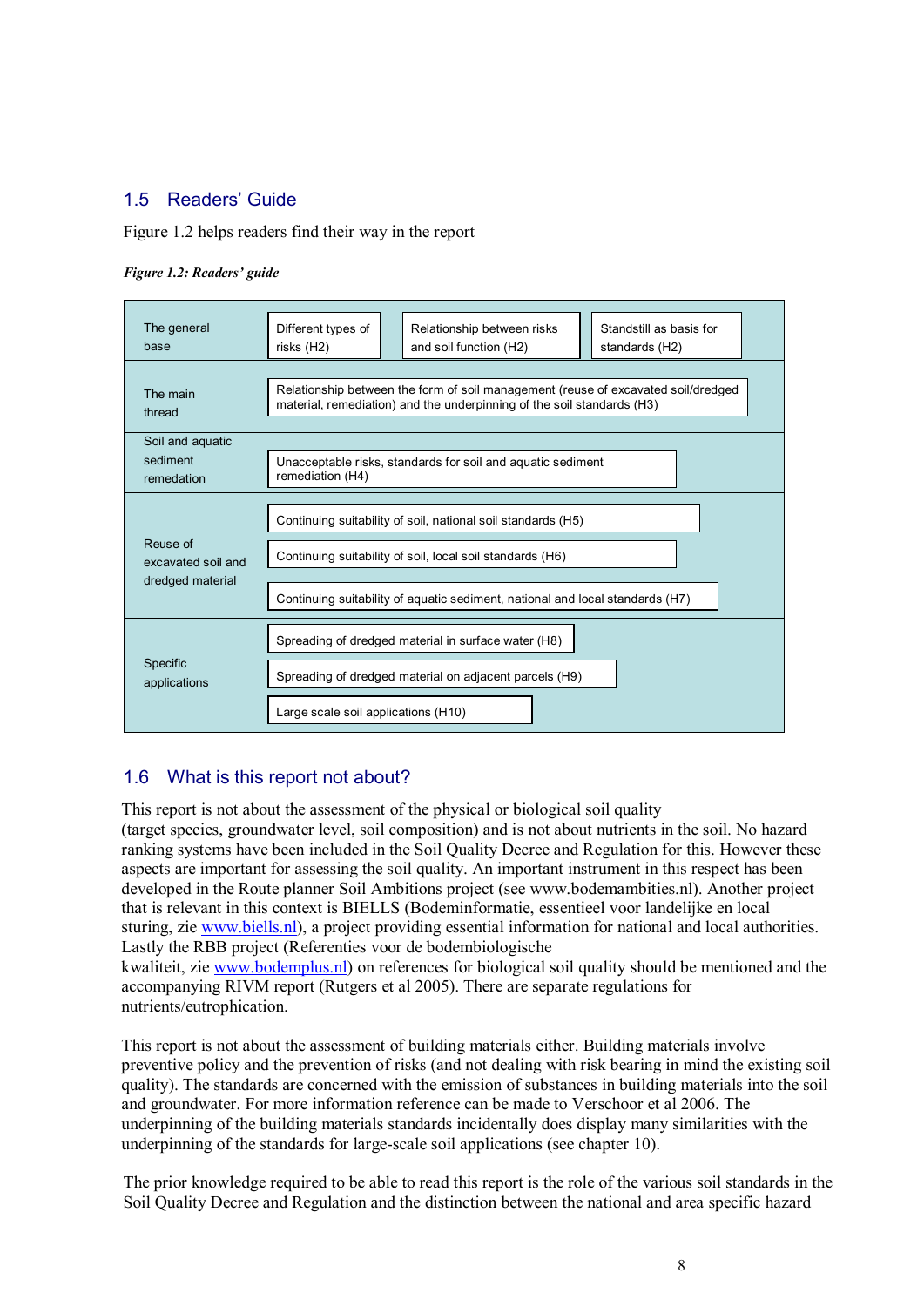## 1.5 Readers' Guide

Figure 1.2 helps readers find their way in the report

***Figure 1.2: Readers' guide***

| | | | |
|---|---|---|---|
| The general base | Different types of risks (H2) | Relationship between risks and soil function (H2) | Standstill as basis for standards (H2) |
| The main thread | Relationship between the form of soil management (reuse of excavated soil/dredged material, remediation) and the underpinning of the soil standards (H3) | | |
| Soil and aquatic sediment remediation | Unacceptable risks, standards for soil and aquatic sediment remediation (H4) | | |
| Reuse of excavated soil and dredged material | Continuing suitability of soil, national soil standards (H5) | | |
| | Continuing suitability of soil, local soil standards (H6) | | |
| | Continuing suitability of aquatic sediment, national and local standards (H7) | | |
| Specific applications | Spreading of dredged material in surface water (H8) | | |
| | Spreading of dredged material on adjacent parcels (H9) | | |
| | Large scale soil applications (H10) | | |

## 1.6 What is this report not about?

This report is not about the assessment of the physical or biological soil quality (target species, groundwater level, soil composition) and is not about nutrients in the soil. No hazard ranking systems have been included in the Soil Quality Decree and Regulation for this. However these aspects are important for assessing the soil quality. An important instrument in this respect has been developed in the Route planner Soil Ambitions project (see www.bodemambities.nl). Another project that is relevant in this context is BIELLS (Bodeminformatie, essentieel voor landelijke en local sturing, zie www.biells.nl), a project providing essential information for national and local authorities. Lastly the RBB project (Referenties voor de bodembiologische kwaliteit, zie www.bodemplus.nl) on references for biological soil quality should be mentioned and the accompanying RIVM report (Rutgers et al 2005). There are separate regulations for nutrients/eutrophication.

This report is not about the assessment of building materials either. Building materials involve preventive policy and the prevention of risks (and not dealing with risk bearing in mind the existing soil quality). The standards are concerned with the emission of substances in building materials into the soil and groundwater. For more information reference can be made to Verschoor et al 2006. The underpinning of the building materials standards incidentally does display many similarities with the underpinning of the standards for large-scale soil applications (see chapter 10).

The prior knowledge required to be able to read this report is the role of the various soil standards in the Soil Quality Decree and Regulation and the distinction between the national and area specific hazard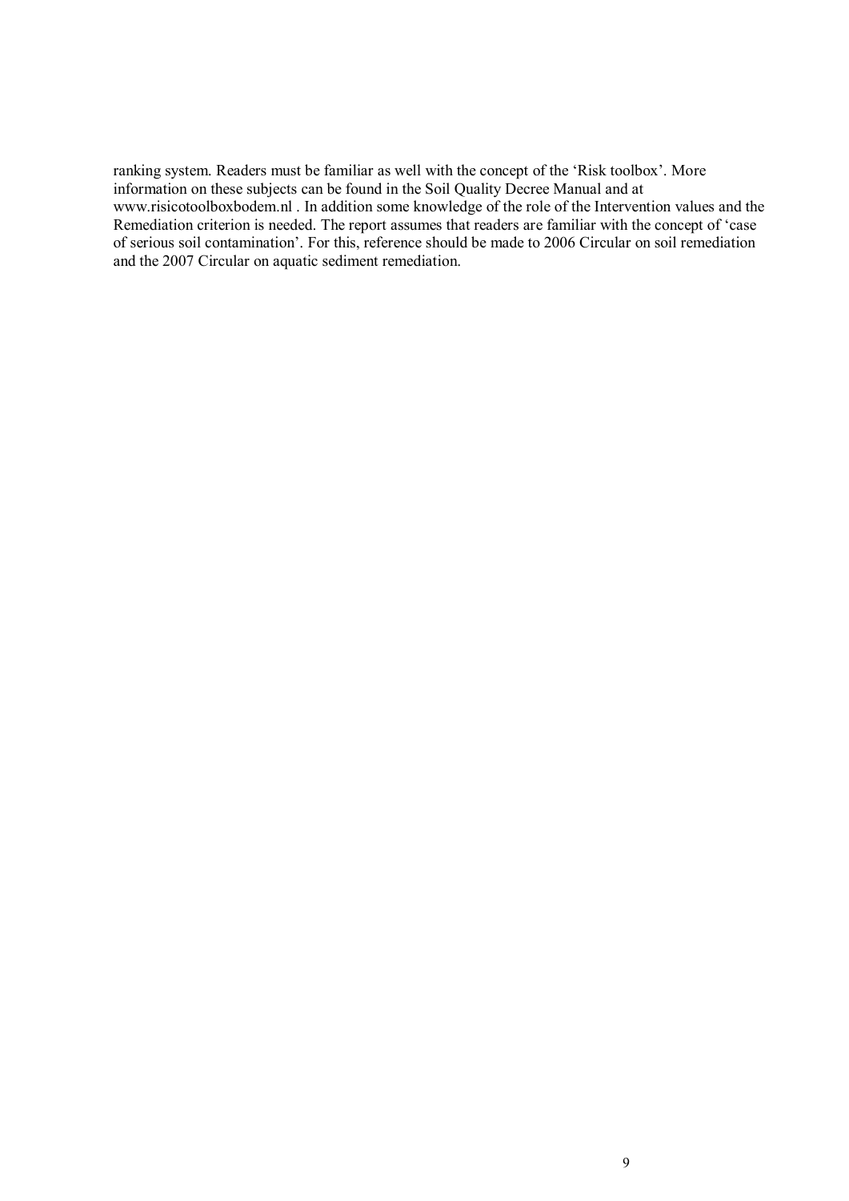ranking system. Readers must be familiar as well with the concept of the 'Risk toolbox'. More information on these subjects can be found in the Soil Quality Decree Manual and at www.risicotoolboxbodem.nl . In addition some knowledge of the role of the Intervention values and the Remediation criterion is needed. The report assumes that readers are familiar with the concept of 'case of serious soil contamination'. For this, reference should be made to 2006 Circular on soil remediation and the 2007 Circular on aquatic sediment remediation.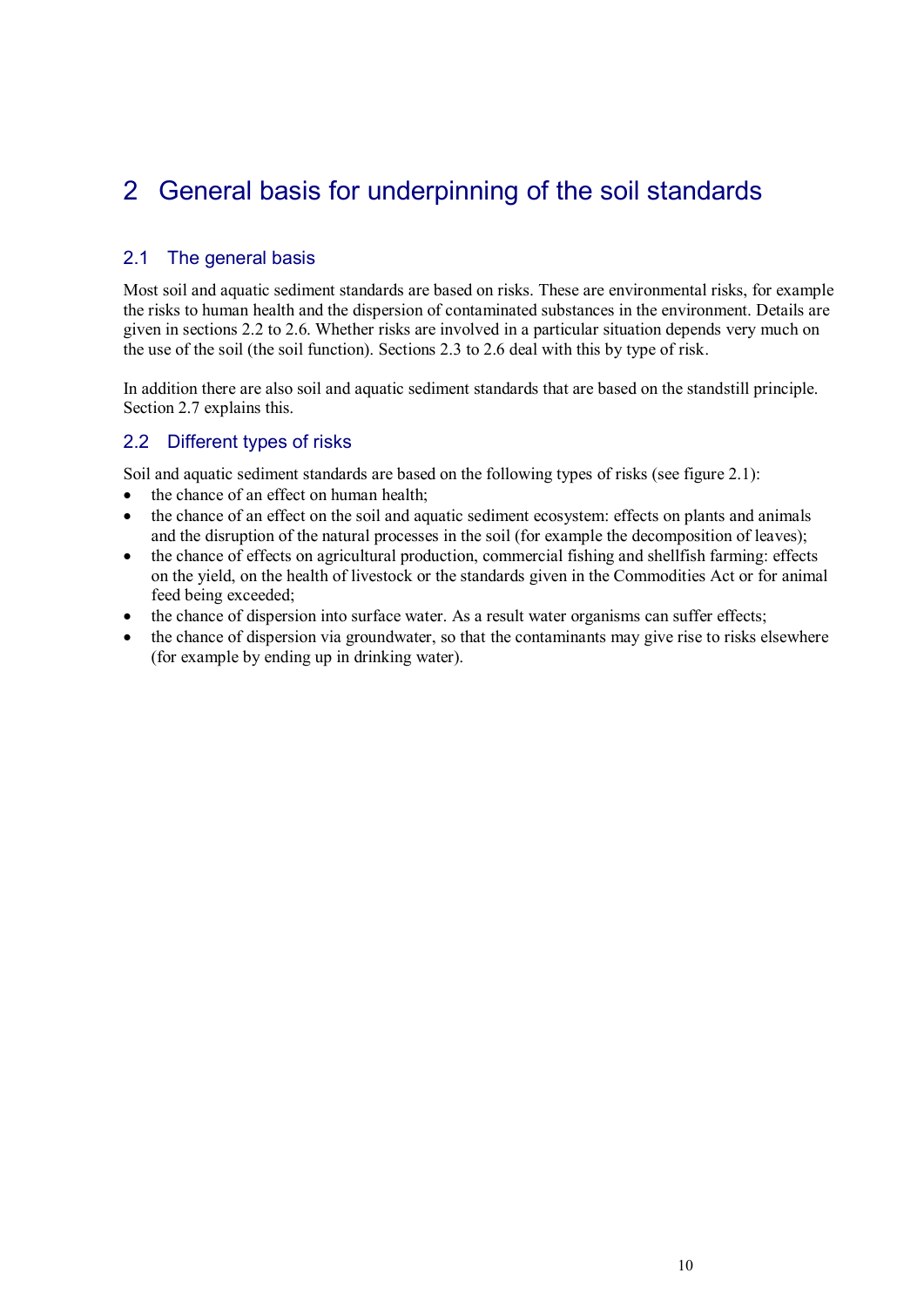# 2 General basis for underpinning of the soil standards

## 2.1 The general basis

Most soil and aquatic sediment standards are based on risks. These are environmental risks, for example the risks to human health and the dispersion of contaminated substances in the environment. Details are given in sections 2.2 to 2.6. Whether risks are involved in a particular situation depends very much on the use of the soil (the soil function). Sections 2.3 to 2.6 deal with this by type of risk.

In addition there are also soil and aquatic sediment standards that are based on the standstill principle. Section 2.7 explains this.

## 2.2 Different types of risks

Soil and aquatic sediment standards are based on the following types of risks (see figure 2.1):

- the chance of an effect on human health;
- the chance of an effect on the soil and aquatic sediment ecosystem: effects on plants and animals and the disruption of the natural processes in the soil (for example the decomposition of leaves);
- the chance of effects on agricultural production, commercial fishing and shellfish farming: effects on the yield, on the health of livestock or the standards given in the Commodities Act or for animal feed being exceeded;
- the chance of dispersion into surface water. As a result water organisms can suffer effects;
- the chance of dispersion via groundwater, so that the contaminants may give rise to risks elsewhere (for example by ending up in drinking water).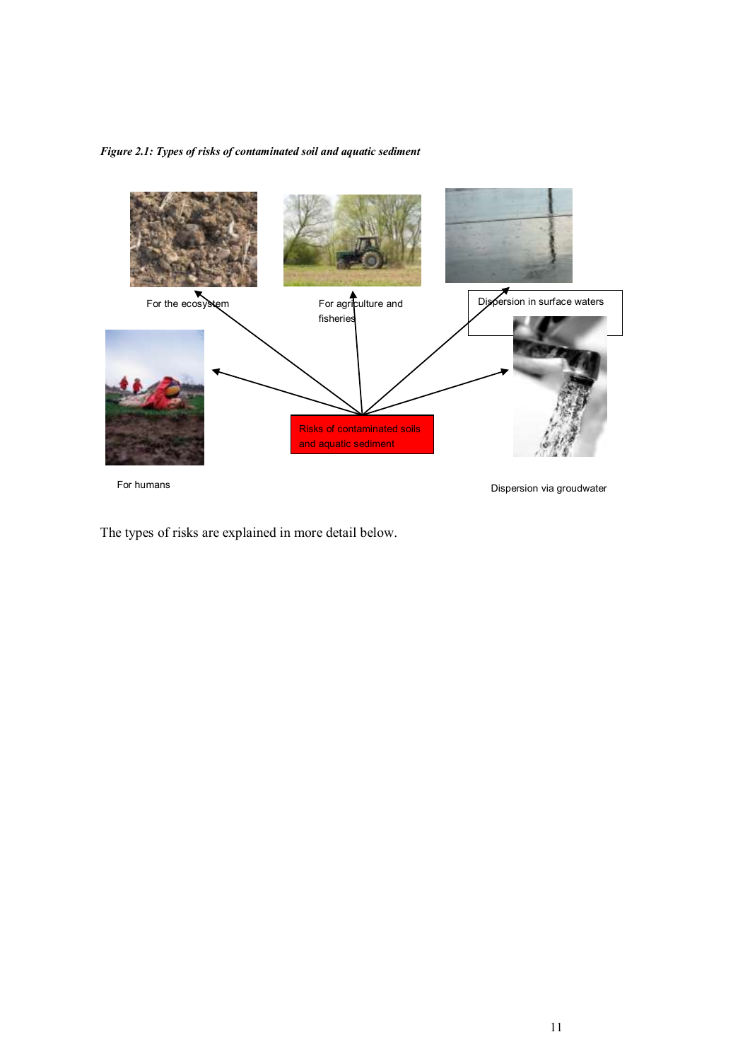*Figure 2.1: Types of risks of contaminated soil and aquatic sediment*

For the ecosystem

For agriculture and fisheries

Dispersion in surface waters

For humans

Risks of contaminated soils and aquatic sediment

Dispersion via groudwater

The types of risks are explained in more detail below.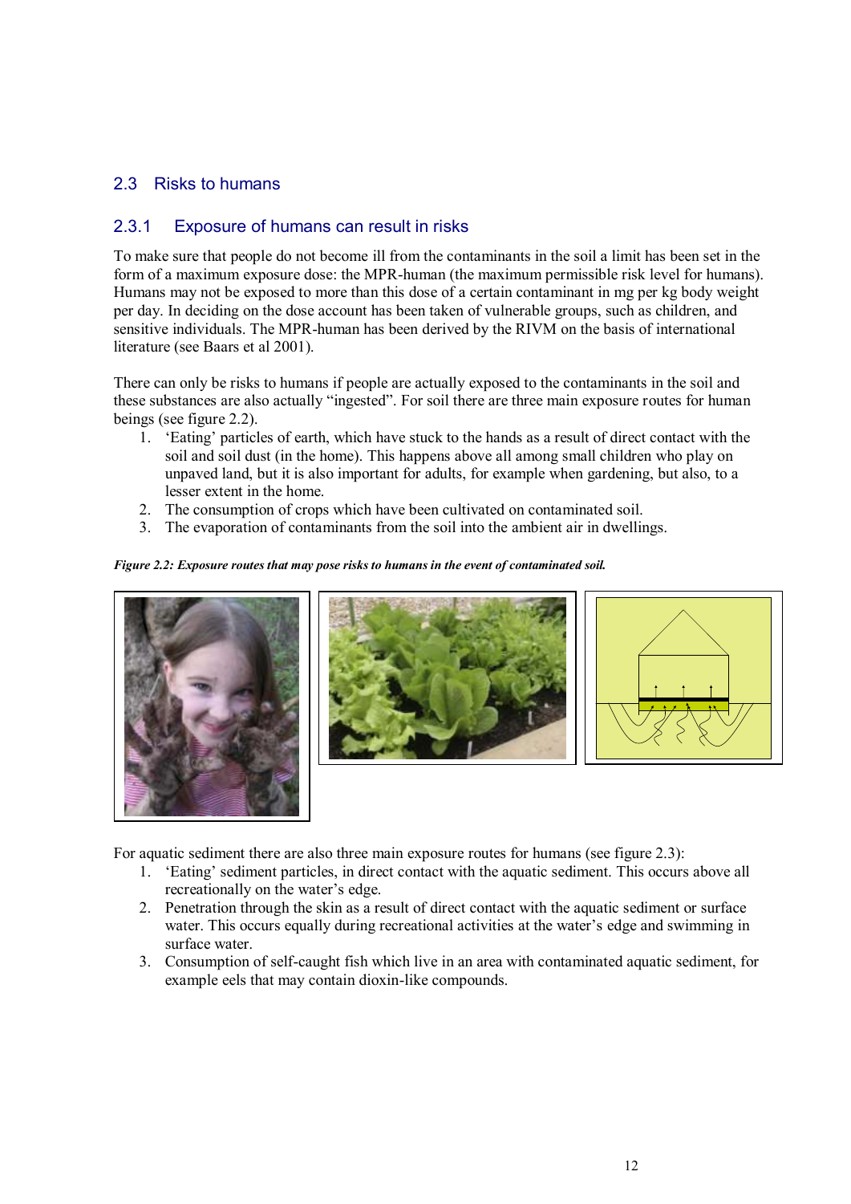## 2.3 Risks to humans

### 2.3.1 Exposure of humans can result in risks

To make sure that people do not become ill from the contaminants in the soil a limit has been set in the form of a maximum exposure dose: the MPR-human (the maximum permissible risk level for humans). Humans may not be exposed to more than this dose of a certain contaminant in mg per kg body weight per day. In deciding on the dose account has been taken of vulnerable groups, such as children, and sensitive individuals. The MPR-human has been derived by the RIVM on the basis of international literature (see Baars et al 2001).

There can only be risks to humans if people are actually exposed to the contaminants in the soil and these substances are also actually "ingested". For soil there are three main exposure routes for human beings (see figure 2.2).

1. 'Eating' particles of earth, which have stuck to the hands as a result of direct contact with the soil and soil dust (in the home). This happens above all among small children who play on unpaved land, but it is also important for adults, for example when gardening, but also, to a lesser extent in the home.
2. The consumption of crops which have been cultivated on contaminated soil.
3. The evaporation of contaminants from the soil into the ambient air in dwellings.

*Figure 2.2: Exposure routes that may pose risks to humans in the event of contaminated soil.*

For aquatic sediment there are also three main exposure routes for humans (see figure 2.3):

1. 'Eating' sediment particles, in direct contact with the aquatic sediment. This occurs above all recreationally on the water's edge.
2. Penetration through the skin as a result of direct contact with the aquatic sediment or surface water. This occurs equally during recreational activities at the water's edge and swimming in surface water.
3. Consumption of self-caught fish which live in an area with contaminated aquatic sediment, for example eels that may contain dioxin-like compounds.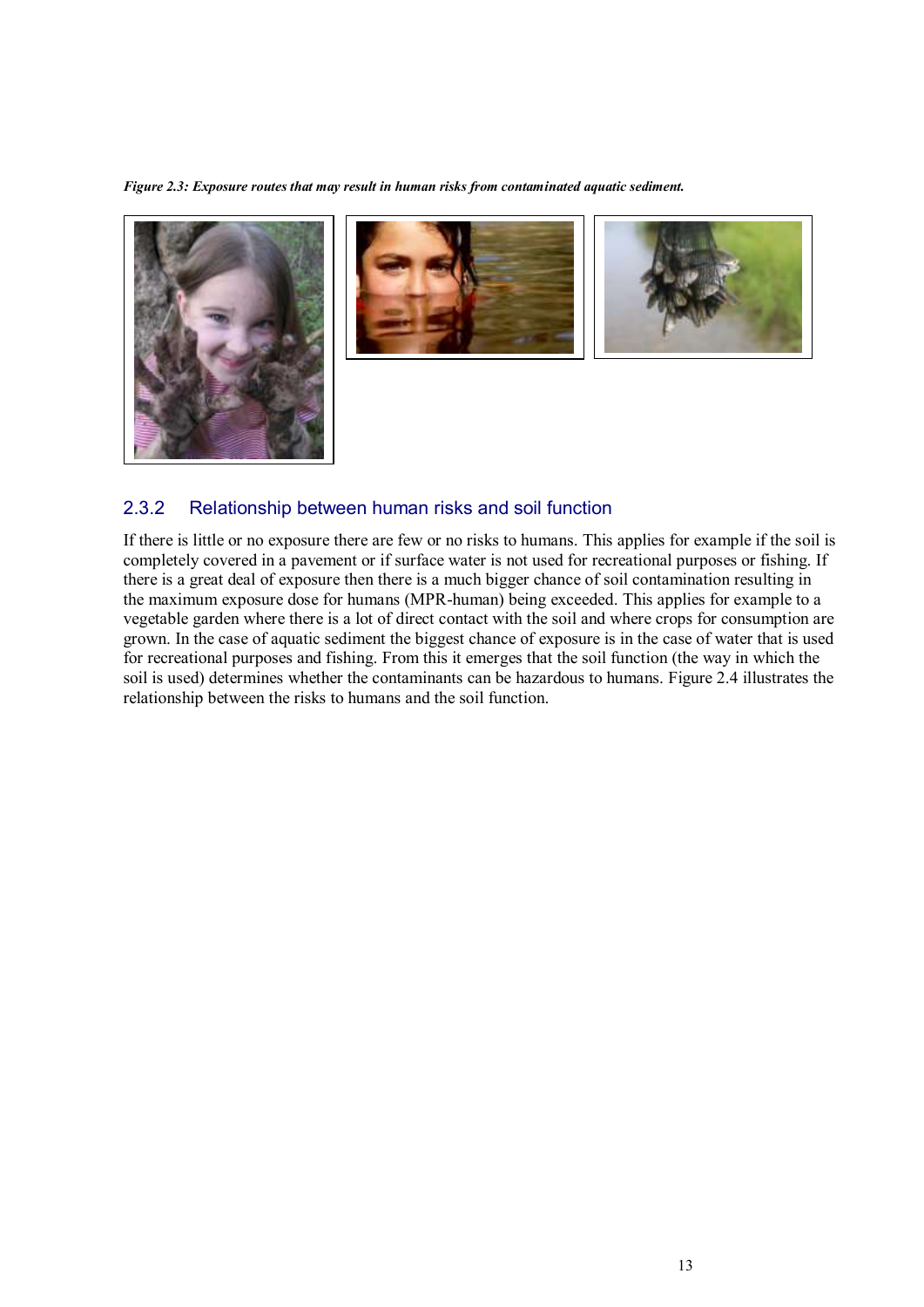*Figure 2.3: Exposure routes that may result in human risks from contaminated aquatic sediment.*

### 2.3.2 Relationship between human risks and soil function

If there is little or no exposure there are few or no risks to humans. This applies for example if the soil is completely covered in a pavement or if surface water is not used for recreational purposes or fishing. If there is a great deal of exposure then there is a much bigger chance of soil contamination resulting in the maximum exposure dose for humans (MPR-human) being exceeded. This applies for example to a vegetable garden where there is a lot of direct contact with the soil and where crops for consumption are grown. In the case of aquatic sediment the biggest chance of exposure is in the case of water that is used for recreational purposes and fishing. From this it emerges that the soil function (the way in which the soil is used) determines whether the contaminants can be hazardous to humans. Figure 2.4 illustrates the relationship between the risks to humans and the soil function.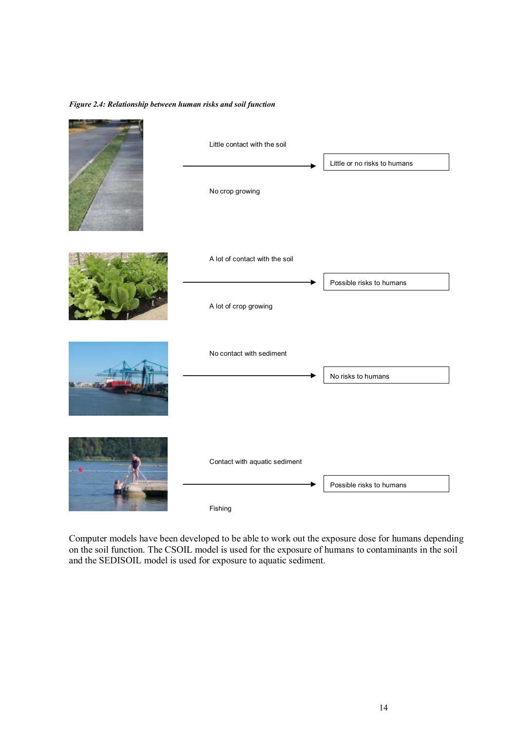*Figure 2.4: Relationship between human risks and soil function*

Little contact with the soil

No crop growing

→ Little or no risks to humans

A lot of contact with the soil

A lot of crop growing

→ Possible risks to humans

No contact with sediment

→ No risks to humans

Contact with aquatic sediment

Fishing

→ Possible risks to humans

Computer models have been developed to be able to work out the exposure dose for humans depending on the soil function. The CSOIL model is used for the exposure of humans to contaminants in the soil and the SEDISOIL model is used for exposure to aquatic sediment.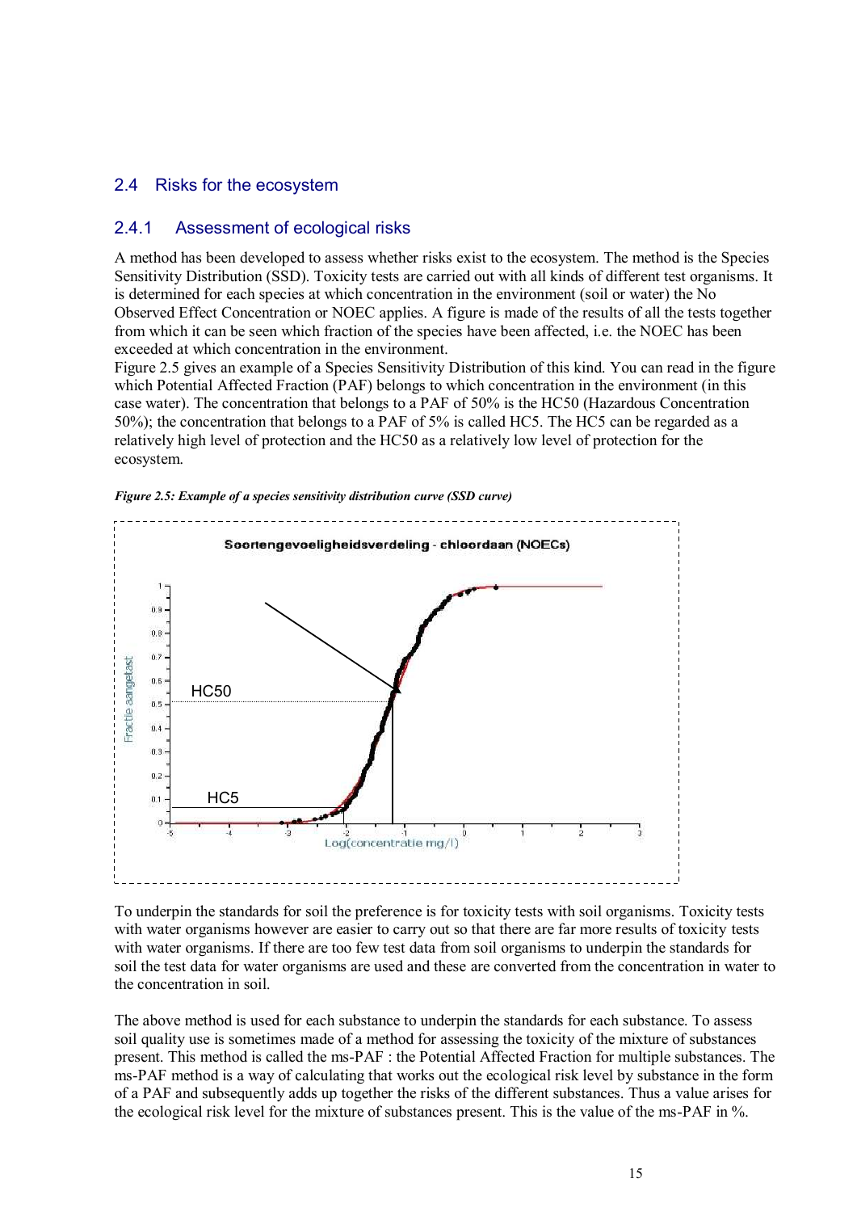## 2.4 Risks for the ecosystem

### 2.4.1 Assessment of ecological risks

A method has been developed to assess whether risks exist to the ecosystem. The method is the Species Sensitivity Distribution (SSD). Toxicity tests are carried out with all kinds of different test organisms. It is determined for each species at which concentration in the environment (soil or water) the No Observed Effect Concentration or NOEC applies. A figure is made of the results of all the tests together from which it can be seen which fraction of the species have been affected, i.e. the NOEC has been exceeded at which concentration in the environment.
Figure 2.5 gives an example of a Species Sensitivity Distribution of this kind. You can read in the figure which Potential Affected Fraction (PAF) belongs to which concentration in the environment (in this case water). The concentration that belongs to a PAF of 50% is the HC50 (Hazardous Concentration 50%); the concentration that belongs to a PAF of 5% is called HC5. The HC5 can be regarded as a relatively high level of protection and the HC50 as a relatively low level of protection for the ecosystem.

*Figure 2.5: Example of a species sensitivity distribution curve (SSD curve)*

To underpin the standards for soil the preference is for toxicity tests with soil organisms. Toxicity tests with water organisms however are easier to carry out so that there are far more results of toxicity tests with water organisms. If there are too few test data from soil organisms to underpin the standards for soil the test data for water organisms are used and these are converted from the concentration in water to the concentration in soil.

The above method is used for each substance to underpin the standards for each substance. To assess soil quality use is sometimes made of a method for assessing the toxicity of the mixture of substances present. This method is called the ms-PAF : the Potential Affected Fraction for multiple substances. The ms-PAF method is a way of calculating that works out the ecological risk level by substance in the form of a PAF and subsequently adds up together the risks of the different substances. Thus a value arises for the ecological risk level for the mixture of substances present. This is the value of the ms-PAF in %.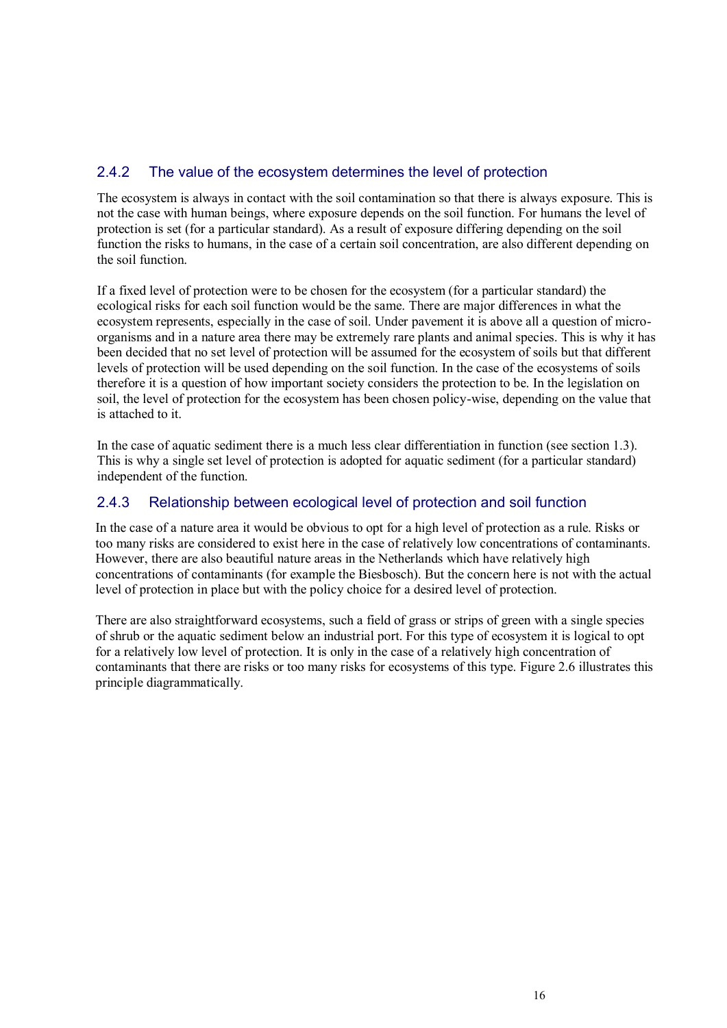### 2.4.2 The value of the ecosystem determines the level of protection

The ecosystem is always in contact with the soil contamination so that there is always exposure. This is not the case with human beings, where exposure depends on the soil function. For humans the level of protection is set (for a particular standard). As a result of exposure differing depending on the soil function the risks to humans, in the case of a certain soil concentration, are also different depending on the soil function.

If a fixed level of protection were to be chosen for the ecosystem (for a particular standard) the ecological risks for each soil function would be the same. There are major differences in what the ecosystem represents, especially in the case of soil. Under pavement it is above all a question of micro-organisms and in a nature area there may be extremely rare plants and animal species. This is why it has been decided that no set level of protection will be assumed for the ecosystem of soils but that different levels of protection will be used depending on the soil function. In the case of the ecosystems of soils therefore it is a question of how important society considers the protection to be. In the legislation on soil, the level of protection for the ecosystem has been chosen policy-wise, depending on the value that is attached to it.

In the case of aquatic sediment there is a much less clear differentiation in function (see section 1.3). This is why a single set level of protection is adopted for aquatic sediment (for a particular standard) independent of the function.

### 2.4.3 Relationship between ecological level of protection and soil function

In the case of a nature area it would be obvious to opt for a high level of protection as a rule. Risks or too many risks are considered to exist here in the case of relatively low concentrations of contaminants. However, there are also beautiful nature areas in the Netherlands which have relatively high concentrations of contaminants (for example the Biesbosch). But the concern here is not with the actual level of protection in place but with the policy choice for a desired level of protection.

There are also straightforward ecosystems, such a field of grass or strips of green with a single species of shrub or the aquatic sediment below an industrial port. For this type of ecosystem it is logical to opt for a relatively low level of protection. It is only in the case of a relatively high concentration of contaminants that there are risks or too many risks for ecosystems of this type. Figure 2.6 illustrates this principle diagrammatically.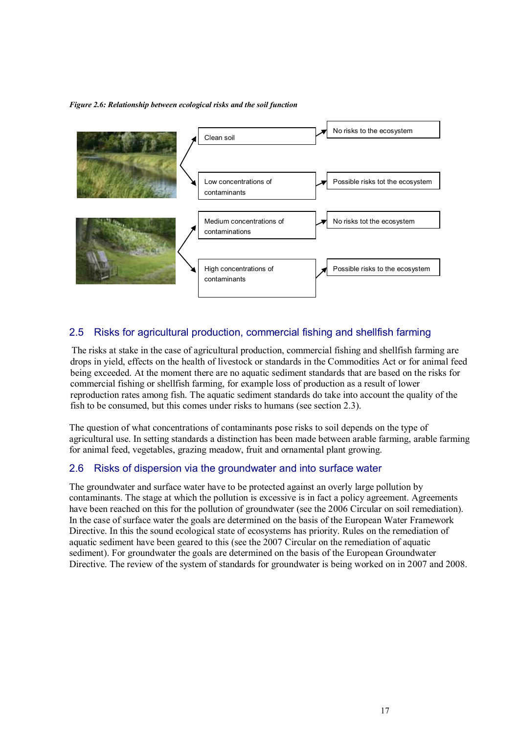*Figure 2.6: Relationship between ecological risks and the soil function*

Clean soil → No risks to the ecosystem

Low concentrations of contaminants → Possible risks tot the ecosystem

Medium concentrations of contaminations → No risks tot the ecosystem

High concentrations of contaminants → Possible risks to the ecosystem

## 2.5 Risks for agricultural production, commercial fishing and shellfish farming

The risks at stake in the case of agricultural production, commercial fishing and shellfish farming are drops in yield, effects on the health of livestock or standards in the Commodities Act or for animal feed being exceeded. At the moment there are no aquatic sediment standards that are based on the risks for commercial fishing or shellfish farming, for example loss of production as a result of lower reproduction rates among fish. The aquatic sediment standards do take into account the quality of the fish to be consumed, but this comes under risks to humans (see section 2.3).

The question of what concentrations of contaminants pose risks to soil depends on the type of agricultural use. In setting standards a distinction has been made between arable farming, arable farming for animal feed, vegetables, grazing meadow, fruit and ornamental plant growing.

## 2.6 Risks of dispersion via the groundwater and into surface water

The groundwater and surface water have to be protected against an overly large pollution by contaminants. The stage at which the pollution is excessive is in fact a policy agreement. Agreements have been reached on this for the pollution of groundwater (see the 2006 Circular on soil remediation). In the case of surface water the goals are determined on the basis of the European Water Framework Directive. In this the sound ecological state of ecosystems has priority. Rules on the remediation of aquatic sediment have been geared to this (see the 2007 Circular on the remediation of aquatic sediment). For groundwater the goals are determined on the basis of the European Groundwater Directive. The review of the system of standards for groundwater is being worked on in 2007 and 2008.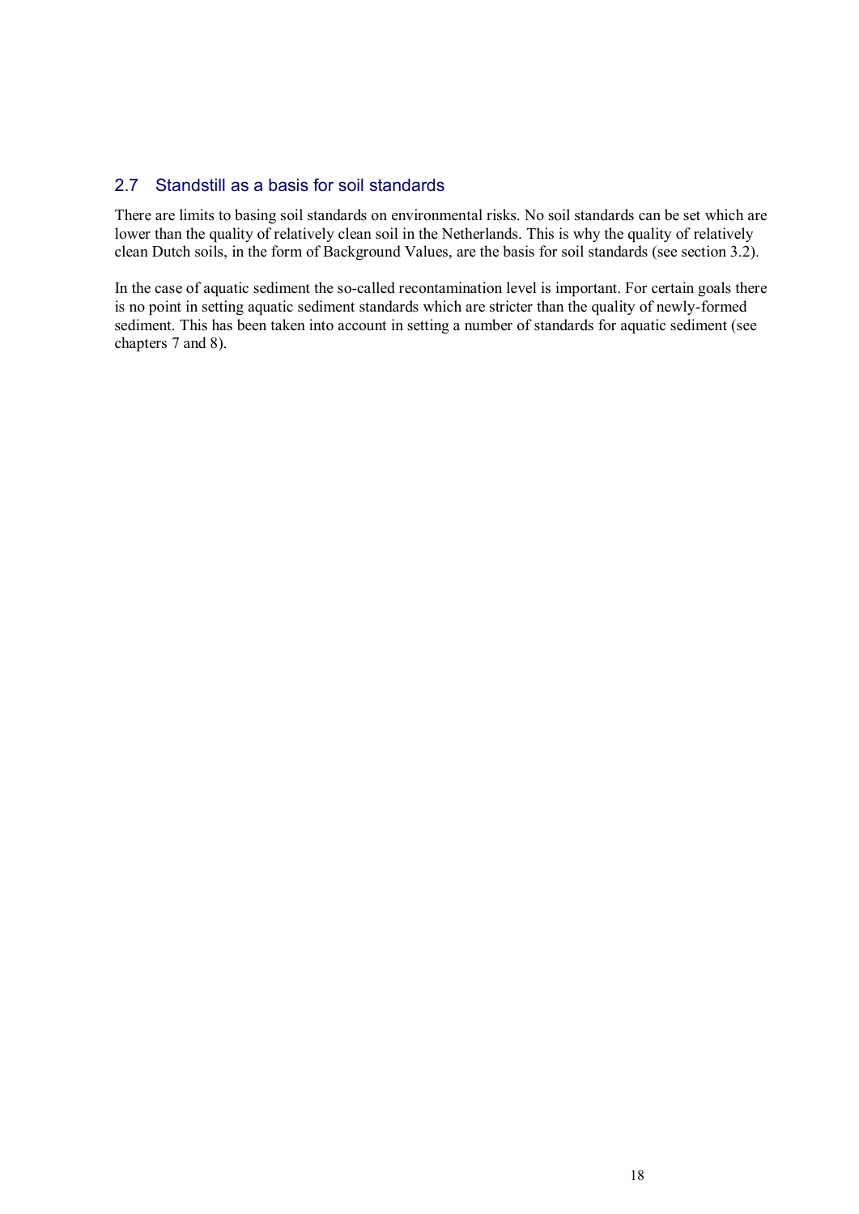## 2.7 Standstill as a basis for soil standards

There are limits to basing soil standards on environmental risks. No soil standards can be set which are lower than the quality of relatively clean soil in the Netherlands. This is why the quality of relatively clean Dutch soils, in the form of Background Values, are the basis for soil standards (see section 3.2).

In the case of aquatic sediment the so-called recontamination level is important. For certain goals there is no point in setting aquatic sediment standards which are stricter than the quality of newly-formed sediment. This has been taken into account in setting a number of standards for aquatic sediment (see chapters 7 and 8).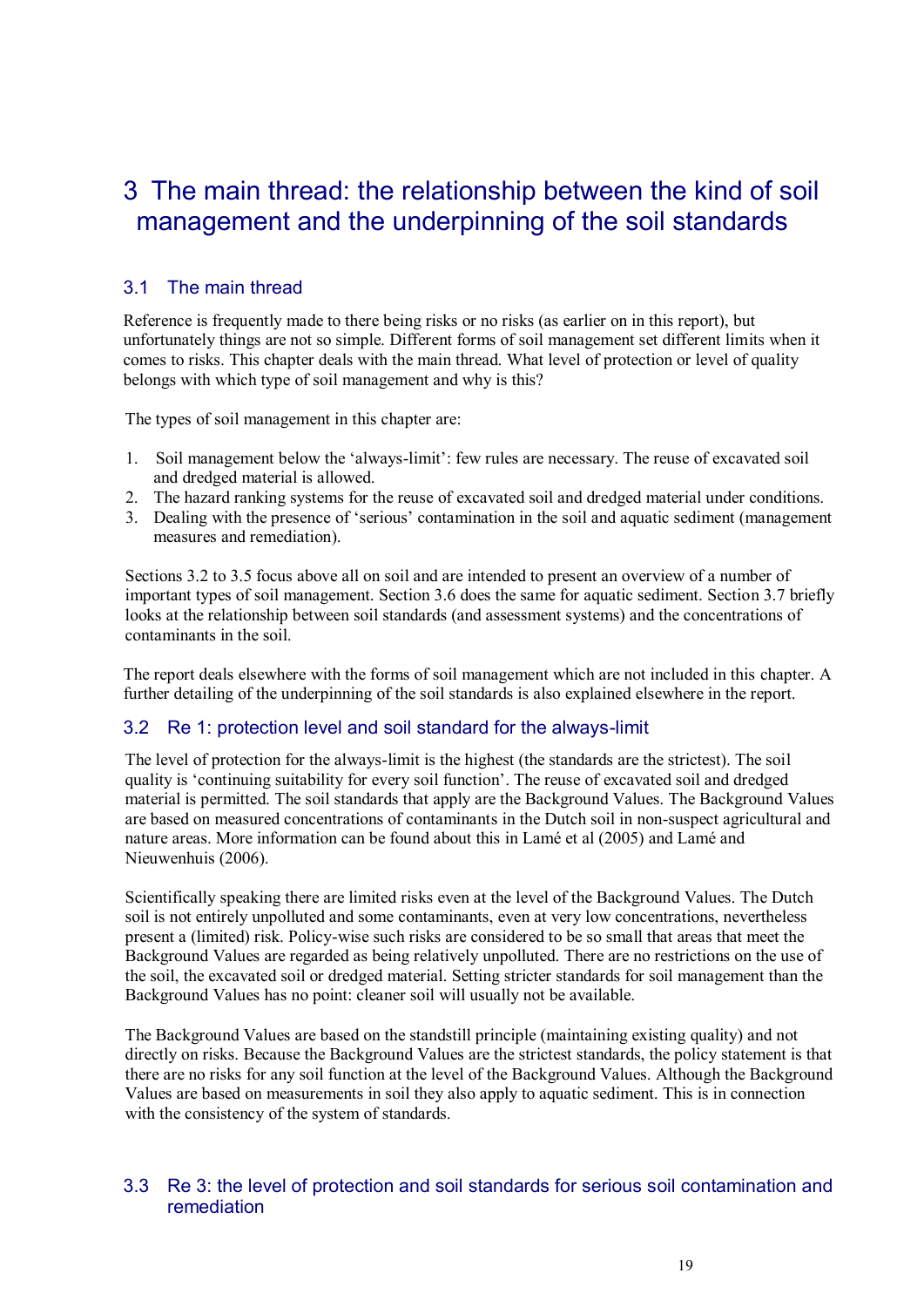# 3 The main thread: the relationship between the kind of soil management and the underpinning of the soil standards

## 3.1 The main thread

Reference is frequently made to there being risks or no risks (as earlier on in this report), but unfortunately things are not so simple. Different forms of soil management set different limits when it comes to risks. This chapter deals with the main thread. What level of protection or level of quality belongs with which type of soil management and why is this?

The types of soil management in this chapter are:

1. Soil management below the 'always-limit': few rules are necessary. The reuse of excavated soil and dredged material is allowed.
2. The hazard ranking systems for the reuse of excavated soil and dredged material under conditions.
3. Dealing with the presence of 'serious' contamination in the soil and aquatic sediment (management measures and remediation).

Sections 3.2 to 3.5 focus above all on soil and are intended to present an overview of a number of important types of soil management. Section 3.6 does the same for aquatic sediment. Section 3.7 briefly looks at the relationship between soil standards (and assessment systems) and the concentrations of contaminants in the soil.

The report deals elsewhere with the forms of soil management which are not included in this chapter. A further detailing of the underpinning of the soil standards is also explained elsewhere in the report.

## 3.2 Re 1: protection level and soil standard for the always-limit

The level of protection for the always-limit is the highest (the standards are the strictest). The soil quality is 'continuing suitability for every soil function'. The reuse of excavated soil and dredged material is permitted. The soil standards that apply are the Background Values. The Background Values are based on measured concentrations of contaminants in the Dutch soil in non-suspect agricultural and nature areas. More information can be found about this in Lamé et al (2005) and Lamé and Nieuwenhuis (2006).

Scientifically speaking there are limited risks even at the level of the Background Values. The Dutch soil is not entirely unpolluted and some contaminants, even at very low concentrations, nevertheless present a (limited) risk. Policy-wise such risks are considered to be so small that areas that meet the Background Values are regarded as being relatively unpolluted. There are no restrictions on the use of the soil, the excavated soil or dredged material. Setting stricter standards for soil management than the Background Values has no point: cleaner soil will usually not be available.

The Background Values are based on the standstill principle (maintaining existing quality) and not directly on risks. Because the Background Values are the strictest standards, the policy statement is that there are no risks for any soil function at the level of the Background Values. Although the Background Values are based on measurements in soil they also apply to aquatic sediment. This is in connection with the consistency of the system of standards.

## 3.3 Re 3: the level of protection and soil standards for serious soil contamination and remediation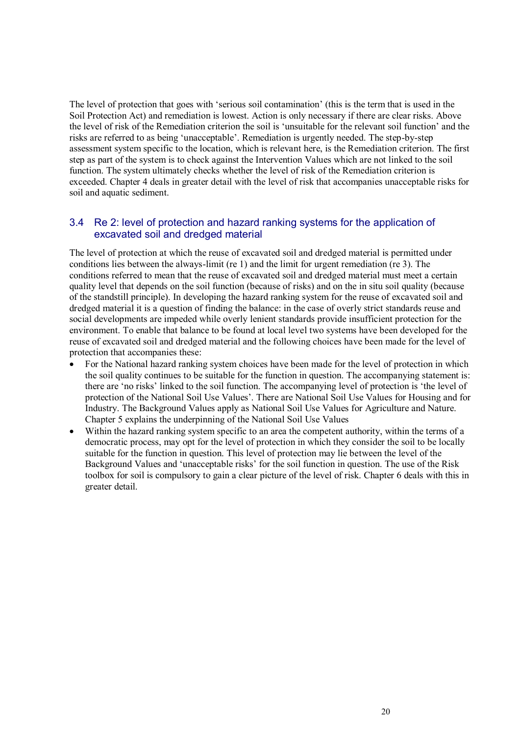The level of protection that goes with 'serious soil contamination' (this is the term that is used in the Soil Protection Act) and remediation is lowest. Action is only necessary if there are clear risks. Above the level of risk of the Remediation criterion the soil is 'unsuitable for the relevant soil function' and the risks are referred to as being 'unacceptable'. Remediation is urgently needed. The step-by-step assessment system specific to the location, which is relevant here, is the Remediation criterion. The first step as part of the system is to check against the Intervention Values which are not linked to the soil function. The system ultimately checks whether the level of risk of the Remediation criterion is exceeded. Chapter 4 deals in greater detail with the level of risk that accompanies unacceptable risks for soil and aquatic sediment.

## 3.4 Re 2: level of protection and hazard ranking systems for the application of excavated soil and dredged material

The level of protection at which the reuse of excavated soil and dredged material is permitted under conditions lies between the always-limit (re 1) and the limit for urgent remediation (re 3). The conditions referred to mean that the reuse of excavated soil and dredged material must meet a certain quality level that depends on the soil function (because of risks) and on the in situ soil quality (because of the standstill principle). In developing the hazard ranking system for the reuse of excavated soil and dredged material it is a question of finding the balance: in the case of overly strict standards reuse and social developments are impeded while overly lenient standards provide insufficient protection for the environment. To enable that balance to be found at local level two systems have been developed for the reuse of excavated soil and dredged material and the following choices have been made for the level of protection that accompanies these:

- For the National hazard ranking system choices have been made for the level of protection in which the soil quality continues to be suitable for the function in question. The accompanying statement is: there are 'no risks' linked to the soil function. The accompanying level of protection is 'the level of protection of the National Soil Use Values'. There are National Soil Use Values for Housing and for Industry. The Background Values apply as National Soil Use Values for Agriculture and Nature. Chapter 5 explains the underpinning of the National Soil Use Values
- Within the hazard ranking system specific to an area the competent authority, within the terms of a democratic process, may opt for the level of protection in which they consider the soil to be locally suitable for the function in question. This level of protection may lie between the level of the Background Values and 'unacceptable risks' for the soil function in question. The use of the Risk toolbox for soil is compulsory to gain a clear picture of the level of risk. Chapter 6 deals with this in greater detail.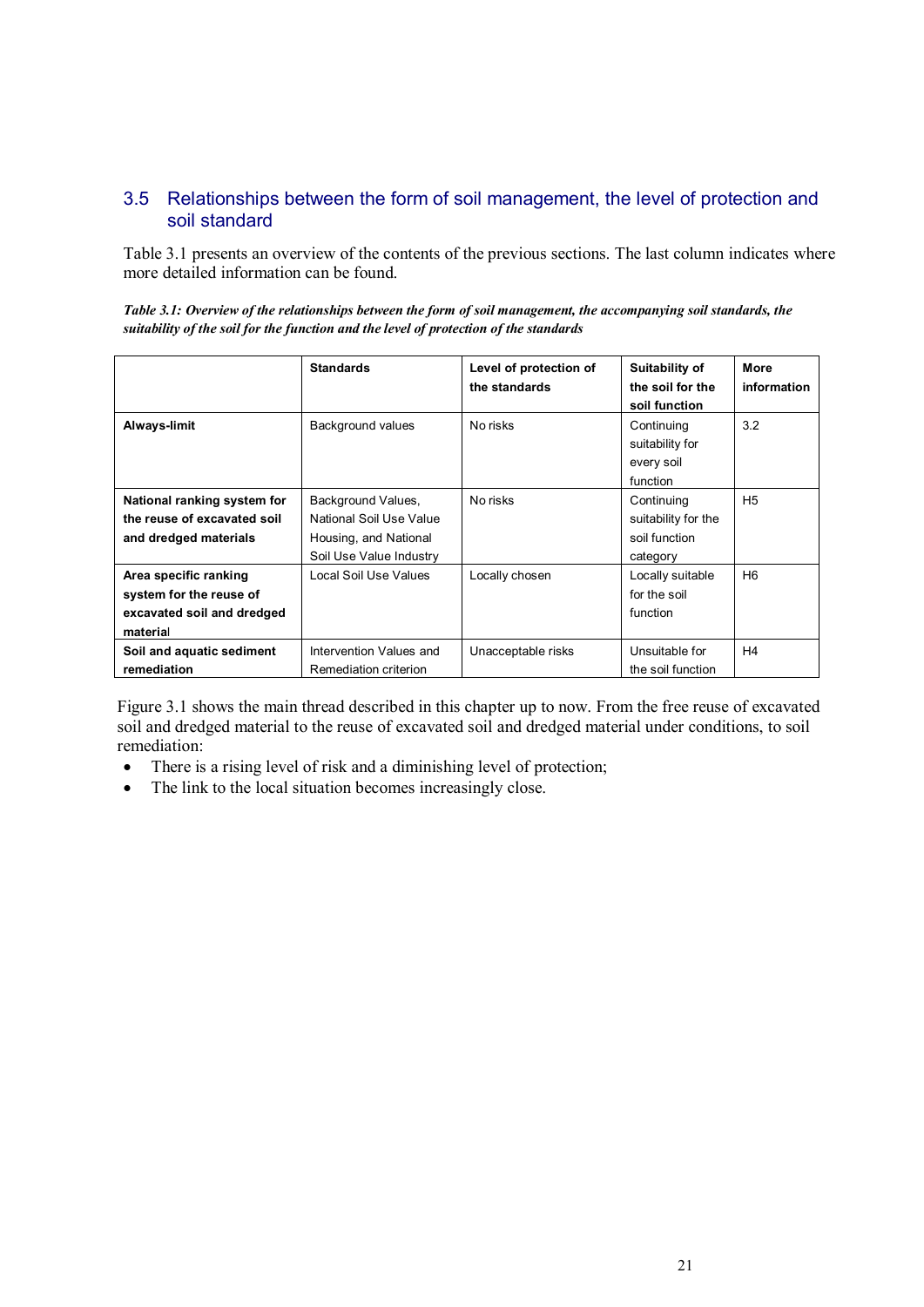## 3.5 Relationships between the form of soil management, the level of protection and soil standard

Table 3.1 presents an overview of the contents of the previous sections. The last column indicates where more detailed information can be found.

***Table 3.1: Overview of the relationships between the form of soil management, the accompanying soil standards, the suitability of the soil for the function and the level of protection of the standards***

| | **Standards** | **Level of protection of the standards** | **Suitability of the soil for the soil function** | **More information** |
|---|---|---|---|---|
| **Always-limit** | Background values | No risks | Continuing suitability for every soil function | 3.2 |
| **National ranking system for the reuse of excavated soil and dredged materials** | Background Values, National Soil Use Value Housing, and National Soil Use Value Industry | No risks | Continuing suitability for the soil function category | H5 |
| **Area specific ranking system for the reuse of excavated soil and dredged material** | Local Soil Use Values | Locally chosen | Locally suitable for the soil function | H6 |
| **Soil and aquatic sediment remediation** | Intervention Values and Remediation criterion | Unacceptable risks | Unsuitable for the soil function | H4 |

Figure 3.1 shows the main thread described in this chapter up to now. From the free reuse of excavated soil and dredged material to the reuse of excavated soil and dredged material under conditions, to soil remediation:

- There is a rising level of risk and a diminishing level of protection;
- The link to the local situation becomes increasingly close.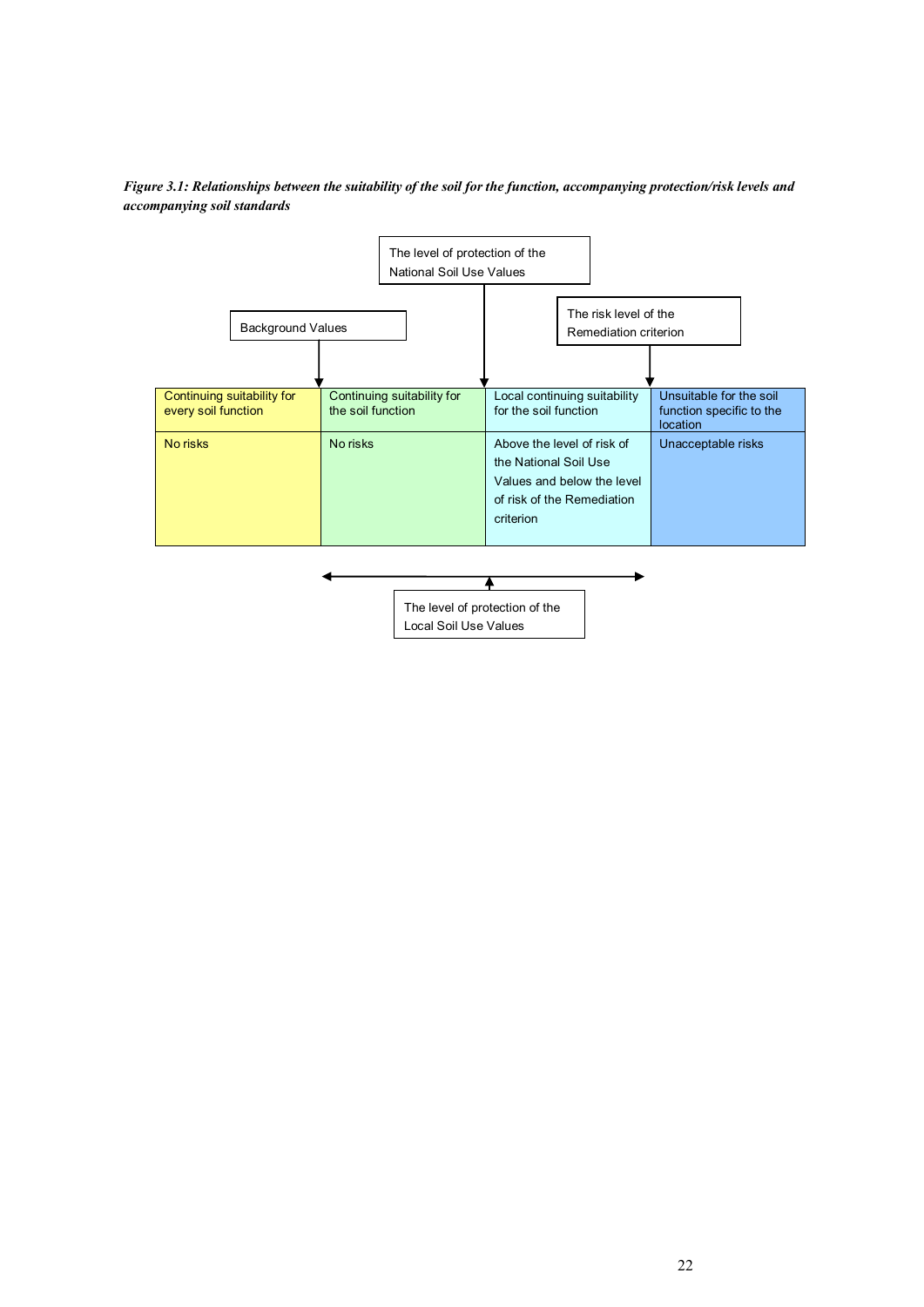*Figure 3.1: Relationships between the suitability of the soil for the function, accompanying protection/risk levels and accompanying soil standards*

The level of protection of the National Soil Use Values

Background Values

The risk level of the Remediation criterion

| Continuing suitability for every soil function | Continuing suitability for the soil function | Local continuing suitability for the soil function | Unsuitable for the soil function specific to the location |
|---|---|---|---|
| No risks | No risks | Above the level of risk of the National Soil Use Values and below the level of risk of the Remediation criterion | Unacceptable risks |

The level of protection of the Local Soil Use Values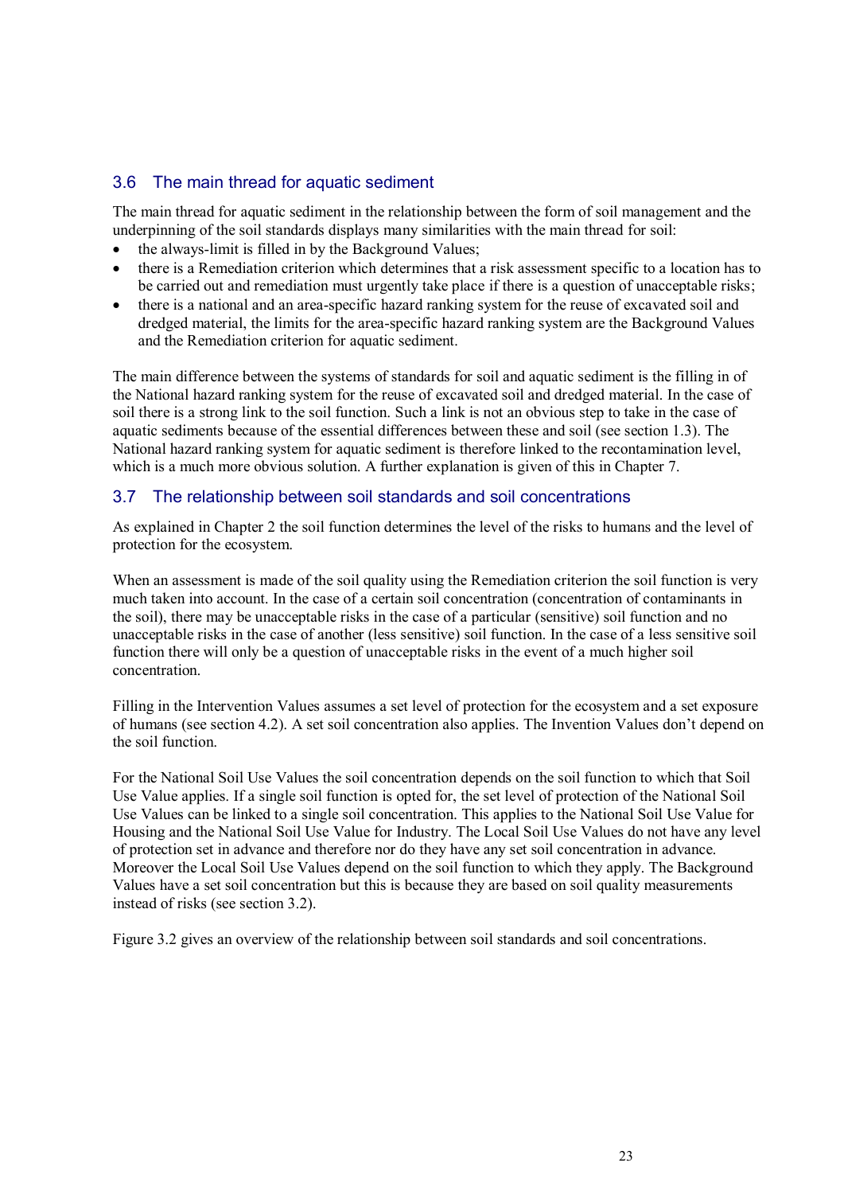## 3.6 The main thread for aquatic sediment

The main thread for aquatic sediment in the relationship between the form of soil management and the underpinning of the soil standards displays many similarities with the main thread for soil:

- the always-limit is filled in by the Background Values;
- there is a Remediation criterion which determines that a risk assessment specific to a location has to be carried out and remediation must urgently take place if there is a question of unacceptable risks;
- there is a national and an area-specific hazard ranking system for the reuse of excavated soil and dredged material, the limits for the area-specific hazard ranking system are the Background Values and the Remediation criterion for aquatic sediment.

The main difference between the systems of standards for soil and aquatic sediment is the filling in of the National hazard ranking system for the reuse of excavated soil and dredged material. In the case of soil there is a strong link to the soil function. Such a link is not an obvious step to take in the case of aquatic sediments because of the essential differences between these and soil (see section 1.3). The National hazard ranking system for aquatic sediment is therefore linked to the recontamination level, which is a much more obvious solution. A further explanation is given of this in Chapter 7.

## 3.7 The relationship between soil standards and soil concentrations

As explained in Chapter 2 the soil function determines the level of the risks to humans and the level of protection for the ecosystem.

When an assessment is made of the soil quality using the Remediation criterion the soil function is very much taken into account. In the case of a certain soil concentration (concentration of contaminants in the soil), there may be unacceptable risks in the case of a particular (sensitive) soil function and no unacceptable risks in the case of another (less sensitive) soil function. In the case of a less sensitive soil function there will only be a question of unacceptable risks in the event of a much higher soil concentration.

Filling in the Intervention Values assumes a set level of protection for the ecosystem and a set exposure of humans (see section 4.2). A set soil concentration also applies. The Invention Values don't depend on the soil function.

For the National Soil Use Values the soil concentration depends on the soil function to which that Soil Use Value applies. If a single soil function is opted for, the set level of protection of the National Soil Use Values can be linked to a single soil concentration. This applies to the National Soil Use Value for Housing and the National Soil Use Value for Industry. The Local Soil Use Values do not have any level of protection set in advance and therefore nor do they have any set soil concentration in advance. Moreover the Local Soil Use Values depend on the soil function to which they apply. The Background Values have a set soil concentration but this is because they are based on soil quality measurements instead of risks (see section 3.2).

Figure 3.2 gives an overview of the relationship between soil standards and soil concentrations.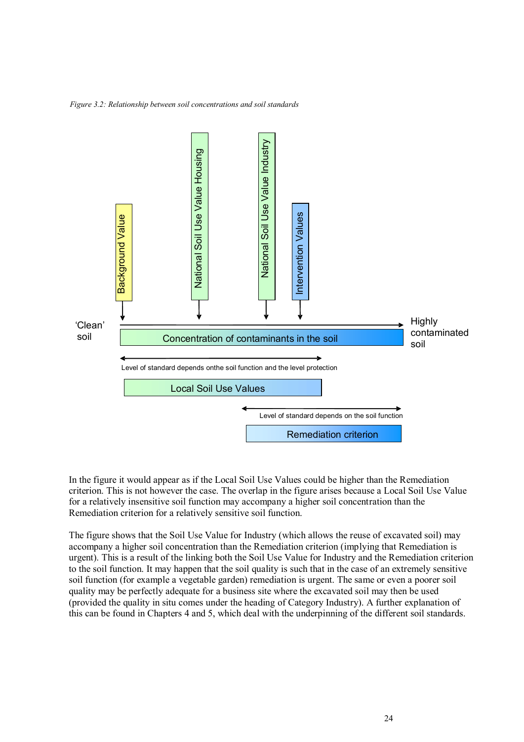*Figure 3.2: Relationship between soil concentrations and soil standards*

Background Value

National Soil Use Value Housing

National Soil Use Value Industry

Intervention Values

'Clean' soil

Concentration of contaminants in the soil

Highly contaminated soil

Level of standard depends onthe soil function and the level protection

Local Soil Use Values

Level of standard depends on the soil function

Remediation criterion

In the figure it would appear as if the Local Soil Use Values could be higher than the Remediation criterion. This is not however the case. The overlap in the figure arises because a Local Soil Use Value for a relatively insensitive soil function may accompany a higher soil concentration than the Remediation criterion for a relatively sensitive soil function.

The figure shows that the Soil Use Value for Industry (which allows the reuse of excavated soil) may accompany a higher soil concentration than the Remediation criterion (implying that Remediation is urgent). This is a result of the linking both the Soil Use Value for Industry and the Remediation criterion to the soil function. It may happen that the soil quality is such that in the case of an extremely sensitive soil function (for example a vegetable garden) remediation is urgent. The same or even a poorer soil quality may be perfectly adequate for a business site where the excavated soil may then be used (provided the quality in situ comes under the heading of Category Industry). A further explanation of this can be found in Chapters 4 and 5, which deal with the underpinning of the different soil standards.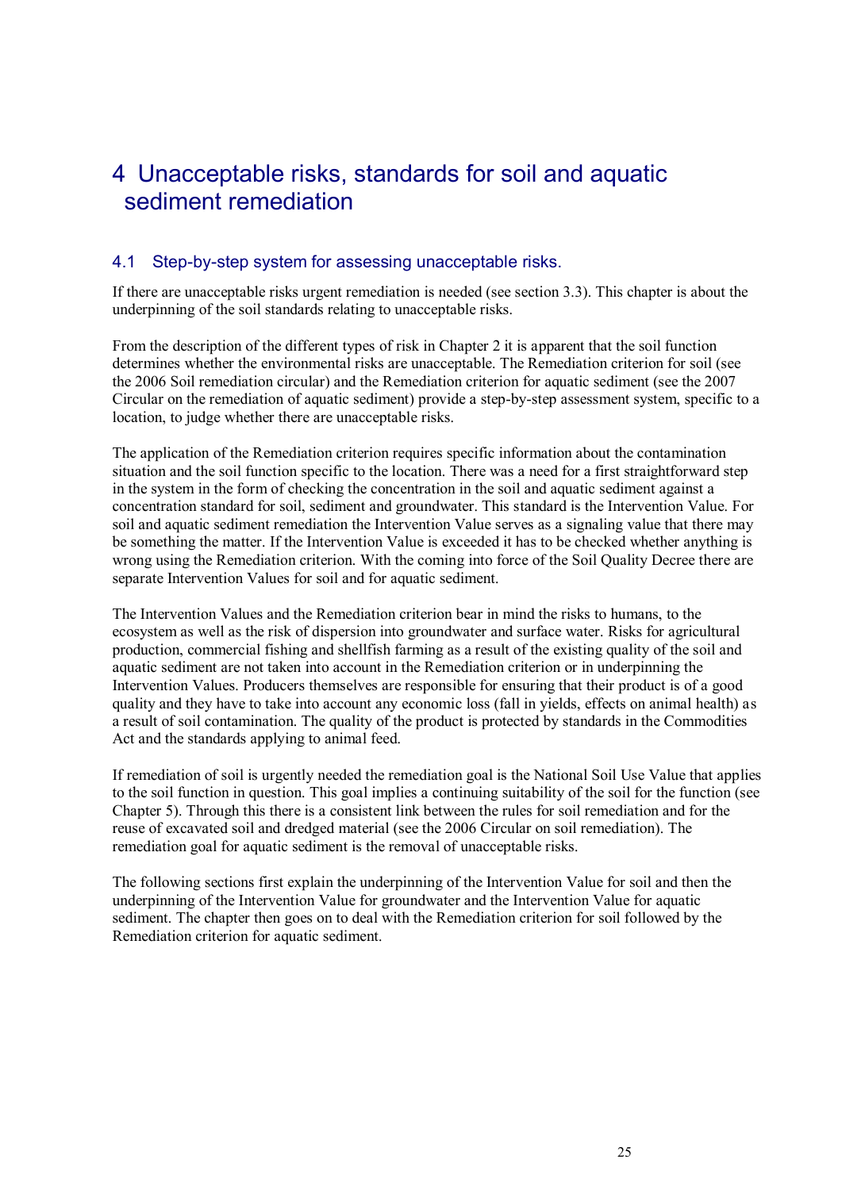# 4 Unacceptable risks, standards for soil and aquatic sediment remediation

## 4.1 Step-by-step system for assessing unacceptable risks.

If there are unacceptable risks urgent remediation is needed (see section 3.3). This chapter is about the underpinning of the soil standards relating to unacceptable risks.

From the description of the different types of risk in Chapter 2 it is apparent that the soil function determines whether the environmental risks are unacceptable. The Remediation criterion for soil (see the 2006 Soil remediation circular) and the Remediation criterion for aquatic sediment (see the 2007 Circular on the remediation of aquatic sediment) provide a step-by-step assessment system, specific to a location, to judge whether there are unacceptable risks.

The application of the Remediation criterion requires specific information about the contamination situation and the soil function specific to the location. There was a need for a first straightforward step in the system in the form of checking the concentration in the soil and aquatic sediment against a concentration standard for soil, sediment and groundwater. This standard is the Intervention Value. For soil and aquatic sediment remediation the Intervention Value serves as a signaling value that there may be something the matter. If the Intervention Value is exceeded it has to be checked whether anything is wrong using the Remediation criterion. With the coming into force of the Soil Quality Decree there are separate Intervention Values for soil and for aquatic sediment.

The Intervention Values and the Remediation criterion bear in mind the risks to humans, to the ecosystem as well as the risk of dispersion into groundwater and surface water. Risks for agricultural production, commercial fishing and shellfish farming as a result of the existing quality of the soil and aquatic sediment are not taken into account in the Remediation criterion or in underpinning the Intervention Values. Producers themselves are responsible for ensuring that their product is of a good quality and they have to take into account any economic loss (fall in yields, effects on animal health) as a result of soil contamination. The quality of the product is protected by standards in the Commodities Act and the standards applying to animal feed.

If remediation of soil is urgently needed the remediation goal is the National Soil Use Value that applies to the soil function in question. This goal implies a continuing suitability of the soil for the function (see Chapter 5). Through this there is a consistent link between the rules for soil remediation and for the reuse of excavated soil and dredged material (see the 2006 Circular on soil remediation). The remediation goal for aquatic sediment is the removal of unacceptable risks.

The following sections first explain the underpinning of the Intervention Value for soil and then the underpinning of the Intervention Value for groundwater and the Intervention Value for aquatic sediment. The chapter then goes on to deal with the Remediation criterion for soil followed by the Remediation criterion for aquatic sediment.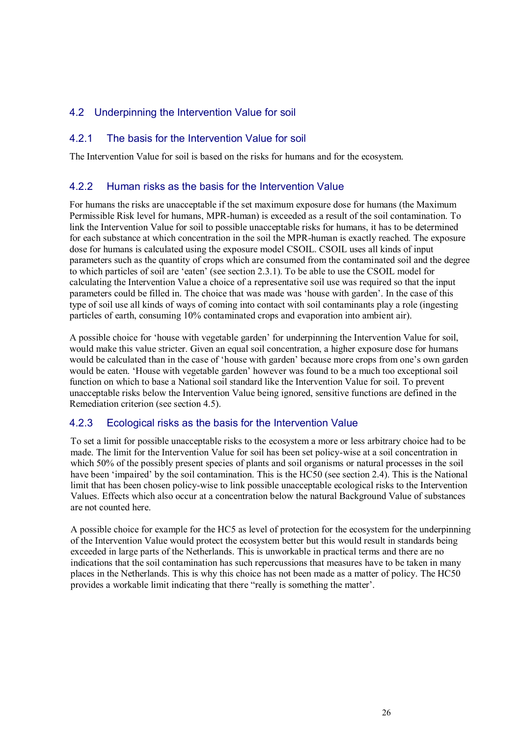## 4.2 Underpinning the Intervention Value for soil

### 4.2.1 The basis for the Intervention Value for soil

The Intervention Value for soil is based on the risks for humans and for the ecosystem.

### 4.2.2 Human risks as the basis for the Intervention Value

For humans the risks are unacceptable if the set maximum exposure dose for humans (the Maximum Permissible Risk level for humans, MPR-human) is exceeded as a result of the soil contamination. To link the Intervention Value for soil to possible unacceptable risks for humans, it has to be determined for each substance at which concentration in the soil the MPR-human is exactly reached. The exposure dose for humans is calculated using the exposure model CSOIL. CSOIL uses all kinds of input parameters such as the quantity of crops which are consumed from the contaminated soil and the degree to which particles of soil are 'eaten' (see section 2.3.1). To be able to use the CSOIL model for calculating the Intervention Value a choice of a representative soil use was required so that the input parameters could be filled in. The choice that was made was 'house with garden'. In the case of this type of soil use all kinds of ways of coming into contact with soil contaminants play a role (ingesting particles of earth, consuming 10% contaminated crops and evaporation into ambient air).

A possible choice for 'house with vegetable garden' for underpinning the Intervention Value for soil, would make this value stricter. Given an equal soil concentration, a higher exposure dose for humans would be calculated than in the case of 'house with garden' because more crops from one's own garden would be eaten. 'House with vegetable garden' however was found to be a much too exceptional soil function on which to base a National soil standard like the Intervention Value for soil. To prevent unacceptable risks below the Intervention Value being ignored, sensitive functions are defined in the Remediation criterion (see section 4.5).

### 4.2.3 Ecological risks as the basis for the Intervention Value

To set a limit for possible unacceptable risks to the ecosystem a more or less arbitrary choice had to be made. The limit for the Intervention Value for soil has been set policy-wise at a soil concentration in which 50% of the possibly present species of plants and soil organisms or natural processes in the soil have been 'impaired' by the soil contamination. This is the HC50 (see section 2.4). This is the National limit that has been chosen policy-wise to link possible unacceptable ecological risks to the Intervention Values. Effects which also occur at a concentration below the natural Background Value of substances are not counted here.

A possible choice for example for the HC5 as level of protection for the ecosystem for the underpinning of the Intervention Value would protect the ecosystem better but this would result in standards being exceeded in large parts of the Netherlands. This is unworkable in practical terms and there are no indications that the soil contamination has such repercussions that measures have to be taken in many places in the Netherlands. This is why this choice has not been made as a matter of policy. The HC50 provides a workable limit indicating that there "really is something the matter'.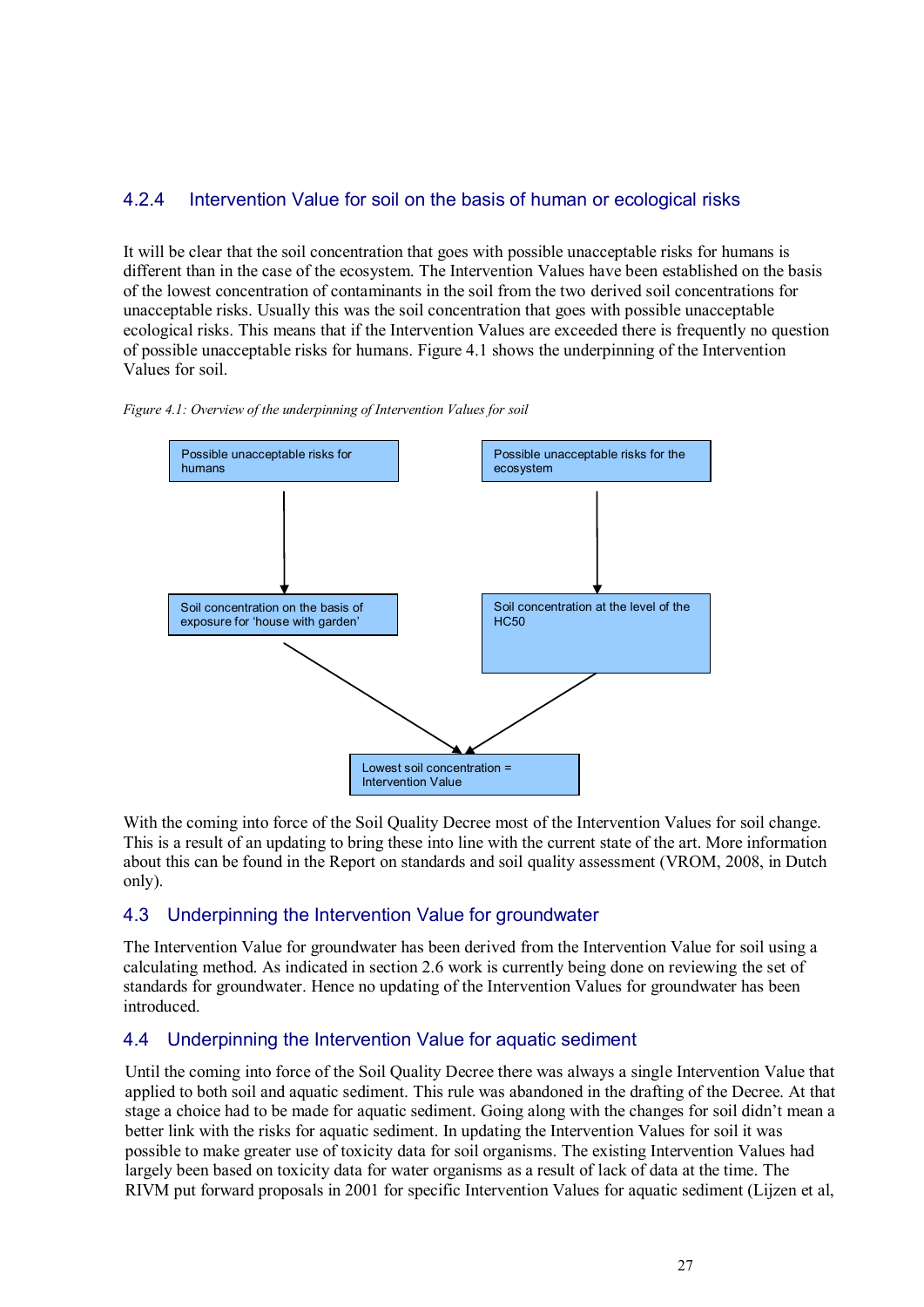### 4.2.4 Intervention Value for soil on the basis of human or ecological risks

It will be clear that the soil concentration that goes with possible unacceptable risks for humans is different than in the case of the ecosystem. The Intervention Values have been established on the basis of the lowest concentration of contaminants in the soil from the two derived soil concentrations for unacceptable risks. Usually this was the soil concentration that goes with possible unacceptable ecological risks. This means that if the Intervention Values are exceeded there is frequently no question of possible unacceptable risks for humans. Figure 4.1 shows the underpinning of the Intervention Values for soil.

*Figure 4.1: Overview of the underpinning of Intervention Values for soil*

Possible unacceptable risks for humans → Soil concentration on the basis of exposure for 'house with garden'

Possible unacceptable risks for the ecosystem → Soil concentration at the level of the HC50

Both → Lowest soil concentration = Intervention Value

With the coming into force of the Soil Quality Decree most of the Intervention Values for soil change. This is a result of an updating to bring these into line with the current state of the art. More information about this can be found in the Report on standards and soil quality assessment (VROM, 2008, in Dutch only).

## 4.3 Underpinning the Intervention Value for groundwater

The Intervention Value for groundwater has been derived from the Intervention Value for soil using a calculating method. As indicated in section 2.6 work is currently being done on reviewing the set of standards for groundwater. Hence no updating of the Intervention Values for groundwater has been introduced.

## 4.4 Underpinning the Intervention Value for aquatic sediment

Until the coming into force of the Soil Quality Decree there was always a single Intervention Value that applied to both soil and aquatic sediment. This rule was abandoned in the drafting of the Decree. At that stage a choice had to be made for aquatic sediment. Going along with the changes for soil didn't mean a better link with the risks for aquatic sediment. In updating the Intervention Values for soil it was possible to make greater use of toxicity data for soil organisms. The existing Intervention Values had largely been based on toxicity data for water organisms as a result of lack of data at the time. The RIVM put forward proposals in 2001 for specific Intervention Values for aquatic sediment (Lijzen et al,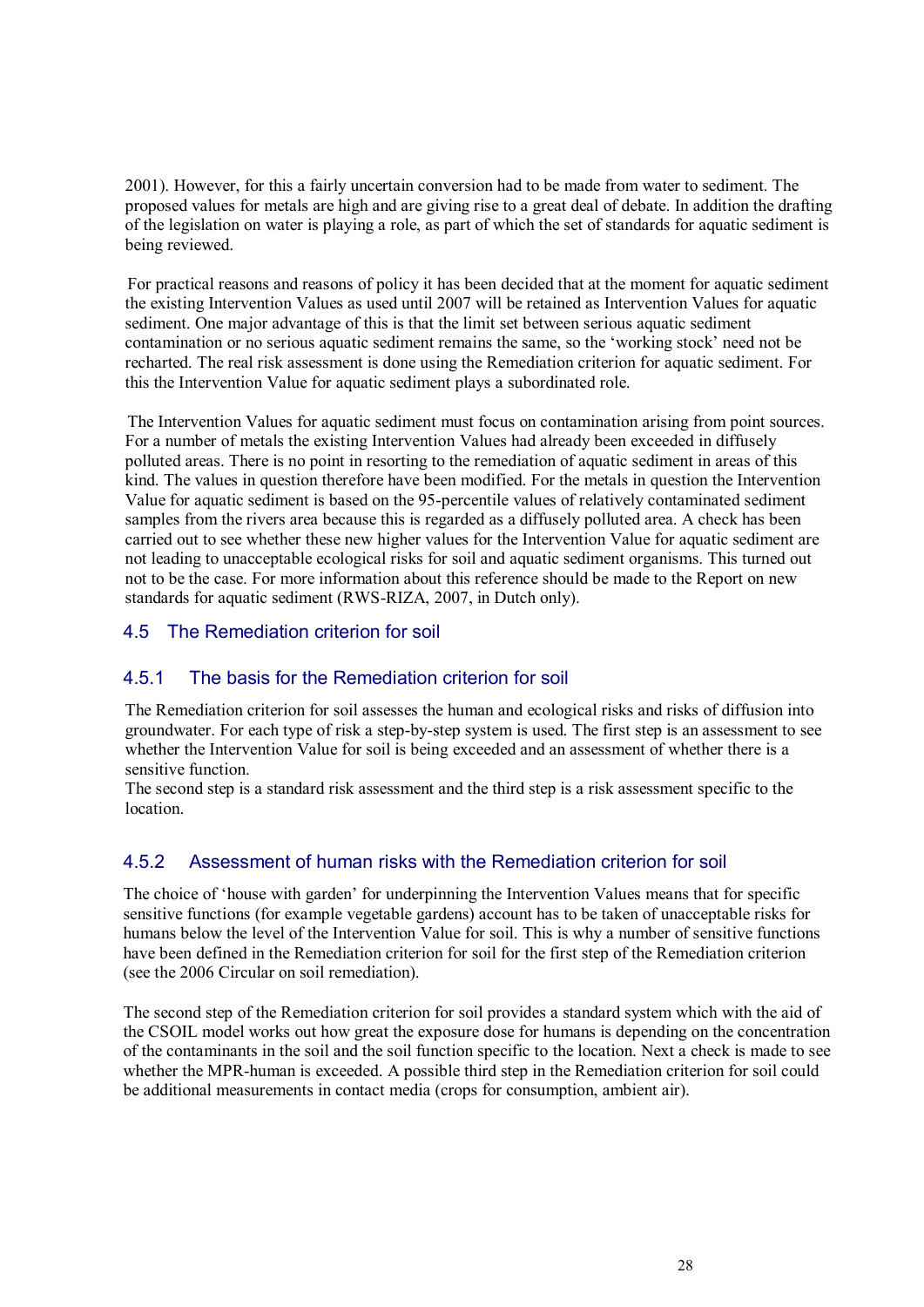2001). However, for this a fairly uncertain conversion had to be made from water to sediment. The proposed values for metals are high and are giving rise to a great deal of debate. In addition the drafting of the legislation on water is playing a role, as part of which the set of standards for aquatic sediment is being reviewed.

For practical reasons and reasons of policy it has been decided that at the moment for aquatic sediment the existing Intervention Values as used until 2007 will be retained as Intervention Values for aquatic sediment. One major advantage of this is that the limit set between serious aquatic sediment contamination or no serious aquatic sediment remains the same, so the 'working stock' need not be recharted. The real risk assessment is done using the Remediation criterion for aquatic sediment. For this the Intervention Value for aquatic sediment plays a subordinated role.

The Intervention Values for aquatic sediment must focus on contamination arising from point sources. For a number of metals the existing Intervention Values had already been exceeded in diffusely polluted areas. There is no point in resorting to the remediation of aquatic sediment in areas of this kind. The values in question therefore have been modified. For the metals in question the Intervention Value for aquatic sediment is based on the 95-percentile values of relatively contaminated sediment samples from the rivers area because this is regarded as a diffusely polluted area. A check has been carried out to see whether these new higher values for the Intervention Value for aquatic sediment are not leading to unacceptable ecological risks for soil and aquatic sediment organisms. This turned out not to be the case. For more information about this reference should be made to the Report on new standards for aquatic sediment (RWS-RIZA, 2007, in Dutch only).

## 4.5 The Remediation criterion for soil

### 4.5.1 The basis for the Remediation criterion for soil

The Remediation criterion for soil assesses the human and ecological risks and risks of diffusion into groundwater. For each type of risk a step-by-step system is used. The first step is an assessment to see whether the Intervention Value for soil is being exceeded and an assessment of whether there is a sensitive function.
The second step is a standard risk assessment and the third step is a risk assessment specific to the location.

### 4.5.2 Assessment of human risks with the Remediation criterion for soil

The choice of 'house with garden' for underpinning the Intervention Values means that for specific sensitive functions (for example vegetable gardens) account has to be taken of unacceptable risks for humans below the level of the Intervention Value for soil. This is why a number of sensitive functions have been defined in the Remediation criterion for soil for the first step of the Remediation criterion (see the 2006 Circular on soil remediation).

The second step of the Remediation criterion for soil provides a standard system which with the aid of the CSOIL model works out how great the exposure dose for humans is depending on the concentration of the contaminants in the soil and the soil function specific to the location. Next a check is made to see whether the MPR-human is exceeded. A possible third step in the Remediation criterion for soil could be additional measurements in contact media (crops for consumption, ambient air).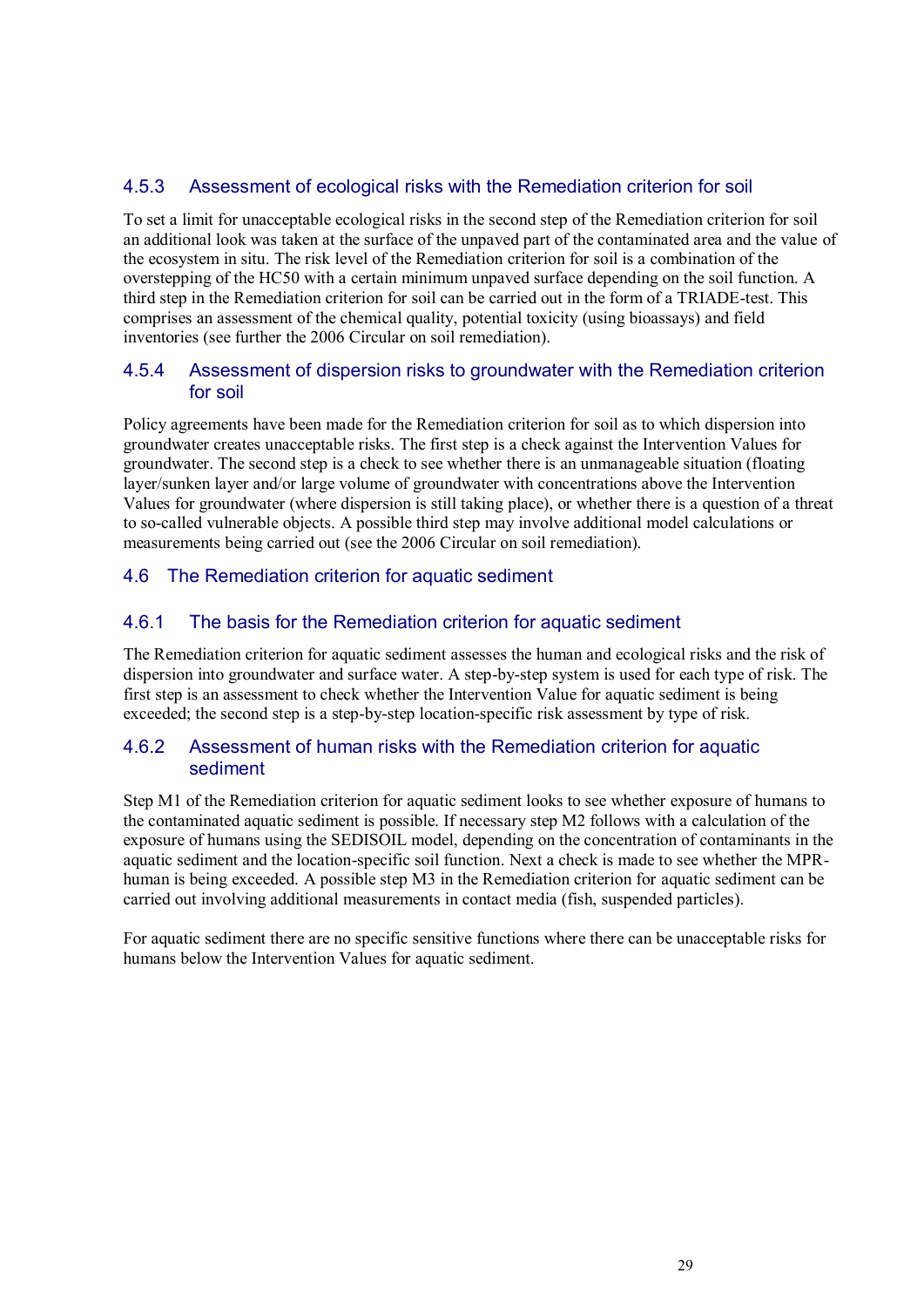### 4.5.3 Assessment of ecological risks with the Remediation criterion for soil

To set a limit for unacceptable ecological risks in the second step of the Remediation criterion for soil an additional look was taken at the surface of the unpaved part of the contaminated area and the value of the ecosystem in situ. The risk level of the Remediation criterion for soil is a combination of the overstepping of the HC50 with a certain minimum unpaved surface depending on the soil function. A third step in the Remediation criterion for soil can be carried out in the form of a TRIADE-test. This comprises an assessment of the chemical quality, potential toxicity (using bioassays) and field inventories (see further the 2006 Circular on soil remediation).

### 4.5.4 Assessment of dispersion risks to groundwater with the Remediation criterion for soil

Policy agreements have been made for the Remediation criterion for soil as to which dispersion into groundwater creates unacceptable risks. The first step is a check against the Intervention Values for groundwater. The second step is a check to see whether there is an unmanageable situation (floating layer/sunken layer and/or large volume of groundwater with concentrations above the Intervention Values for groundwater (where dispersion is still taking place), or whether there is a question of a threat to so-called vulnerable objects. A possible third step may involve additional model calculations or measurements being carried out (see the 2006 Circular on soil remediation).

## 4.6 The Remediation criterion for aquatic sediment

### 4.6.1 The basis for the Remediation criterion for aquatic sediment

The Remediation criterion for aquatic sediment assesses the human and ecological risks and the risk of dispersion into groundwater and surface water. A step-by-step system is used for each type of risk. The first step is an assessment to check whether the Intervention Value for aquatic sediment is being exceeded; the second step is a step-by-step location-specific risk assessment by type of risk.

### 4.6.2 Assessment of human risks with the Remediation criterion for aquatic sediment

Step M1 of the Remediation criterion for aquatic sediment looks to see whether exposure of humans to the contaminated aquatic sediment is possible. If necessary step M2 follows with a calculation of the exposure of humans using the SEDISOIL model, depending on the concentration of contaminants in the aquatic sediment and the location-specific soil function. Next a check is made to see whether the MPR-human is being exceeded. A possible step M3 in the Remediation criterion for aquatic sediment can be carried out involving additional measurements in contact media (fish, suspended particles).

For aquatic sediment there are no specific sensitive functions where there can be unacceptable risks for humans below the Intervention Values for aquatic sediment.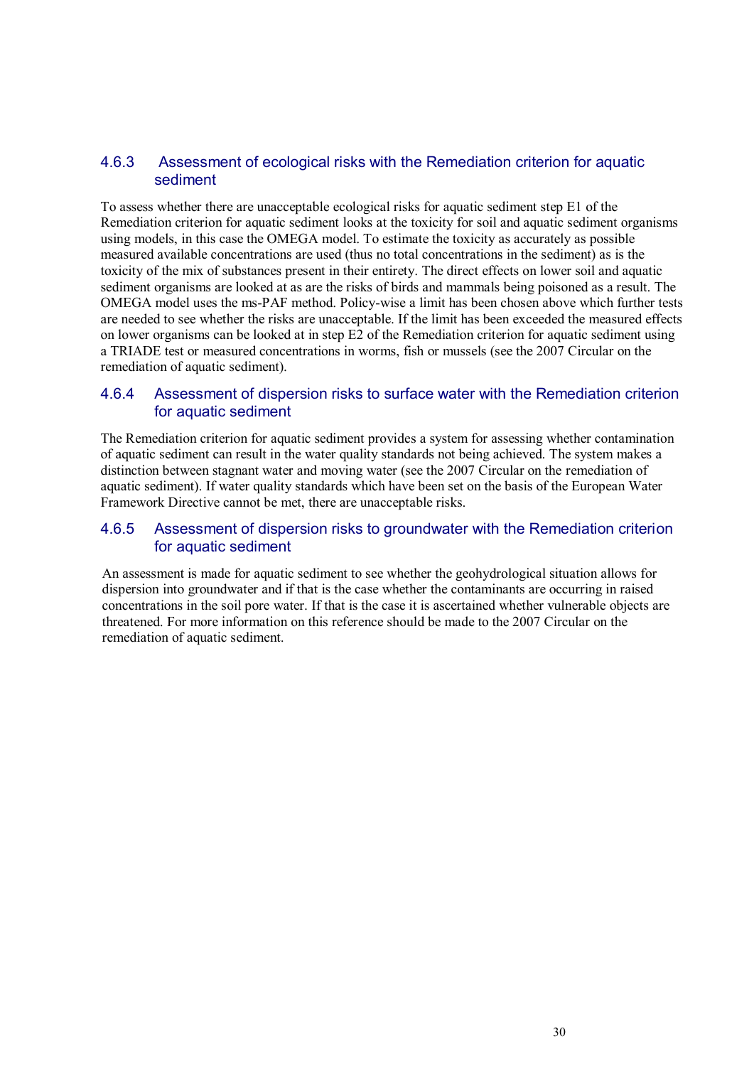### 4.6.3 Assessment of ecological risks with the Remediation criterion for aquatic sediment

To assess whether there are unacceptable ecological risks for aquatic sediment step E1 of the Remediation criterion for aquatic sediment looks at the toxicity for soil and aquatic sediment organisms using models, in this case the OMEGA model. To estimate the toxicity as accurately as possible measured available concentrations are used (thus no total concentrations in the sediment) as is the toxicity of the mix of substances present in their entirety. The direct effects on lower soil and aquatic sediment organisms are looked at as are the risks of birds and mammals being poisoned as a result. The OMEGA model uses the ms-PAF method. Policy-wise a limit has been chosen above which further tests are needed to see whether the risks are unacceptable. If the limit has been exceeded the measured effects on lower organisms can be looked at in step E2 of the Remediation criterion for aquatic sediment using a TRIADE test or measured concentrations in worms, fish or mussels (see the 2007 Circular on the remediation of aquatic sediment).

### 4.6.4 Assessment of dispersion risks to surface water with the Remediation criterion for aquatic sediment

The Remediation criterion for aquatic sediment provides a system for assessing whether contamination of aquatic sediment can result in the water quality standards not being achieved. The system makes a distinction between stagnant water and moving water (see the 2007 Circular on the remediation of aquatic sediment). If water quality standards which have been set on the basis of the European Water Framework Directive cannot be met, there are unacceptable risks.

### 4.6.5 Assessment of dispersion risks to groundwater with the Remediation criterion for aquatic sediment

An assessment is made for aquatic sediment to see whether the geohydrological situation allows for dispersion into groundwater and if that is the case whether the contaminants are occurring in raised concentrations in the soil pore water. If that is the case it is ascertained whether vulnerable objects are threatened. For more information on this reference should be made to the 2007 Circular on the remediation of aquatic sediment.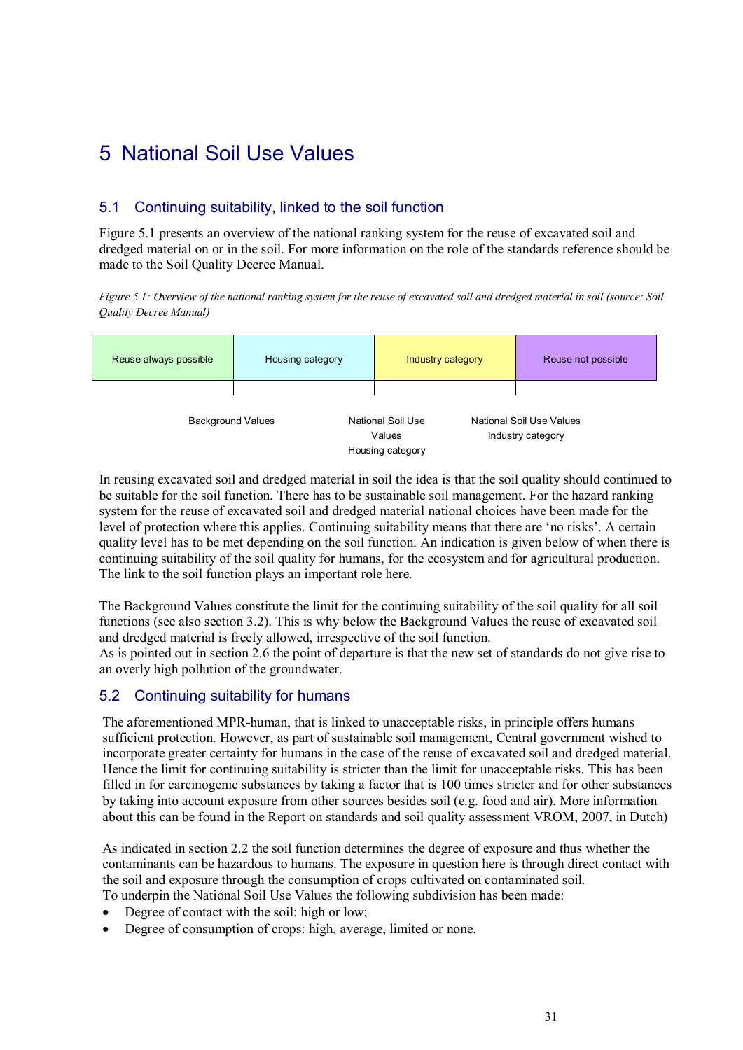# 5 National Soil Use Values

## 5.1 Continuing suitability, linked to the soil function

Figure 5.1 presents an overview of the national ranking system for the reuse of excavated soil and dredged material on or in the soil. For more information on the role of the standards reference should be made to the Soil Quality Decree Manual.

*Figure 5.1: Overview of the national ranking system for the reuse of excavated soil and dredged material in soil (source: Soil Quality Decree Manual)*

| Reuse always possible | Housing category | Industry category | Reuse not possible |
|---|---|---|---|

Boundaries between the categories (left to right): Background Values; National Soil Use Values Housing category; National Soil Use Values Industry category

In reusing excavated soil and dredged material in soil the idea is that the soil quality should continued to be suitable for the soil function. There has to be sustainable soil management. For the hazard ranking system for the reuse of excavated soil and dredged material national choices have been made for the level of protection where this applies. Continuing suitability means that there are 'no risks'. A certain quality level has to be met depending on the soil function. An indication is given below of when there is continuing suitability of the soil quality for humans, for the ecosystem and for agricultural production. The link to the soil function plays an important role here.

The Background Values constitute the limit for the continuing suitability of the soil quality for all soil functions (see also section 3.2). This is why below the Background Values the reuse of excavated soil and dredged material is freely allowed, irrespective of the soil function.
As is pointed out in section 2.6 the point of departure is that the new set of standards do not give rise to an overly high pollution of the groundwater.

## 5.2 Continuing suitability for humans

The aforementioned MPR-human, that is linked to unacceptable risks, in principle offers humans sufficient protection. However, as part of sustainable soil management, Central government wished to incorporate greater certainty for humans in the case of the reuse of excavated soil and dredged material. Hence the limit for continuing suitability is stricter than the limit for unacceptable risks. This has been filled in for carcinogenic substances by taking a factor that is 100 times stricter and for other substances by taking into account exposure from other sources besides soil (e.g. food and air). More information about this can be found in the Report on standards and soil quality assessment VROM, 2007, in Dutch)

As indicated in section 2.2 the soil function determines the degree of exposure and thus whether the contaminants can be hazardous to humans. The exposure in question here is through direct contact with the soil and exposure through the consumption of crops cultivated on contaminated soil.
To underpin the National Soil Use Values the following subdivision has been made:

- Degree of contact with the soil: high or low;
- Degree of consumption of crops: high, average, limited or none.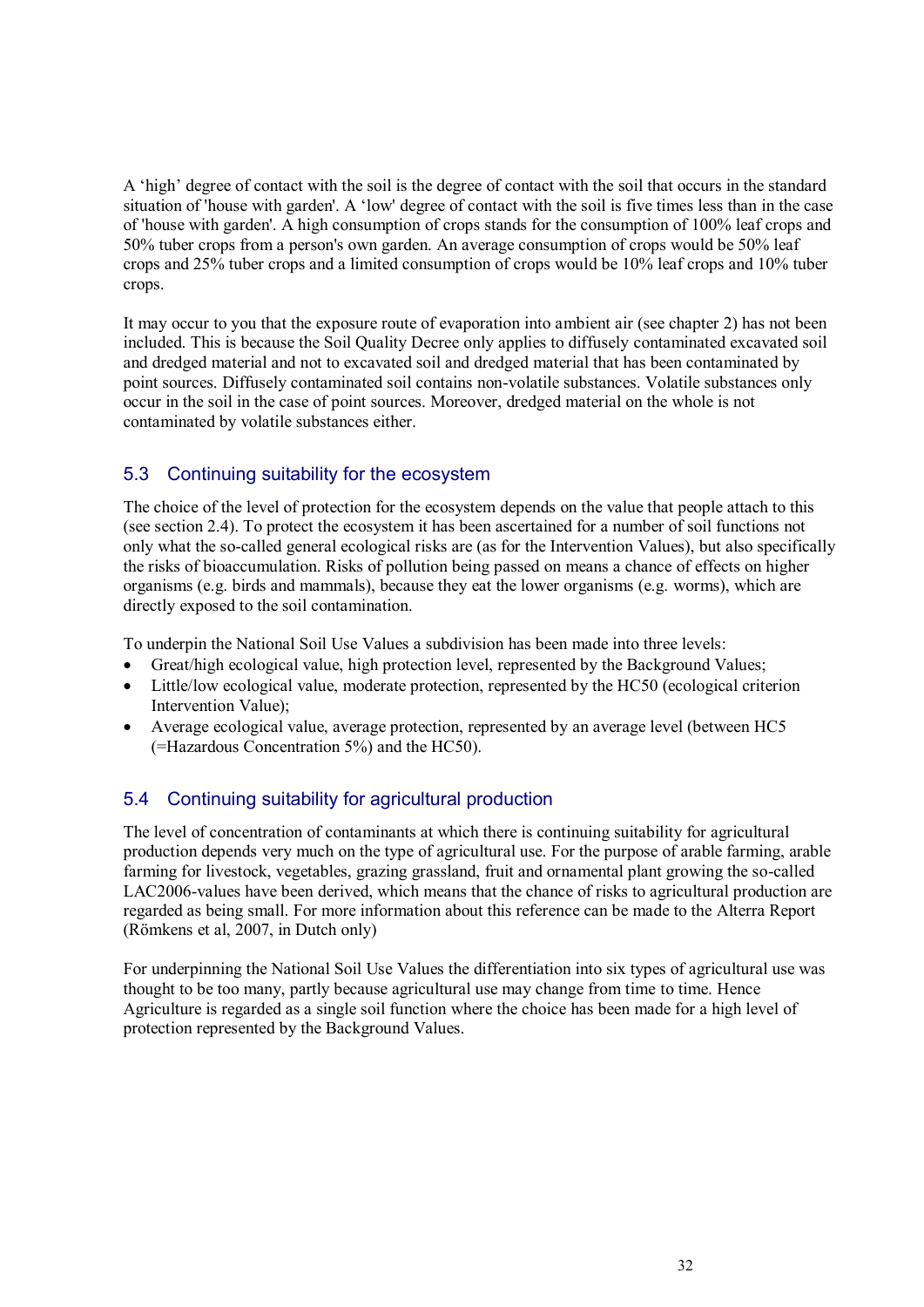A 'high' degree of contact with the soil is the degree of contact with the soil that occurs in the standard situation of 'house with garden'. A 'low' degree of contact with the soil is five times less than in the case of 'house with garden'. A high consumption of crops stands for the consumption of 100% leaf crops and 50% tuber crops from a person's own garden. An average consumption of crops would be 50% leaf crops and 25% tuber crops and a limited consumption of crops would be 10% leaf crops and 10% tuber crops.

It may occur to you that the exposure route of evaporation into ambient air (see chapter 2) has not been included. This is because the Soil Quality Decree only applies to diffusely contaminated excavated soil and dredged material and not to excavated soil and dredged material that has been contaminated by point sources. Diffusely contaminated soil contains non-volatile substances. Volatile substances only occur in the soil in the case of point sources. Moreover, dredged material on the whole is not contaminated by volatile substances either.

## 5.3 Continuing suitability for the ecosystem

The choice of the level of protection for the ecosystem depends on the value that people attach to this (see section 2.4). To protect the ecosystem it has been ascertained for a number of soil functions not only what the so-called general ecological risks are (as for the Intervention Values), but also specifically the risks of bioaccumulation. Risks of pollution being passed on means a chance of effects on higher organisms (e.g. birds and mammals), because they eat the lower organisms (e.g. worms), which are directly exposed to the soil contamination.

To underpin the National Soil Use Values a subdivision has been made into three levels:

- Great/high ecological value, high protection level, represented by the Background Values;
- Little/low ecological value, moderate protection, represented by the HC50 (ecological criterion Intervention Value);
- Average ecological value, average protection, represented by an average level (between HC5 (=Hazardous Concentration 5%) and the HC50).

## 5.4 Continuing suitability for agricultural production

The level of concentration of contaminants at which there is continuing suitability for agricultural production depends very much on the type of agricultural use. For the purpose of arable farming, arable farming for livestock, vegetables, grazing grassland, fruit and ornamental plant growing the so-called LAC2006-values have been derived, which means that the chance of risks to agricultural production are regarded as being small. For more information about this reference can be made to the Alterra Report (Römkens et al, 2007, in Dutch only)

For underpinning the National Soil Use Values the differentiation into six types of agricultural use was thought to be too many, partly because agricultural use may change from time to time. Hence Agriculture is regarded as a single soil function where the choice has been made for a high level of protection represented by the Background Values.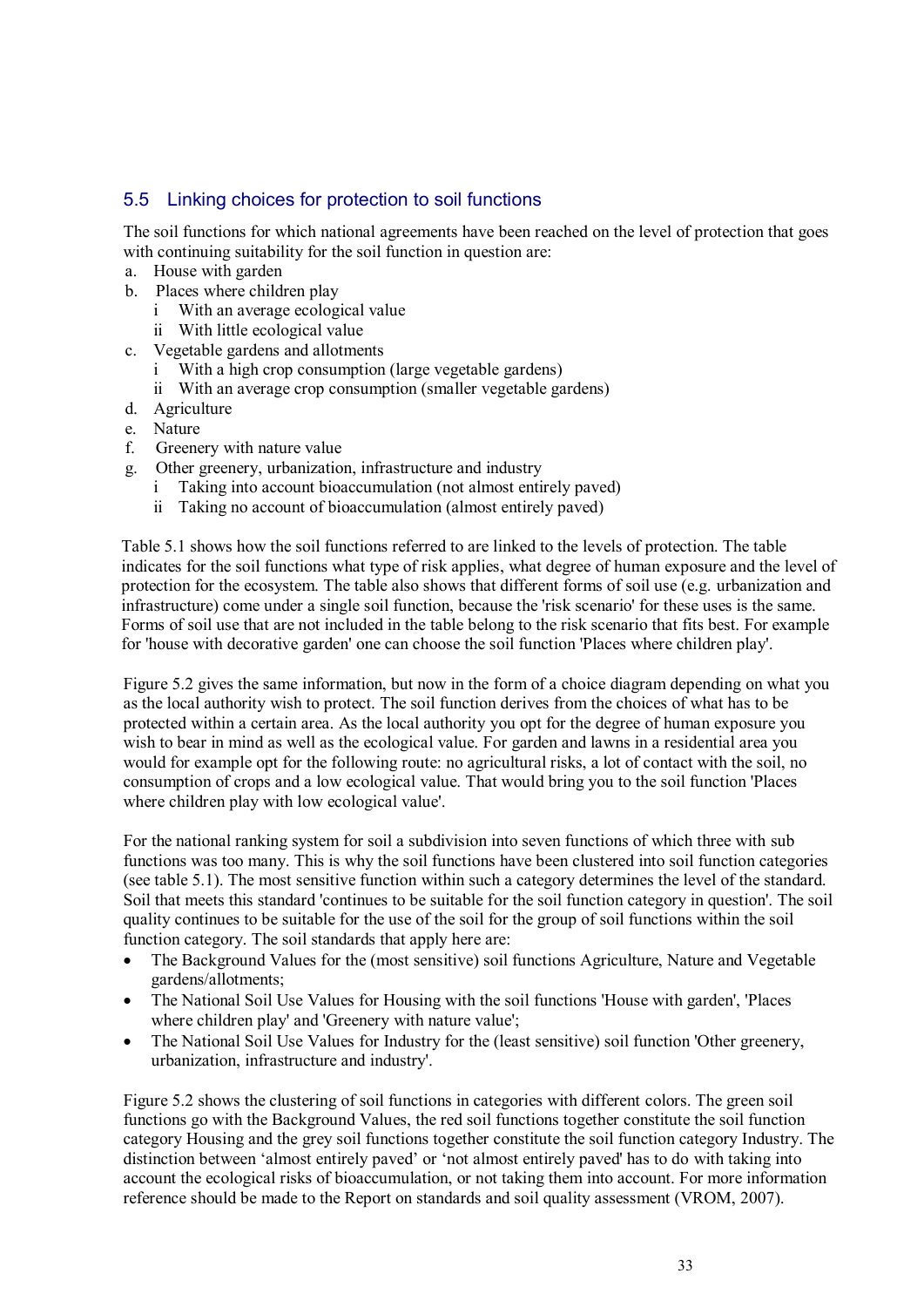## 5.5 Linking choices for protection to soil functions

The soil functions for which national agreements have been reached on the level of protection that goes with continuing suitability for the soil function in question are:

a. House with garden
b. Places where children play
   - i With an average ecological value
   - ii With little ecological value
c. Vegetable gardens and allotments
   - i With a high crop consumption (large vegetable gardens)
   - ii With an average crop consumption (smaller vegetable gardens)
d. Agriculture
e. Nature
f. Greenery with nature value
g. Other greenery, urbanization, infrastructure and industry
   - i Taking into account bioaccumulation (not almost entirely paved)
   - ii Taking no account of bioaccumulation (almost entirely paved)

Table 5.1 shows how the soil functions referred to are linked to the levels of protection. The table indicates for the soil functions what type of risk applies, what degree of human exposure and the level of protection for the ecosystem. The table also shows that different forms of soil use (e.g. urbanization and infrastructure) come under a single soil function, because the 'risk scenario' for these uses is the same. Forms of soil use that are not included in the table belong to the risk scenario that fits best. For example for 'house with decorative garden' one can choose the soil function 'Places where children play'.

Figure 5.2 gives the same information, but now in the form of a choice diagram depending on what you as the local authority wish to protect. The soil function derives from the choices of what has to be protected within a certain area. As the local authority you opt for the degree of human exposure you wish to bear in mind as well as the ecological value. For garden and lawns in a residential area you would for example opt for the following route: no agricultural risks, a lot of contact with the soil, no consumption of crops and a low ecological value. That would bring you to the soil function 'Places where children play with low ecological value'.

For the national ranking system for soil a subdivision into seven functions of which three with sub functions was too many. This is why the soil functions have been clustered into soil function categories (see table 5.1). The most sensitive function within such a category determines the level of the standard. Soil that meets this standard 'continues to be suitable for the soil function category in question'. The soil quality continues to be suitable for the use of the soil for the group of soil functions within the soil function category. The soil standards that apply here are:

- The Background Values for the (most sensitive) soil functions Agriculture, Nature and Vegetable gardens/allotments;
- The National Soil Use Values for Housing with the soil functions 'House with garden', 'Places where children play' and 'Greenery with nature value';
- The National Soil Use Values for Industry for the (least sensitive) soil function 'Other greenery, urbanization, infrastructure and industry'.

Figure 5.2 shows the clustering of soil functions in categories with different colors. The green soil functions go with the Background Values, the red soil functions together constitute the soil function category Housing and the grey soil functions together constitute the soil function category Industry. The distinction between 'almost entirely paved' or 'not almost entirely paved' has to do with taking into account the ecological risks of bioaccumulation, or not taking them into account. For more information reference should be made to the Report on standards and soil quality assessment (VROM, 2007).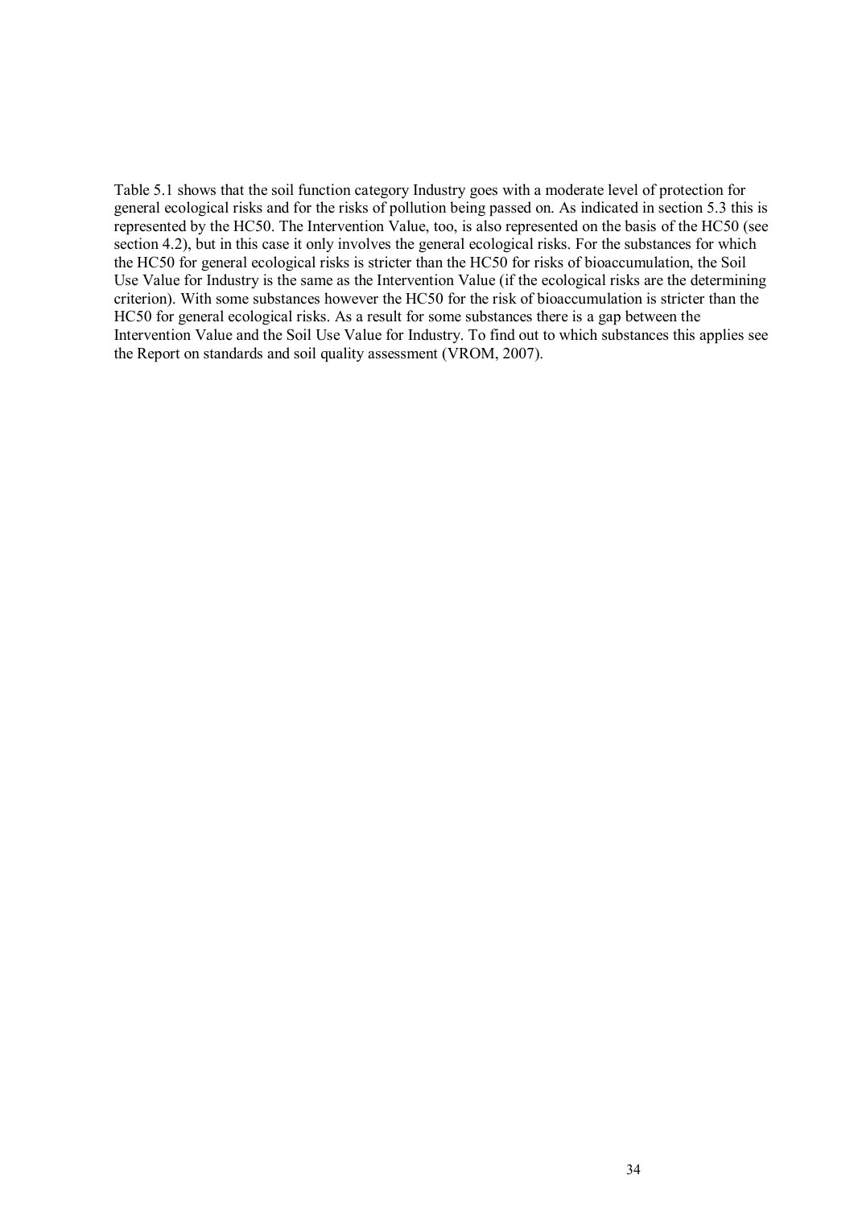Table 5.1 shows that the soil function category Industry goes with a moderate level of protection for general ecological risks and for the risks of pollution being passed on. As indicated in section 5.3 this is represented by the HC50. The Intervention Value, too, is also represented on the basis of the HC50 (see section 4.2), but in this case it only involves the general ecological risks. For the substances for which the HC50 for general ecological risks is stricter than the HC50 for risks of bioaccumulation, the Soil Use Value for Industry is the same as the Intervention Value (if the ecological risks are the determining criterion). With some substances however the HC50 for the risk of bioaccumulation is stricter than the HC50 for general ecological risks. As a result for some substances there is a gap between the Intervention Value and the Soil Use Value for Industry. To find out to which substances this applies see the Report on standards and soil quality assessment (VROM, 2007).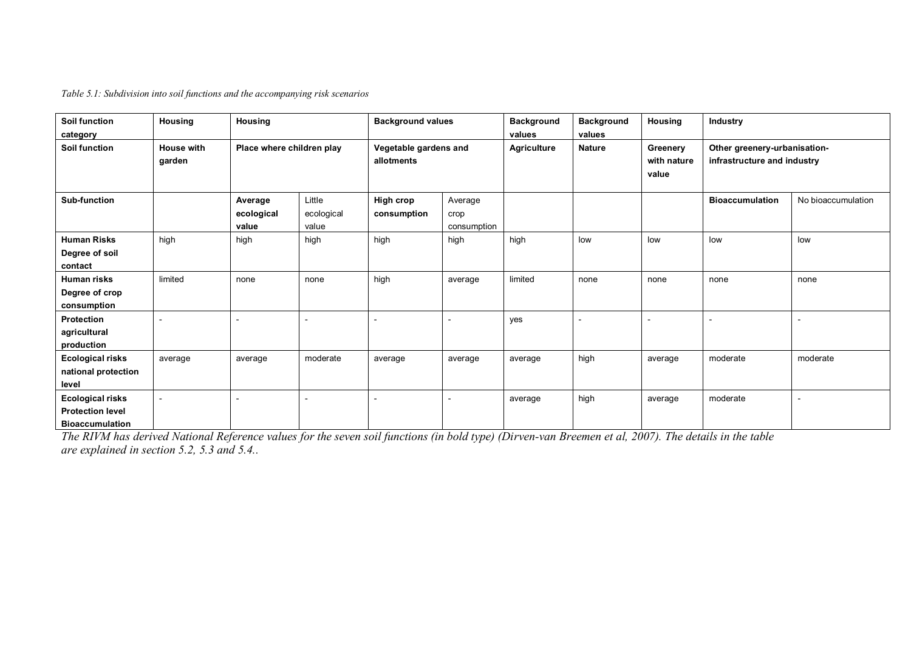*Table 5.1: Subdivision into soil functions and the accompanying risk scenarios*

| **Soil function category** | **Housing** | **Housing** | | **Background values** | | **Background values** | **Background values** | **Housing** | **Industry** | |
|---|---|---|---|---|---|---|---|---|---|---|
| **Soil function** | **House with garden** | **Place where children play** | | **Vegetable gardens and allotments** | | **Agriculture** | **Nature** | **Greenery with nature value** | **Other greenery-urbanisation-infrastructure and industry** | |
| **Sub-function** | | **Average ecological value** | Little ecological value | **High crop consumption** | Average crop consumption | | | | **Bioaccumulation** | No bioaccumulation |
| **Human Risks Degree of soil contact** | high | high | high | high | high | high | low | low | low | low |
| **Human risks Degree of crop consumption** | limited | none | none | high | average | limited | none | none | none | none |
| **Protection agricultural production** | - | - | - | - | - | yes | - | - | - | - |
| **Ecological risks national protection level** | average | average | moderate | average | average | average | high | average | moderate | moderate |
| **Ecological risks Protection level Bioaccumulation** | - | - | - | - | - | average | high | average | moderate | - |

*The RIVM has derived National Reference values for the seven soil functions (in bold type) (Dirven-van Breemen et al, 2007). The details in the table are explained in section 5.2, 5.3 and 5.4..*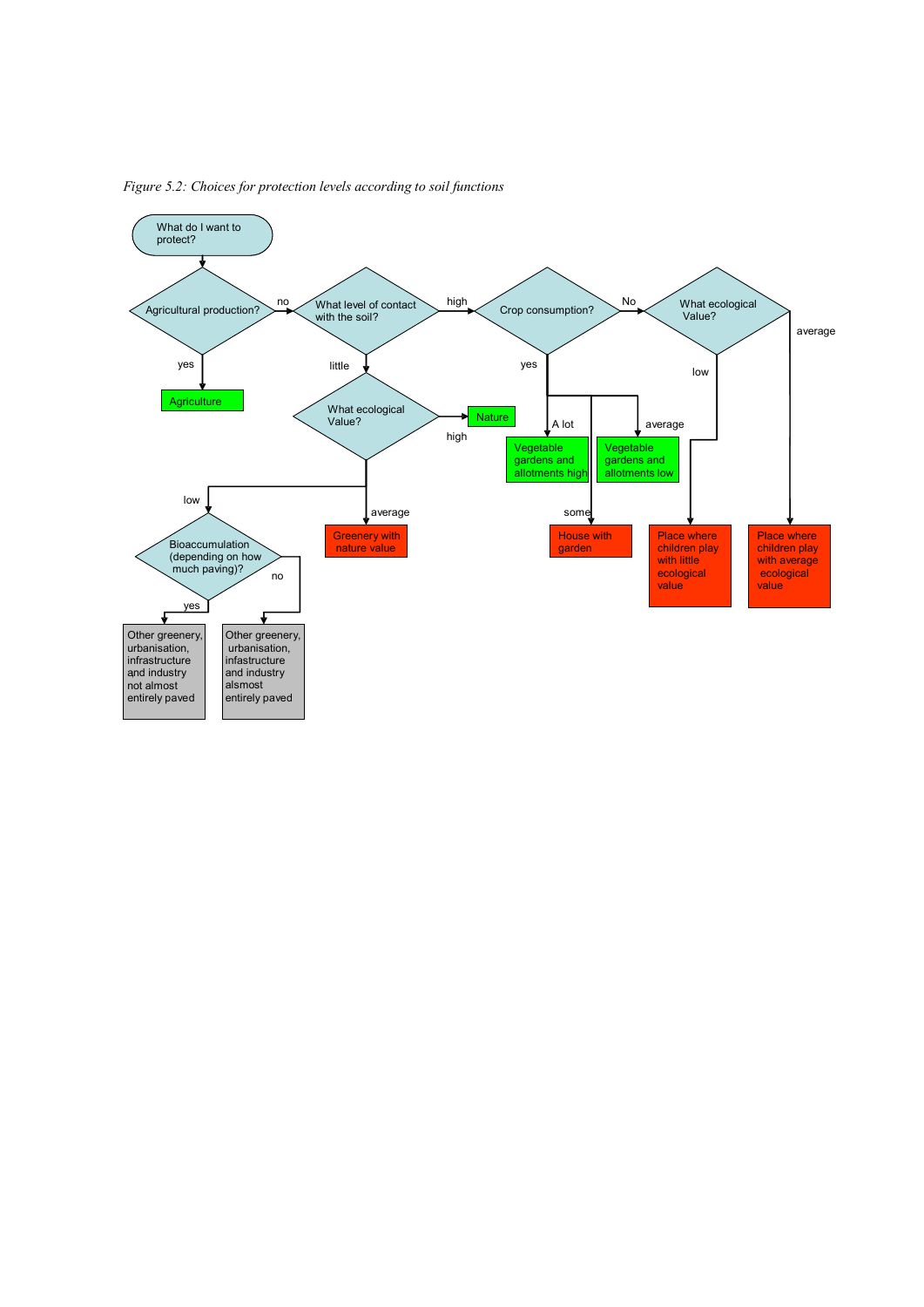*Figure 5.2: Choices for protection levels according to soil functions*

- What do I want to protect?
  - Agricultural production?
    - yes → Agriculture
    - no → What level of contact with the soil?
      - high → Crop consumption?
        - yes
          - A lot → Vegetable gardens and allotments high
          - average → Vegetable gardens and allotments low
          - some → House with garden
        - No → What ecological Value?
          - low → Place where children play with little ecological value
          - average → Place where children play with average ecological value
      - little → What ecological Value?
        - high → Nature
        - average → Greenery with nature value
        - low → Bioaccumulation (depending on how much paving)?
          - yes → Other greenery, urbanisation, infrastructure and industry not almost entirely paved
          - no → Other greenery, urbanisation, infastructure and industry alsmost entirely paved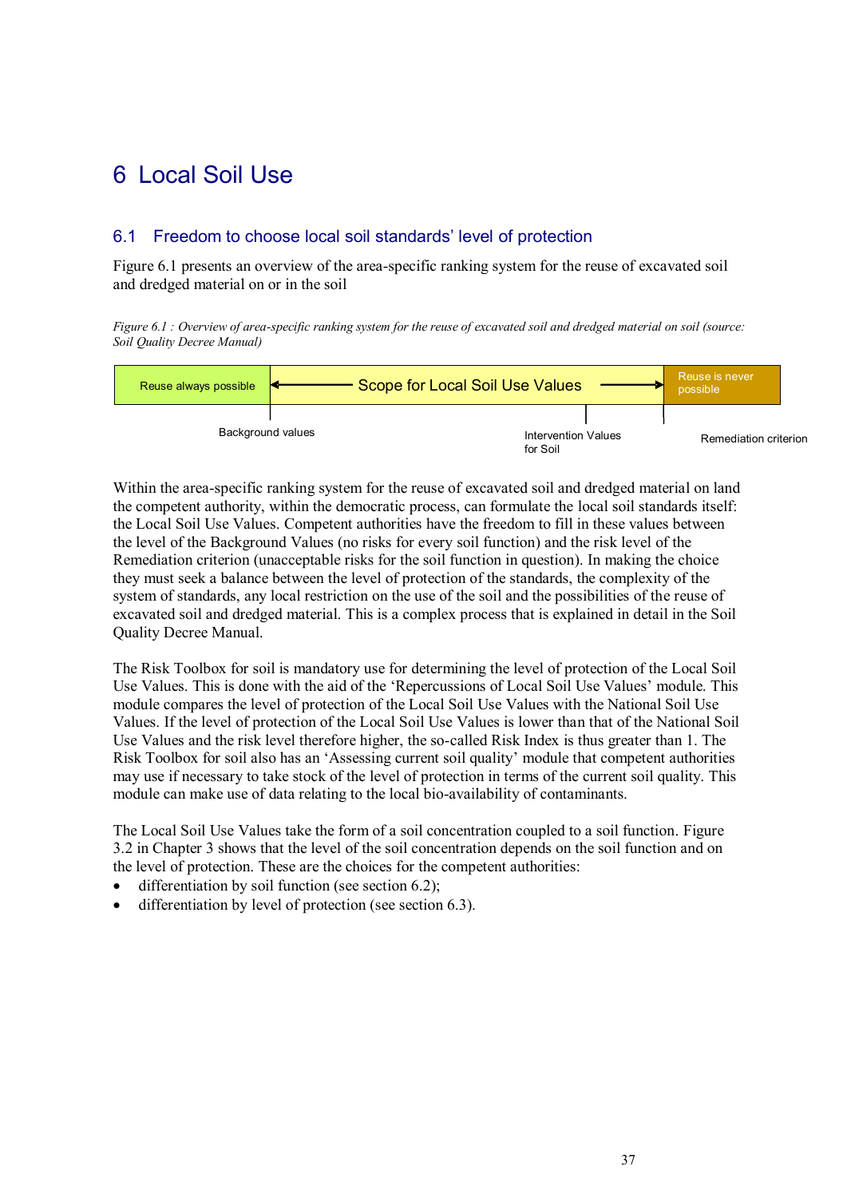# 6 Local Soil Use

## 6.1 Freedom to choose local soil standards' level of protection

Figure 6.1 presents an overview of the area-specific ranking system for the reuse of excavated soil and dredged material on or in the soil

*Figure 6.1 : Overview of area-specific ranking system for the reuse of excavated soil and dredged material on soil (source: Soil Quality Decree Manual)*

| Reuse always possible | ◄── Scope for Local Soil Use Values ──► | Reuse is never possible |
|---|---|---|

Background values — Intervention Values for Soil — Remediation criterion

Within the area-specific ranking system for the reuse of excavated soil and dredged material on land the competent authority, within the democratic process, can formulate the local soil standards itself: the Local Soil Use Values. Competent authorities have the freedom to fill in these values between the level of the Background Values (no risks for every soil function) and the risk level of the Remediation criterion (unacceptable risks for the soil function in question). In making the choice they must seek a balance between the level of protection of the standards, the complexity of the system of standards, any local restriction on the use of the soil and the possibilities of the reuse of excavated soil and dredged material. This is a complex process that is explained in detail in the Soil Quality Decree Manual.

The Risk Toolbox for soil is mandatory use for determining the level of protection of the Local Soil Use Values. This is done with the aid of the 'Repercussions of Local Soil Use Values' module. This module compares the level of protection of the Local Soil Use Values with the National Soil Use Values. If the level of protection of the Local Soil Use Values is lower than that of the National Soil Use Values and the risk level therefore higher, the so-called Risk Index is thus greater than 1. The Risk Toolbox for soil also has an 'Assessing current soil quality' module that competent authorities may use if necessary to take stock of the level of protection in terms of the current soil quality. This module can make use of data relating to the local bio-availability of contaminants.

The Local Soil Use Values take the form of a soil concentration coupled to a soil function. Figure 3.2 in Chapter 3 shows that the level of the soil concentration depends on the soil function and on the level of protection. These are the choices for the competent authorities:

- differentiation by soil function (see section 6.2);
- differentiation by level of protection (see section 6.3).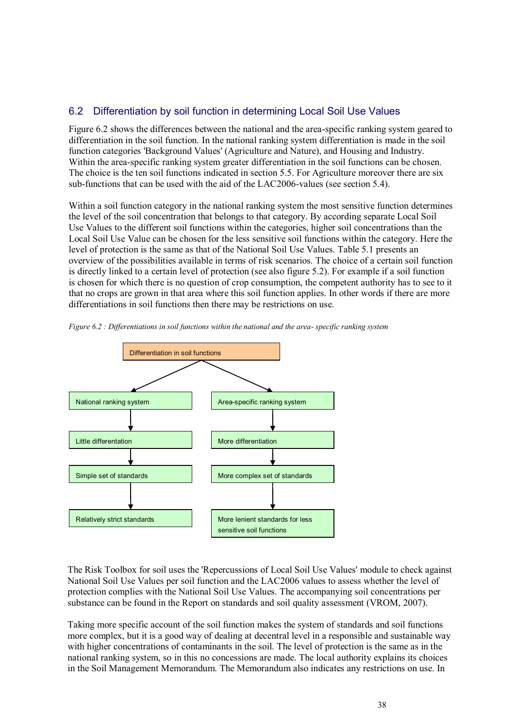## 6.2 Differentiation by soil function in determining Local Soil Use Values

Figure 6.2 shows the differences between the national and the area-specific ranking system geared to differentiation in the soil function. In the national ranking system differentiation is made in the soil function categories 'Background Values' (Agriculture and Nature), and Housing and Industry. Within the area-specific ranking system greater differentiation in the soil functions can be chosen. The choice is the ten soil functions indicated in section 5.5. For Agriculture moreover there are six sub-functions that can be used with the aid of the LAC2006-values (see section 5.4).

Within a soil function category in the national ranking system the most sensitive function determines the level of the soil concentration that belongs to that category. By according separate Local Soil Use Values to the different soil functions within the categories, higher soil concentrations than the Local Soil Use Value can be chosen for the less sensitive soil functions within the category. Here the level of protection is the same as that of the National Soil Use Values. Table 5.1 presents an overview of the possibilities available in terms of risk scenarios. The choice of a certain soil function is directly linked to a certain level of protection (see also figure 5.2). For example if a soil function is chosen for which there is no question of crop consumption, the competent authority has to see to it that no crops are grown in that area where this soil function applies. In other words if there are more differentiations in soil functions then there may be restrictions on use.

*Figure 6.2 : Differentiations in soil functions within the national and the area- specific ranking system*

Differentiation in soil functions

| National ranking system | Area-specific ranking system |
| --- | --- |
| Little differentiation | More differentiation |
| Simple set of standards | More complex set of standards |
| Relatively strict standards | More lenient standards for less sensitive soil functions |

The Risk Toolbox for soil uses the 'Repercussions of Local Soil Use Values' module to check against National Soil Use Values per soil function and the LAC2006 values to assess whether the level of protection complies with the National Soil Use Values. The accompanying soil concentrations per substance can be found in the Report on standards and soil quality assessment (VROM, 2007).

Taking more specific account of the soil function makes the system of standards and soil functions more complex, but it is a good way of dealing at decentral level in a responsible and sustainable way with higher concentrations of contaminants in the soil. The level of protection is the same as in the national ranking system, so in this no concessions are made. The local authority explains its choices in the Soil Management Memorandum. The Memorandum also indicates any restrictions on use. In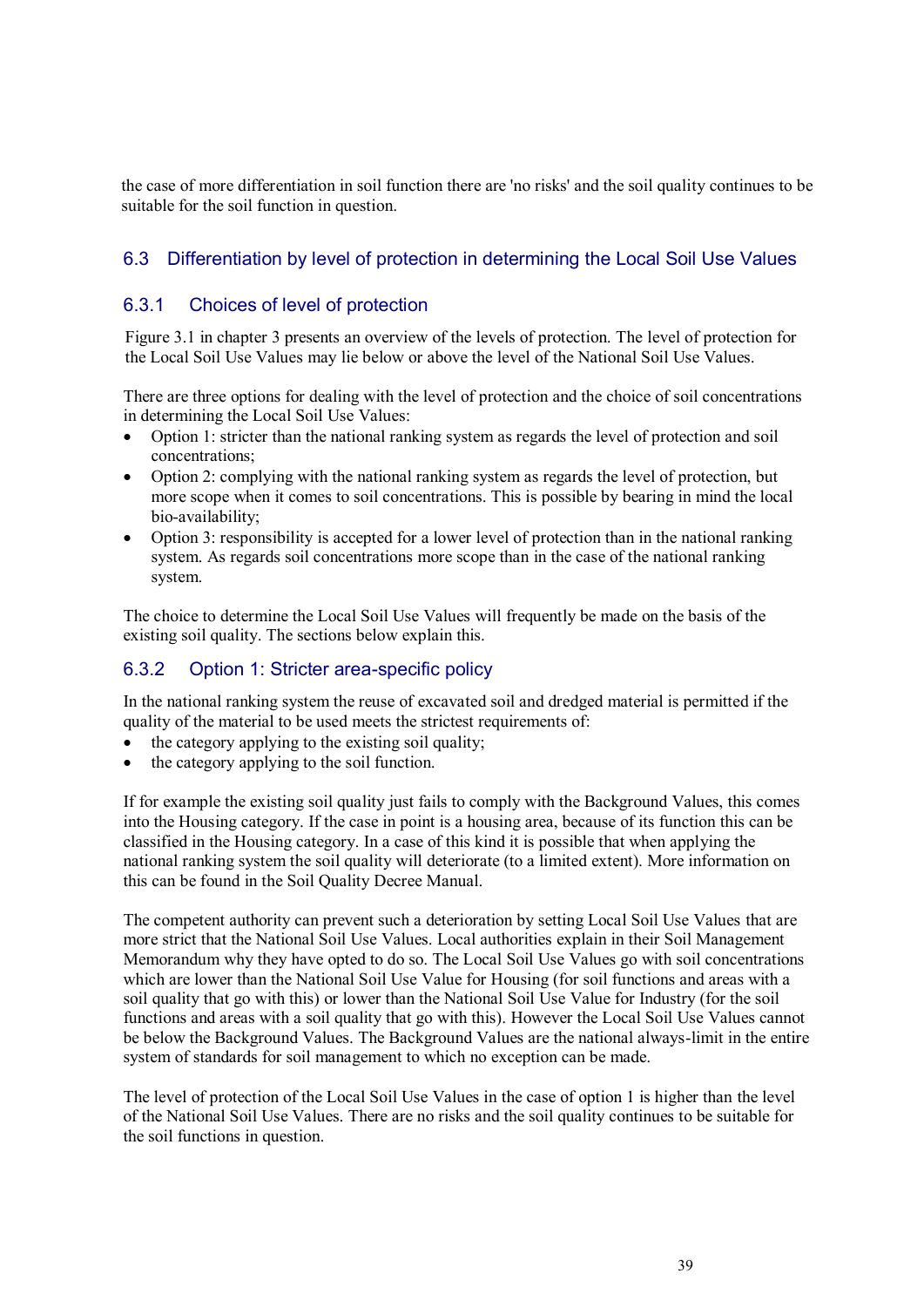the case of more differentiation in soil function there are 'no risks' and the soil quality continues to be suitable for the soil function in question.

## 6.3 Differentiation by level of protection in determining the Local Soil Use Values

### 6.3.1 Choices of level of protection

Figure 3.1 in chapter 3 presents an overview of the levels of protection. The level of protection for the Local Soil Use Values may lie below or above the level of the National Soil Use Values.

There are three options for dealing with the level of protection and the choice of soil concentrations in determining the Local Soil Use Values:

- Option 1: stricter than the national ranking system as regards the level of protection and soil concentrations;
- Option 2: complying with the national ranking system as regards the level of protection, but more scope when it comes to soil concentrations. This is possible by bearing in mind the local bio-availability;
- Option 3: responsibility is accepted for a lower level of protection than in the national ranking system. As regards soil concentrations more scope than in the case of the national ranking system.

The choice to determine the Local Soil Use Values will frequently be made on the basis of the existing soil quality. The sections below explain this.

### 6.3.2 Option 1: Stricter area-specific policy

In the national ranking system the reuse of excavated soil and dredged material is permitted if the quality of the material to be used meets the strictest requirements of:

- the category applying to the existing soil quality;
- the category applying to the soil function.

If for example the existing soil quality just fails to comply with the Background Values, this comes into the Housing category. If the case in point is a housing area, because of its function this can be classified in the Housing category. In a case of this kind it is possible that when applying the national ranking system the soil quality will deteriorate (to a limited extent). More information on this can be found in the Soil Quality Decree Manual.

The competent authority can prevent such a deterioration by setting Local Soil Use Values that are more strict that the National Soil Use Values. Local authorities explain in their Soil Management Memorandum why they have opted to do so. The Local Soil Use Values go with soil concentrations which are lower than the National Soil Use Value for Housing (for soil functions and areas with a soil quality that go with this) or lower than the National Soil Use Value for Industry (for the soil functions and areas with a soil quality that go with this). However the Local Soil Use Values cannot be below the Background Values. The Background Values are the national always-limit in the entire system of standards for soil management to which no exception can be made.

The level of protection of the Local Soil Use Values in the case of option 1 is higher than the level of the National Soil Use Values. There are no risks and the soil quality continues to be suitable for the soil functions in question.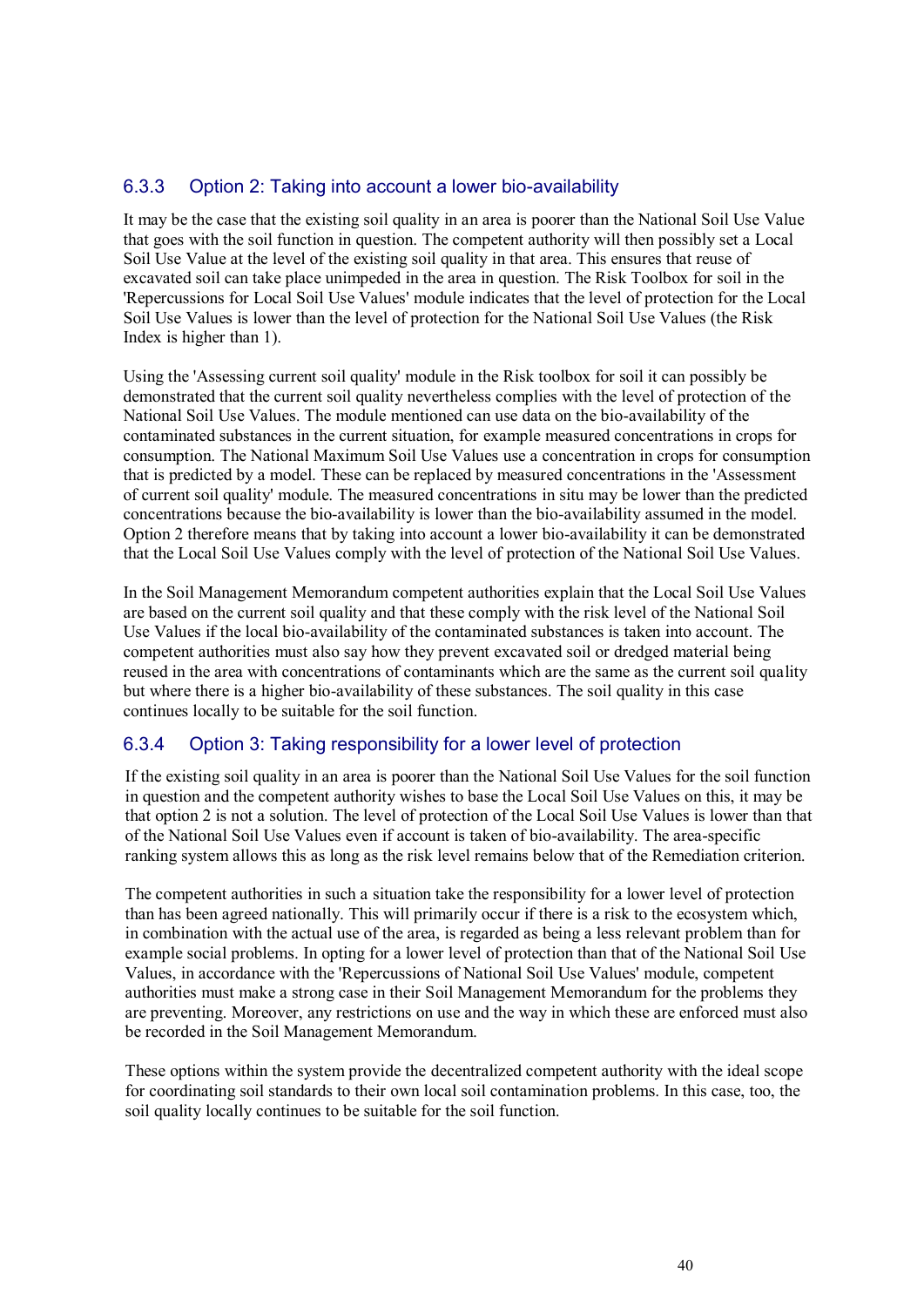### 6.3.3 Option 2: Taking into account a lower bio-availability

It may be the case that the existing soil quality in an area is poorer than the National Soil Use Value that goes with the soil function in question. The competent authority will then possibly set a Local Soil Use Value at the level of the existing soil quality in that area. This ensures that reuse of excavated soil can take place unimpeded in the area in question. The Risk Toolbox for soil in the 'Repercussions for Local Soil Use Values' module indicates that the level of protection for the Local Soil Use Values is lower than the level of protection for the National Soil Use Values (the Risk Index is higher than 1).

Using the 'Assessing current soil quality' module in the Risk toolbox for soil it can possibly be demonstrated that the current soil quality nevertheless complies with the level of protection of the National Soil Use Values. The module mentioned can use data on the bio-availability of the contaminated substances in the current situation, for example measured concentrations in crops for consumption. The National Maximum Soil Use Values use a concentration in crops for consumption that is predicted by a model. These can be replaced by measured concentrations in the 'Assessment of current soil quality' module. The measured concentrations in situ may be lower than the predicted concentrations because the bio-availability is lower than the bio-availability assumed in the model. Option 2 therefore means that by taking into account a lower bio-availability it can be demonstrated that the Local Soil Use Values comply with the level of protection of the National Soil Use Values.

In the Soil Management Memorandum competent authorities explain that the Local Soil Use Values are based on the current soil quality and that these comply with the risk level of the National Soil Use Values if the local bio-availability of the contaminated substances is taken into account. The competent authorities must also say how they prevent excavated soil or dredged material being reused in the area with concentrations of contaminants which are the same as the current soil quality but where there is a higher bio-availability of these substances. The soil quality in this case continues locally to be suitable for the soil function.

### 6.3.4 Option 3: Taking responsibility for a lower level of protection

If the existing soil quality in an area is poorer than the National Soil Use Values for the soil function in question and the competent authority wishes to base the Local Soil Use Values on this, it may be that option 2 is not a solution. The level of protection of the Local Soil Use Values is lower than that of the National Soil Use Values even if account is taken of bio-availability. The area-specific ranking system allows this as long as the risk level remains below that of the Remediation criterion.

The competent authorities in such a situation take the responsibility for a lower level of protection than has been agreed nationally. This will primarily occur if there is a risk to the ecosystem which, in combination with the actual use of the area, is regarded as being a less relevant problem than for example social problems. In opting for a lower level of protection than that of the National Soil Use Values, in accordance with the 'Repercussions of National Soil Use Values' module, competent authorities must make a strong case in their Soil Management Memorandum for the problems they are preventing. Moreover, any restrictions on use and the way in which these are enforced must also be recorded in the Soil Management Memorandum.

These options within the system provide the decentralized competent authority with the ideal scope for coordinating soil standards to their own local soil contamination problems. In this case, too, the soil quality locally continues to be suitable for the soil function.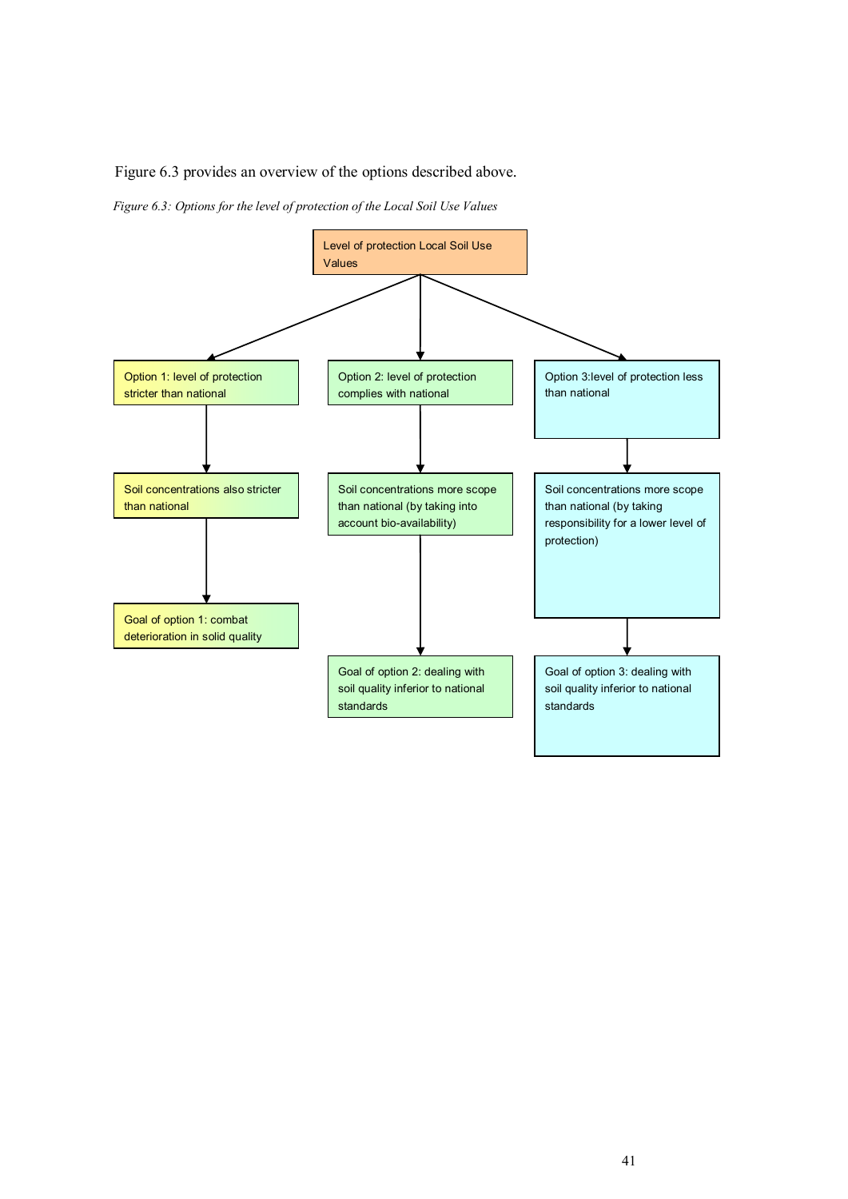Figure 6.3 provides an overview of the options described above.

*Figure 6.3: Options for the level of protection of the Local Soil Use Values*

Level of protection Local Soil Use Values

Option 1: level of protection stricter than national

Soil concentrations also stricter than national

Goal of option 1: combat deterioration in solid quality

Option 2: level of protection complies with national

Soil concentrations more scope than national (by taking into account bio-availability)

Goal of option 2: dealing with soil quality inferior to national standards

Option 3:level of protection less than national

Soil concentrations more scope than national (by taking responsibility for a lower level of protection)

Goal of option 3: dealing with soil quality inferior to national standards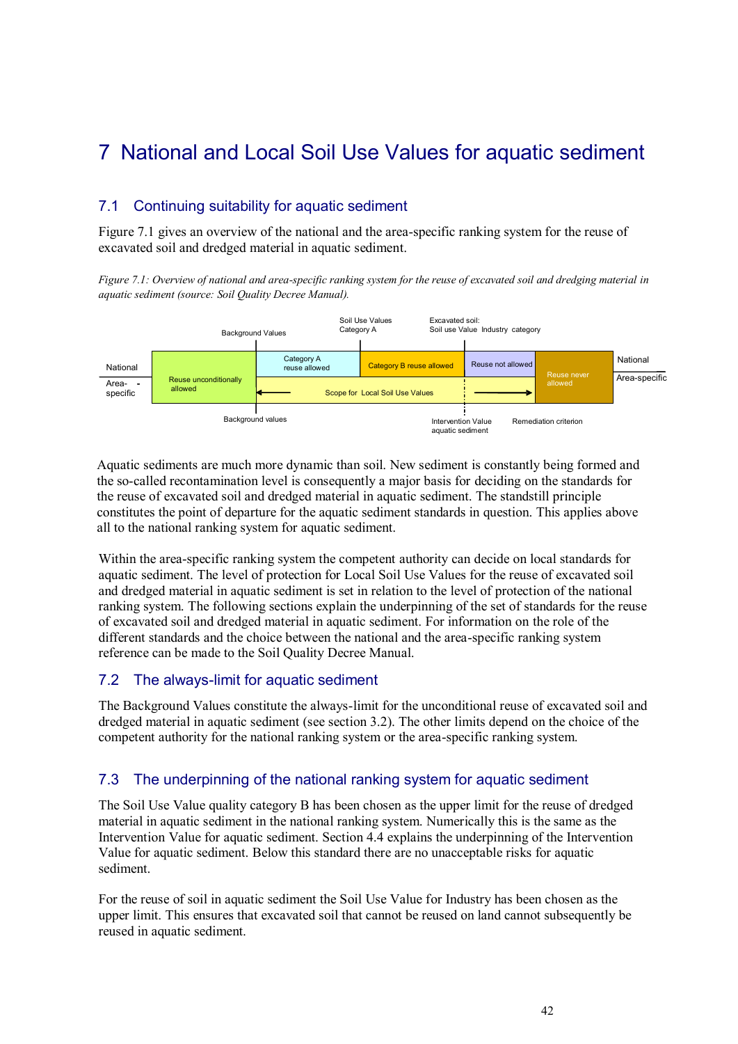# 7 National and Local Soil Use Values for aquatic sediment

## 7.1 Continuing suitability for aquatic sediment

Figure 7.1 gives an overview of the national and the area-specific ranking system for the reuse of excavated soil and dredged material in aquatic sediment.

*Figure 7.1: Overview of national and area-specific ranking system for the reuse of excavated soil and dredging material in aquatic sediment (source: Soil Quality Decree Manual).*

Aquatic sediments are much more dynamic than soil. New sediment is constantly being formed and the so-called recontamination level is consequently a major basis for deciding on the standards for the reuse of excavated soil and dredged material in aquatic sediment. The standstill principle constitutes the point of departure for the aquatic sediment standards in question. This applies above all to the national ranking system for aquatic sediment.

Within the area-specific ranking system the competent authority can decide on local standards for aquatic sediment. The level of protection for Local Soil Use Values for the reuse of excavated soil and dredged material in aquatic sediment is set in relation to the level of protection of the national ranking system. The following sections explain the underpinning of the set of standards for the reuse of excavated soil and dredged material in aquatic sediment. For information on the role of the different standards and the choice between the national and the area-specific ranking system reference can be made to the Soil Quality Decree Manual.

## 7.2 The always-limit for aquatic sediment

The Background Values constitute the always-limit for the unconditional reuse of excavated soil and dredged material in aquatic sediment (see section 3.2). The other limits depend on the choice of the competent authority for the national ranking system or the area-specific ranking system.

## 7.3 The underpinning of the national ranking system for aquatic sediment

The Soil Use Value quality category B has been chosen as the upper limit for the reuse of dredged material in aquatic sediment in the national ranking system. Numerically this is the same as the Intervention Value for aquatic sediment. Section 4.4 explains the underpinning of the Intervention Value for aquatic sediment. Below this standard there are no unacceptable risks for aquatic sediment.

For the reuse of soil in aquatic sediment the Soil Use Value for Industry has been chosen as the upper limit. This ensures that excavated soil that cannot be reused on land cannot subsequently be reused in aquatic sediment.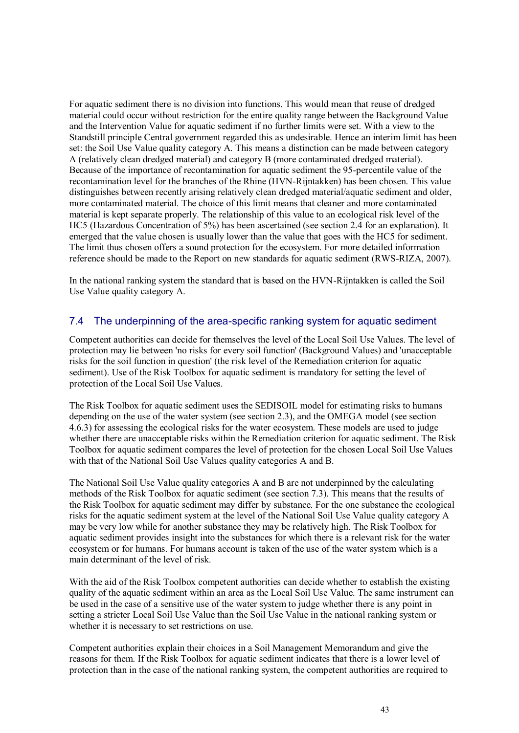For aquatic sediment there is no division into functions. This would mean that reuse of dredged material could occur without restriction for the entire quality range between the Background Value and the Intervention Value for aquatic sediment if no further limits were set. With a view to the Standstill principle Central government regarded this as undesirable. Hence an interim limit has been set: the Soil Use Value quality category A. This means a distinction can be made between category A (relatively clean dredged material) and category B (more contaminated dredged material). Because of the importance of recontamination for aquatic sediment the 95-percentile value of the recontamination level for the branches of the Rhine (HVN-Rijntakken) has been chosen. This value distinguishes between recently arising relatively clean dredged material/aquatic sediment and older, more contaminated material. The choice of this limit means that cleaner and more contaminated material is kept separate properly. The relationship of this value to an ecological risk level of the HC5 (Hazardous Concentration of 5%) has been ascertained (see section 2.4 for an explanation). It emerged that the value chosen is usually lower than the value that goes with the HC5 for sediment. The limit thus chosen offers a sound protection for the ecosystem. For more detailed information reference should be made to the Report on new standards for aquatic sediment (RWS-RIZA, 2007).

In the national ranking system the standard that is based on the HVN-Rijntakken is called the Soil Use Value quality category A.

## 7.4 The underpinning of the area-specific ranking system for aquatic sediment

Competent authorities can decide for themselves the level of the Local Soil Use Values. The level of protection may lie between 'no risks for every soil function' (Background Values) and 'unacceptable risks for the soil function in question' (the risk level of the Remediation criterion for aquatic sediment). Use of the Risk Toolbox for aquatic sediment is mandatory for setting the level of protection of the Local Soil Use Values.

The Risk Toolbox for aquatic sediment uses the SEDISOIL model for estimating risks to humans depending on the use of the water system (see section 2.3), and the OMEGA model (see section 4.6.3) for assessing the ecological risks for the water ecosystem. These models are used to judge whether there are unacceptable risks within the Remediation criterion for aquatic sediment. The Risk Toolbox for aquatic sediment compares the level of protection for the chosen Local Soil Use Values with that of the National Soil Use Values quality categories A and B.

The National Soil Use Value quality categories A and B are not underpinned by the calculating methods of the Risk Toolbox for aquatic sediment (see section 7.3). This means that the results of the Risk Toolbox for aquatic sediment may differ by substance. For the one substance the ecological risks for the aquatic sediment system at the level of the National Soil Use Value quality category A may be very low while for another substance they may be relatively high. The Risk Toolbox for aquatic sediment provides insight into the substances for which there is a relevant risk for the water ecosystem or for humans. For humans account is taken of the use of the water system which is a main determinant of the level of risk.

With the aid of the Risk Toolbox competent authorities can decide whether to establish the existing quality of the aquatic sediment within an area as the Local Soil Use Value. The same instrument can be used in the case of a sensitive use of the water system to judge whether there is any point in setting a stricter Local Soil Use Value than the Soil Use Value in the national ranking system or whether it is necessary to set restrictions on use.

Competent authorities explain their choices in a Soil Management Memorandum and give the reasons for them. If the Risk Toolbox for aquatic sediment indicates that there is a lower level of protection than in the case of the national ranking system, the competent authorities are required to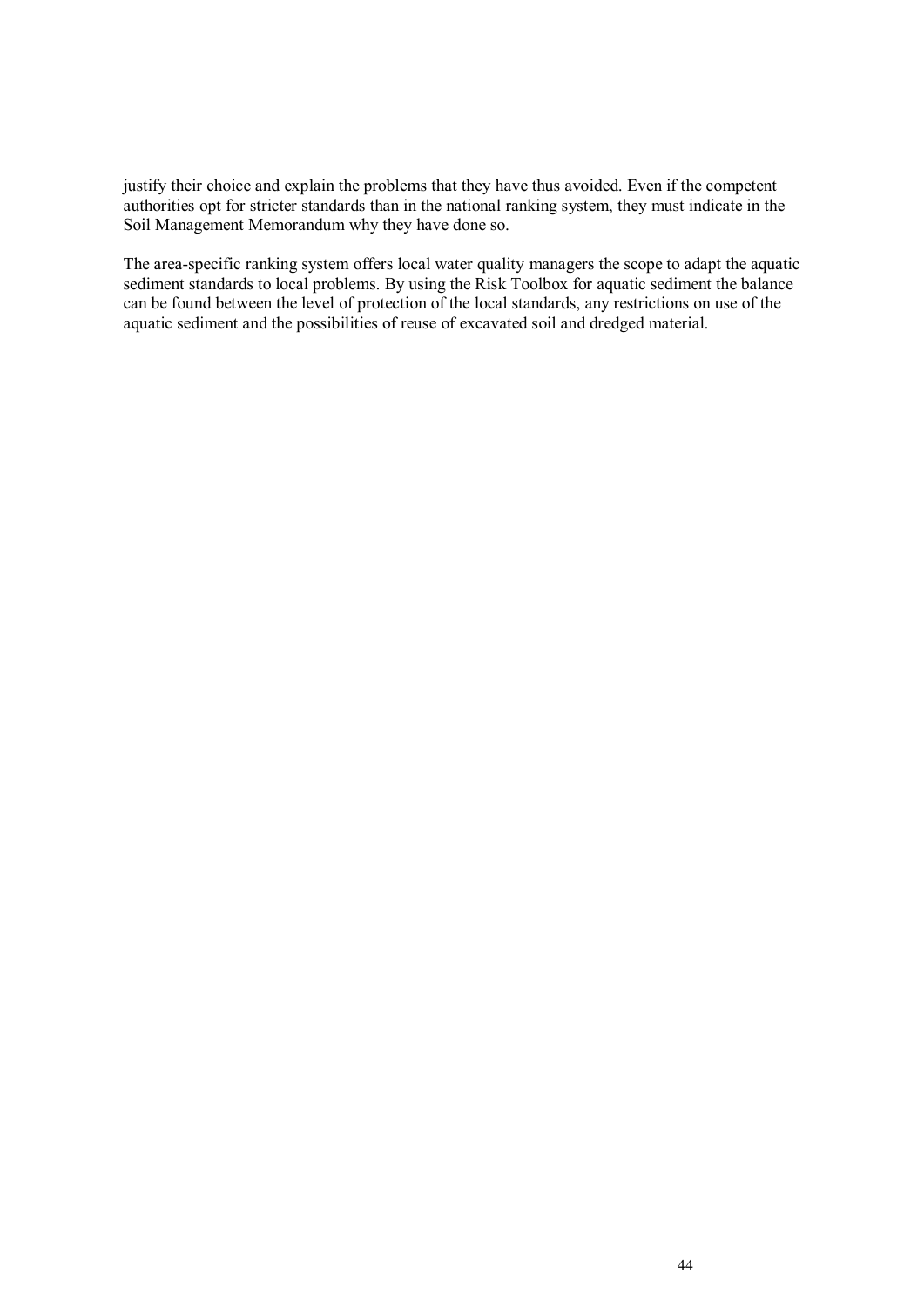justify their choice and explain the problems that they have thus avoided. Even if the competent authorities opt for stricter standards than in the national ranking system, they must indicate in the Soil Management Memorandum why they have done so.

The area-specific ranking system offers local water quality managers the scope to adapt the aquatic sediment standards to local problems. By using the Risk Toolbox for aquatic sediment the balance can be found between the level of protection of the local standards, any restrictions on use of the aquatic sediment and the possibilities of reuse of excavated soil and dredged material.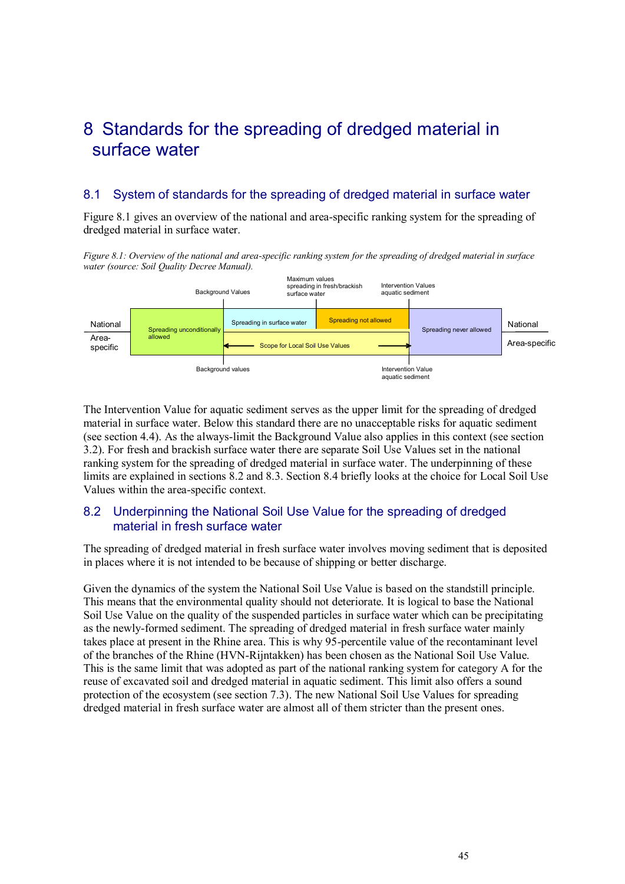# 8 Standards for the spreading of dredged material in surface water

## 8.1 System of standards for the spreading of dredged material in surface water

Figure 8.1 gives an overview of the national and area-specific ranking system for the spreading of dredged material in surface water.

*Figure 8.1: Overview of the national and area-specific ranking system for the spreading of dredged material in surface water (source: Soil Quality Decree Manual).*

| | | Background Values | | Maximum values spreading in fresh/brackish surface water | | Intervention Values aquatic sediment | | |
|---|---|---|---|---|---|---|---|---|
| National | Spreading unconditionally allowed | | Spreading in surface water | | Spreading not allowed | | Spreading never allowed | National |
| Area-specific | | | ← Scope for Local Soil Use Values → | | | | | Area-specific |
| | | Background values | | | | Intervention Value aquatic sediment | | |

The Intervention Value for aquatic sediment serves as the upper limit for the spreading of dredged material in surface water. Below this standard there are no unacceptable risks for aquatic sediment (see section 4.4). As the always-limit the Background Value also applies in this context (see section 3.2). For fresh and brackish surface water there are separate Soil Use Values set in the national ranking system for the spreading of dredged material in surface water. The underpinning of these limits are explained in sections 8.2 and 8.3. Section 8.4 briefly looks at the choice for Local Soil Use Values within the area-specific context.

## 8.2 Underpinning the National Soil Use Value for the spreading of dredged material in fresh surface water

The spreading of dredged material in fresh surface water involves moving sediment that is deposited in places where it is not intended to be because of shipping or better discharge.

Given the dynamics of the system the National Soil Use Value is based on the standstill principle. This means that the environmental quality should not deteriorate. It is logical to base the National Soil Use Value on the quality of the suspended particles in surface water which can be precipitating as the newly-formed sediment. The spreading of dredged material in fresh surface water mainly takes place at present in the Rhine area. This is why 95-percentile value of the recontaminant level of the branches of the Rhine (HVN-Rijntakken) has been chosen as the National Soil Use Value. This is the same limit that was adopted as part of the national ranking system for category A for the reuse of excavated soil and dredged material in aquatic sediment. This limit also offers a sound protection of the ecosystem (see section 7.3). The new National Soil Use Values for spreading dredged material in fresh surface water are almost all of them stricter than the present ones.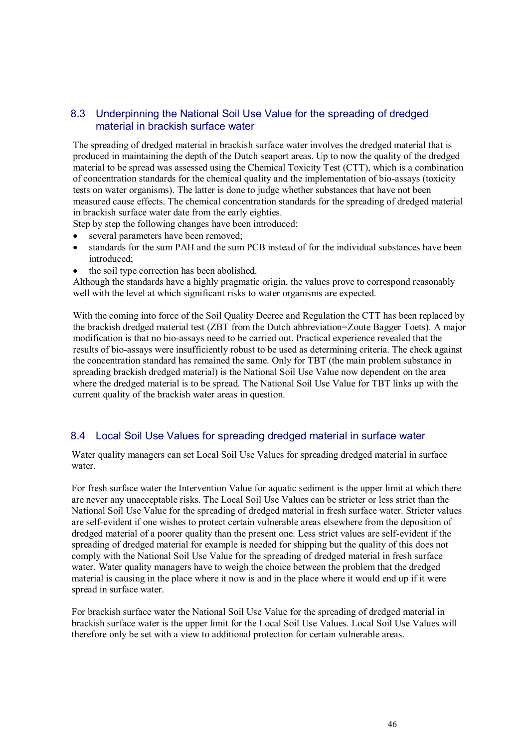## 8.3 Underpinning the National Soil Use Value for the spreading of dredged material in brackish surface water

The spreading of dredged material in brackish surface water involves the dredged material that is produced in maintaining the depth of the Dutch seaport areas. Up to now the quality of the dredged material to be spread was assessed using the Chemical Toxicity Test (CTT), which is a combination of concentration standards for the chemical quality and the implementation of bio-assays (toxicity tests on water organisms). The latter is done to judge whether substances that have not been measured cause effects. The chemical concentration standards for the spreading of dredged material in brackish surface water date from the early eighties.

Step by step the following changes have been introduced:

- several parameters have been removed;
- standards for the sum PAH and the sum PCB instead of for the individual substances have been introduced;
- the soil type correction has been abolished.

Although the standards have a highly pragmatic origin, the values prove to correspond reasonably well with the level at which significant risks to water organisms are expected.

With the coming into force of the Soil Quality Decree and Regulation the CTT has been replaced by the brackish dredged material test (ZBT from the Dutch abbreviation=Zoute Bagger Toets). A major modification is that no bio-assays need to be carried out. Practical experience revealed that the results of bio-assays were insufficiently robust to be used as determining criteria. The check against the concentration standard has remained the same. Only for TBT (the main problem substance in spreading brackish dredged material) is the National Soil Use Value now dependent on the area where the dredged material is to be spread. The National Soil Use Value for TBT links up with the current quality of the brackish water areas in question.

## 8.4 Local Soil Use Values for spreading dredged material in surface water

Water quality managers can set Local Soil Use Values for spreading dredged material in surface water.

For fresh surface water the Intervention Value for aquatic sediment is the upper limit at which there are never any unacceptable risks. The Local Soil Use Values can be stricter or less strict than the National Soil Use Value for the spreading of dredged material in fresh surface water. Stricter values are self-evident if one wishes to protect certain vulnerable areas elsewhere from the deposition of dredged material of a poorer quality than the present one. Less strict values are self-evident if the spreading of dredged material for example is needed for shipping but the quality of this does not comply with the National Soil Use Value for the spreading of dredged material in fresh surface water. Water quality managers have to weigh the choice between the problem that the dredged material is causing in the place where it now is and in the place where it would end up if it were spread in surface water.

For brackish surface water the National Soil Use Value for the spreading of dredged material in brackish surface water is the upper limit for the Local Soil Use Values. Local Soil Use Values will therefore only be set with a view to additional protection for certain vulnerable areas.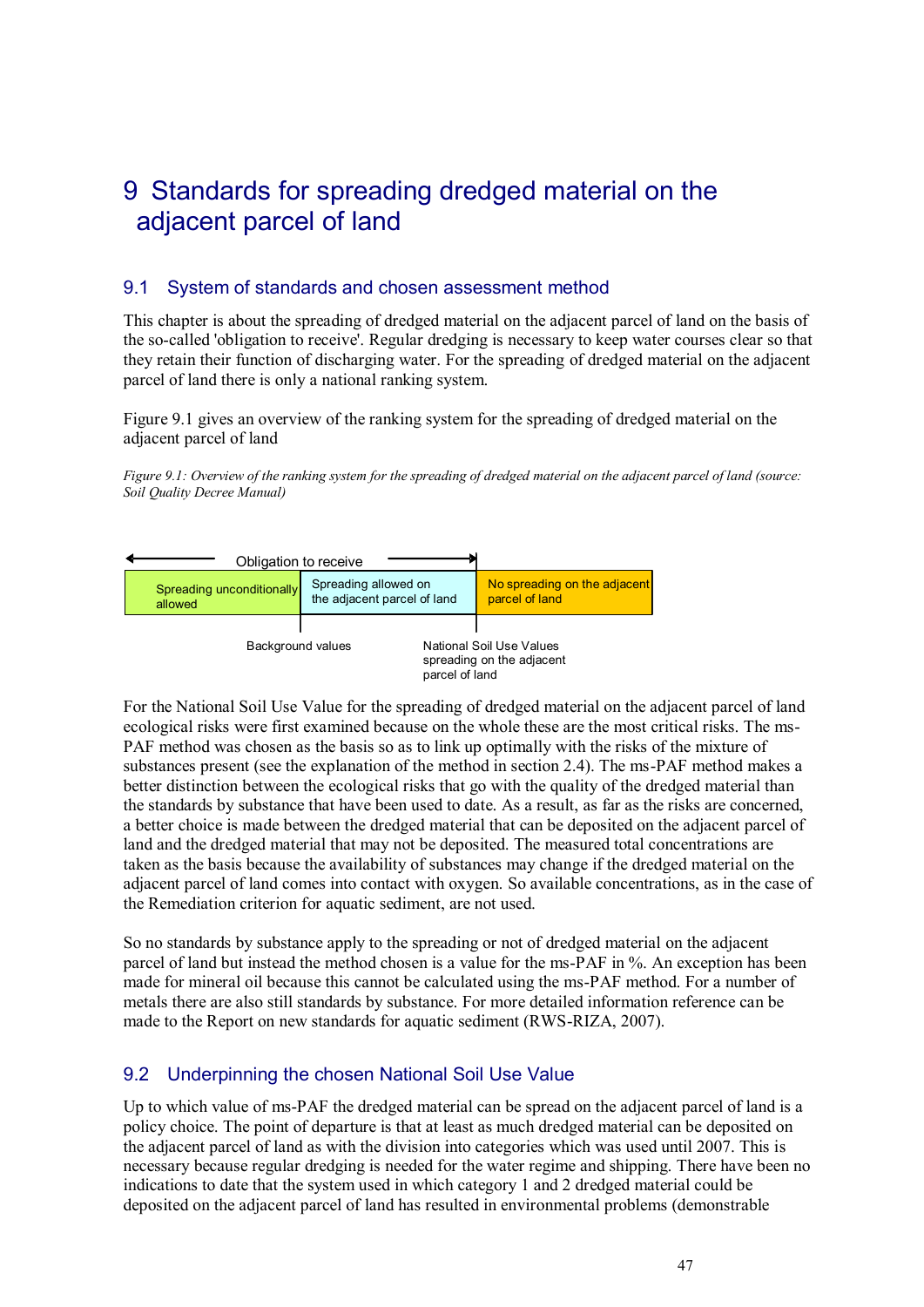# 9 Standards for spreading dredged material on the adjacent parcel of land

## 9.1 System of standards and chosen assessment method

This chapter is about the spreading of dredged material on the adjacent parcel of land on the basis of the so-called 'obligation to receive'. Regular dredging is necessary to keep water courses clear so that they retain their function of discharging water. For the spreading of dredged material on the adjacent parcel of land there is only a national ranking system.

Figure 9.1 gives an overview of the ranking system for the spreading of dredged material on the adjacent parcel of land

*Figure 9.1: Overview of the ranking system for the spreading of dredged material on the adjacent parcel of land (source: Soil Quality Decree Manual)*

| ← Obligation to receive → | | |
|---|---|---|
| Spreading unconditionally allowed | Spreading allowed on the adjacent parcel of land | No spreading on the adjacent parcel of land |

Boundaries: Background values (between first and second category); National Soil Use Values spreading on the adjacent parcel of land (between second and third category).

For the National Soil Use Value for the spreading of dredged material on the adjacent parcel of land ecological risks were first examined because on the whole these are the most critical risks. The ms-PAF method was chosen as the basis so as to link up optimally with the risks of the mixture of substances present (see the explanation of the method in section 2.4). The ms-PAF method makes a better distinction between the ecological risks that go with the quality of the dredged material than the standards by substance that have been used to date. As a result, as far as the risks are concerned, a better choice is made between the dredged material that can be deposited on the adjacent parcel of land and the dredged material that may not be deposited. The measured total concentrations are taken as the basis because the availability of substances may change if the dredged material on the adjacent parcel of land comes into contact with oxygen. So available concentrations, as in the case of the Remediation criterion for aquatic sediment, are not used.

So no standards by substance apply to the spreading or not of dredged material on the adjacent parcel of land but instead the method chosen is a value for the ms-PAF in %. An exception has been made for mineral oil because this cannot be calculated using the ms-PAF method. For a number of metals there are also still standards by substance. For more detailed information reference can be made to the Report on new standards for aquatic sediment (RWS-RIZA, 2007).

## 9.2 Underpinning the chosen National Soil Use Value

Up to which value of ms-PAF the dredged material can be spread on the adjacent parcel of land is a policy choice. The point of departure is that at least as much dredged material can be deposited on the adjacent parcel of land as with the division into categories which was used until 2007. This is necessary because regular dredging is needed for the water regime and shipping. There have been no indications to date that the system used in which category 1 and 2 dredged material could be deposited on the adjacent parcel of land has resulted in environmental problems (demonstrable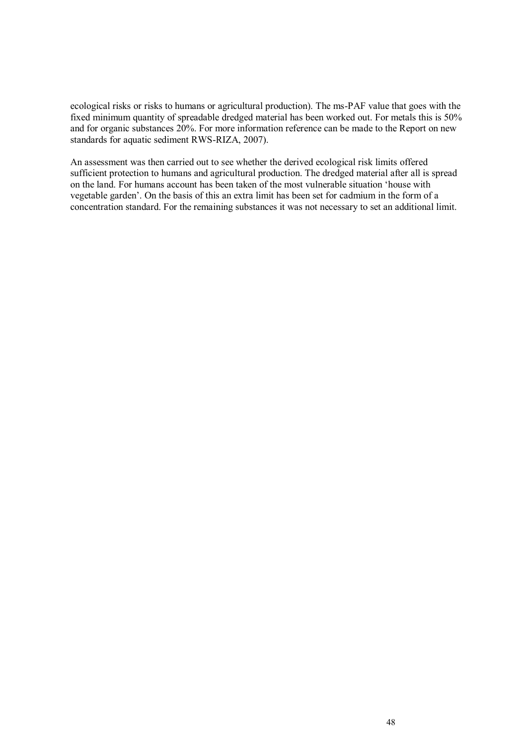ecological risks or risks to humans or agricultural production). The ms-PAF value that goes with the fixed minimum quantity of spreadable dredged material has been worked out. For metals this is 50% and for organic substances 20%. For more information reference can be made to the Report on new standards for aquatic sediment RWS-RIZA, 2007).

An assessment was then carried out to see whether the derived ecological risk limits offered sufficient protection to humans and agricultural production. The dredged material after all is spread on the land. For humans account has been taken of the most vulnerable situation 'house with vegetable garden'. On the basis of this an extra limit has been set for cadmium in the form of a concentration standard. For the remaining substances it was not necessary to set an additional limit.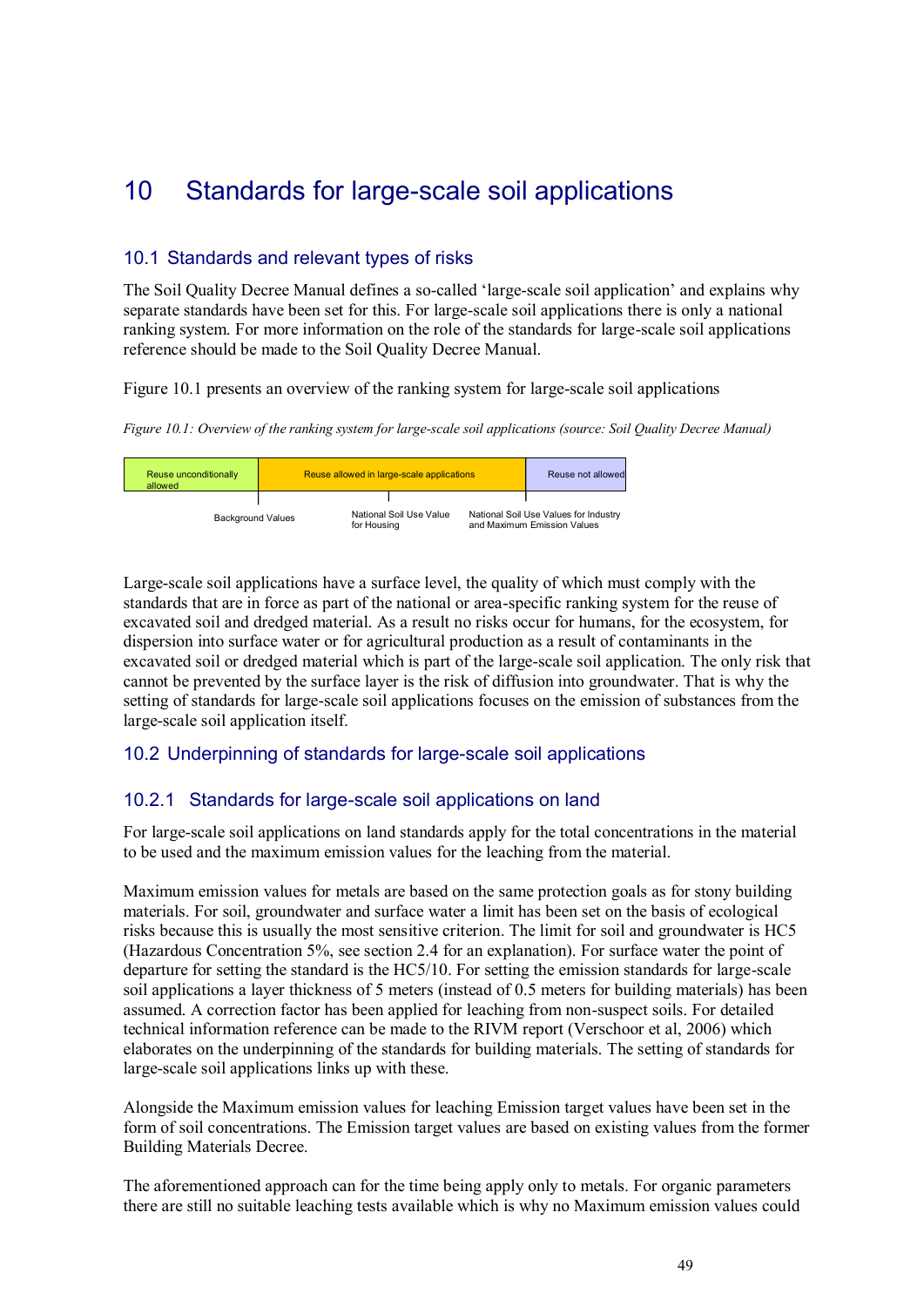# 10 Standards for large-scale soil applications

## 10.1 Standards and relevant types of risks

The Soil Quality Decree Manual defines a so-called 'large-scale soil application' and explains why separate standards have been set for this. For large-scale soil applications there is only a national ranking system. For more information on the role of the standards for large-scale soil applications reference should be made to the Soil Quality Decree Manual.

Figure 10.1 presents an overview of the ranking system for large-scale soil applications

*Figure 10.1: Overview of the ranking system for large-scale soil applications (source: Soil Quality Decree Manual)*

| Reuse unconditionally allowed | Reuse allowed in large-scale applications | Reuse not allowed |
|---|---|---|

Background Values — National Soil Use Value for Housing — National Soil Use Values for Industry and Maximum Emission Values

Large-scale soil applications have a surface level, the quality of which must comply with the standards that are in force as part of the national or area-specific ranking system for the reuse of excavated soil and dredged material. As a result no risks occur for humans, for the ecosystem, for dispersion into surface water or for agricultural production as a result of contaminants in the excavated soil or dredged material which is part of the large-scale soil application. The only risk that cannot be prevented by the surface layer is the risk of diffusion into groundwater. That is why the setting of standards for large-scale soil applications focuses on the emission of substances from the large-scale soil application itself.

## 10.2 Underpinning of standards for large-scale soil applications

### 10.2.1 Standards for large-scale soil applications on land

For large-scale soil applications on land standards apply for the total concentrations in the material to be used and the maximum emission values for the leaching from the material.

Maximum emission values for metals are based on the same protection goals as for stony building materials. For soil, groundwater and surface water a limit has been set on the basis of ecological risks because this is usually the most sensitive criterion. The limit for soil and groundwater is HC5 (Hazardous Concentration 5%, see section 2.4 for an explanation). For surface water the point of departure for setting the standard is the HC5/10. For setting the emission standards for large-scale soil applications a layer thickness of 5 meters (instead of 0.5 meters for building materials) has been assumed. A correction factor has been applied for leaching from non-suspect soils. For detailed technical information reference can be made to the RIVM report (Verschoor et al, 2006) which elaborates on the underpinning of the standards for building materials. The setting of standards for large-scale soil applications links up with these.

Alongside the Maximum emission values for leaching Emission target values have been set in the form of soil concentrations. The Emission target values are based on existing values from the former Building Materials Decree.

The aforementioned approach can for the time being apply only to metals. For organic parameters there are still no suitable leaching tests available which is why no Maximum emission values could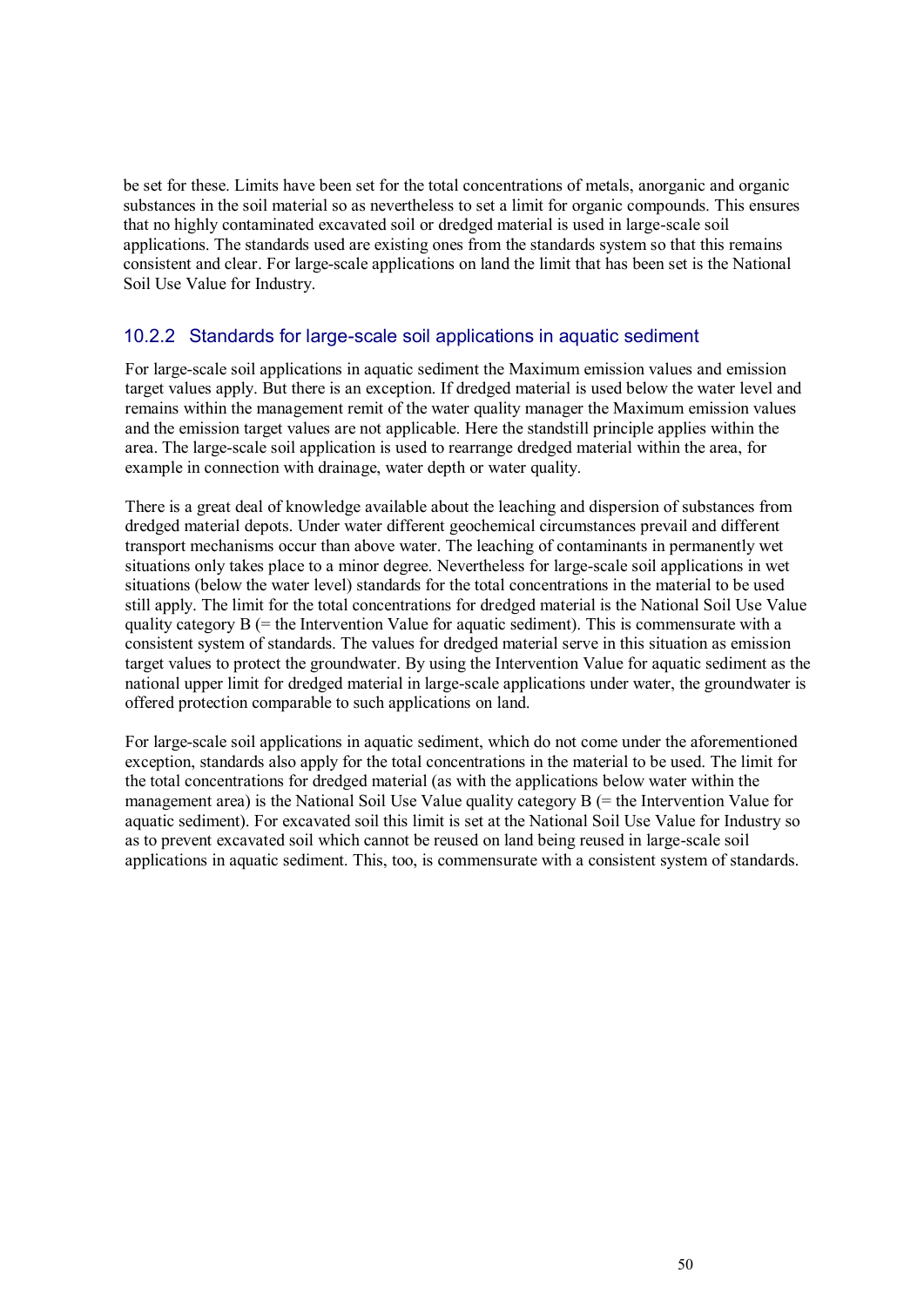be set for these. Limits have been set for the total concentrations of metals, anorganic and organic substances in the soil material so as nevertheless to set a limit for organic compounds. This ensures that no highly contaminated excavated soil or dredged material is used in large-scale soil applications. The standards used are existing ones from the standards system so that this remains consistent and clear. For large-scale applications on land the limit that has been set is the National Soil Use Value for Industry.

### 10.2.2 Standards for large-scale soil applications in aquatic sediment

For large-scale soil applications in aquatic sediment the Maximum emission values and emission target values apply. But there is an exception. If dredged material is used below the water level and remains within the management remit of the water quality manager the Maximum emission values and the emission target values are not applicable. Here the standstill principle applies within the area. The large-scale soil application is used to rearrange dredged material within the area, for example in connection with drainage, water depth or water quality.

There is a great deal of knowledge available about the leaching and dispersion of substances from dredged material depots. Under water different geochemical circumstances prevail and different transport mechanisms occur than above water. The leaching of contaminants in permanently wet situations only takes place to a minor degree. Nevertheless for large-scale soil applications in wet situations (below the water level) standards for the total concentrations in the material to be used still apply. The limit for the total concentrations for dredged material is the National Soil Use Value quality category B (= the Intervention Value for aquatic sediment). This is commensurate with a consistent system of standards. The values for dredged material serve in this situation as emission target values to protect the groundwater. By using the Intervention Value for aquatic sediment as the national upper limit for dredged material in large-scale applications under water, the groundwater is offered protection comparable to such applications on land.

For large-scale soil applications in aquatic sediment, which do not come under the aforementioned exception, standards also apply for the total concentrations in the material to be used. The limit for the total concentrations for dredged material (as with the applications below water within the management area) is the National Soil Use Value quality category B (= the Intervention Value for aquatic sediment). For excavated soil this limit is set at the National Soil Use Value for Industry so as to prevent excavated soil which cannot be reused on land being reused in large-scale soil applications in aquatic sediment. This, too, is commensurate with a consistent system of standards.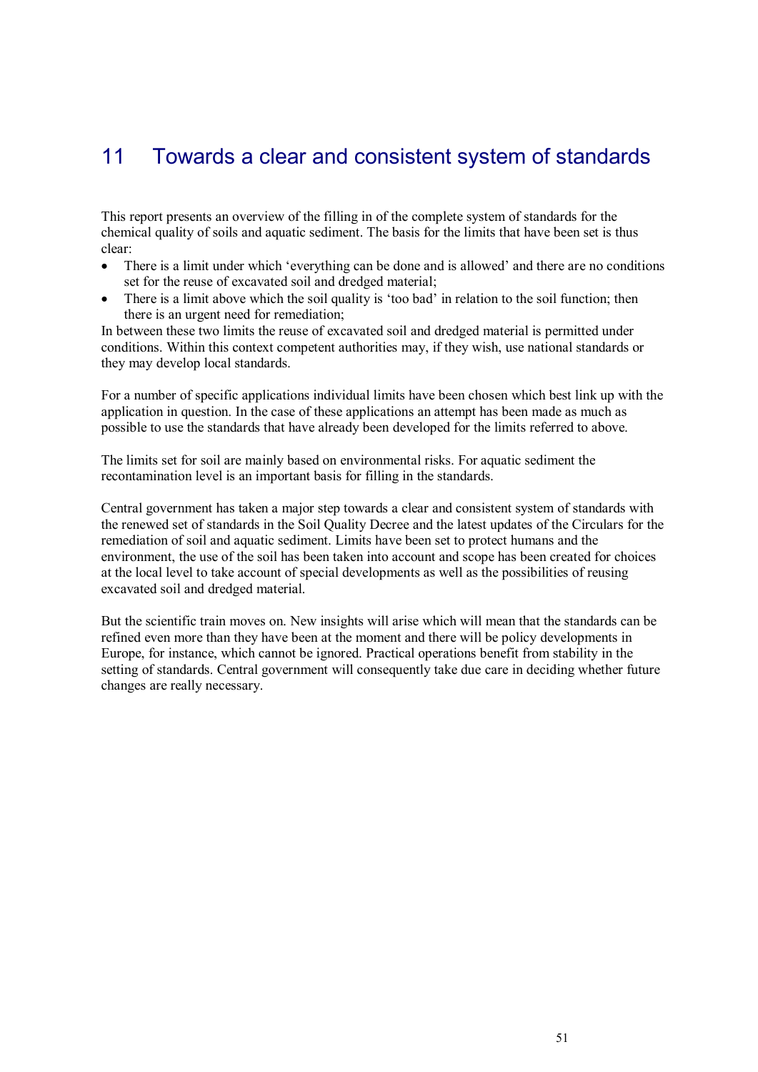# 11 Towards a clear and consistent system of standards

This report presents an overview of the filling in of the complete system of standards for the chemical quality of soils and aquatic sediment. The basis for the limits that have been set is thus clear:

- There is a limit under which 'everything can be done and is allowed' and there are no conditions set for the reuse of excavated soil and dredged material;
- There is a limit above which the soil quality is 'too bad' in relation to the soil function; then there is an urgent need for remediation;

In between these two limits the reuse of excavated soil and dredged material is permitted under conditions. Within this context competent authorities may, if they wish, use national standards or they may develop local standards.

For a number of specific applications individual limits have been chosen which best link up with the application in question. In the case of these applications an attempt has been made as much as possible to use the standards that have already been developed for the limits referred to above.

The limits set for soil are mainly based on environmental risks. For aquatic sediment the recontamination level is an important basis for filling in the standards.

Central government has taken a major step towards a clear and consistent system of standards with the renewed set of standards in the Soil Quality Decree and the latest updates of the Circulars for the remediation of soil and aquatic sediment. Limits have been set to protect humans and the environment, the use of the soil has been taken into account and scope has been created for choices at the local level to take account of special developments as well as the possibilities of reusing excavated soil and dredged material.

But the scientific train moves on. New insights will arise which will mean that the standards can be refined even more than they have been at the moment and there will be policy developments in Europe, for instance, which cannot be ignored. Practical operations benefit from stability in the setting of standards. Central government will consequently take due care in deciding whether future changes are really necessary.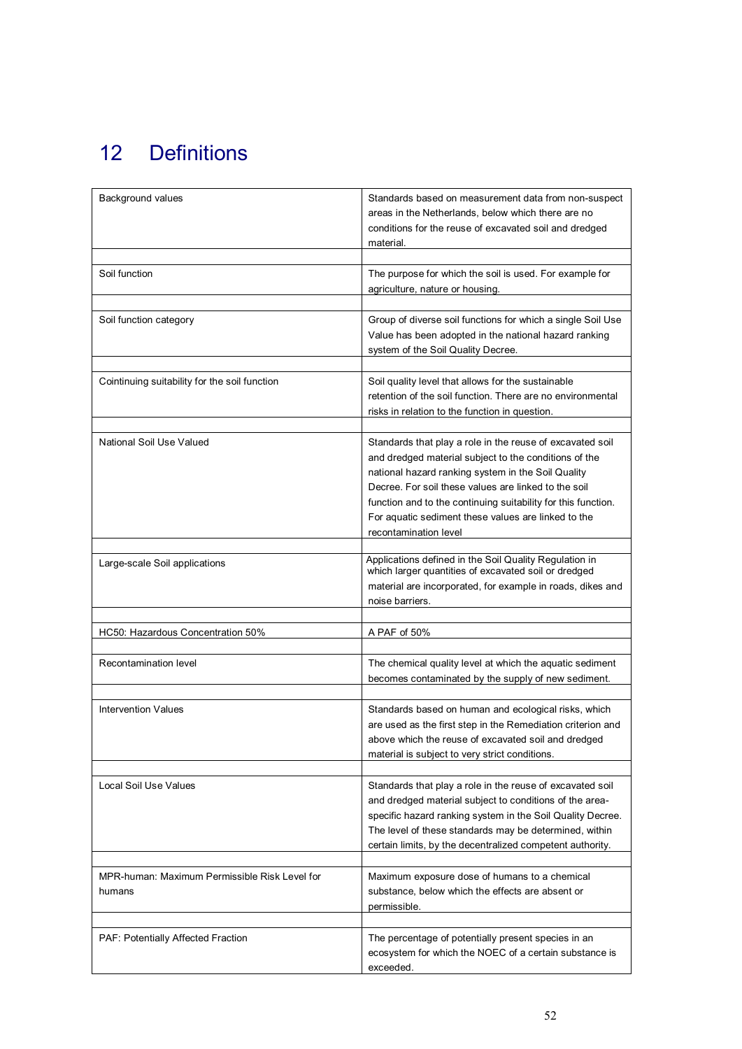# 12 Definitions

| | |
|---|---|
| Background values | Standards based on measurement data from non-suspect areas in the Netherlands, below which there are no conditions for the reuse of excavated soil and dredged material. |
| Soil function | The purpose for which the soil is used. For example for agriculture, nature or housing. |
| Soil function category | Group of diverse soil functions for which a single Soil Use Value has been adopted in the national hazard ranking system of the Soil Quality Decree. |
| Cointinuing suitability for the soil function | Soil quality level that allows for the sustainable retention of the soil function. There are no environmental risks in relation to the function in question. |
| National Soil Use Valued | Standards that play a role in the reuse of excavated soil and dredged material subject to the conditions of the national hazard ranking system in the Soil Quality Decree. For soil these values are linked to the soil function and to the continuing suitability for this function. For aquatic sediment these values are linked to the recontamination level |
| Large-scale Soil applications | Applications defined in the Soil Quality Regulation in which larger quantities of excavated soil or dredged material are incorporated, for example in roads, dikes and noise barriers. |
| HC50: Hazardous Concentration 50% | A PAF of 50% |
| Recontamination level | The chemical quality level at which the aquatic sediment becomes contaminated by the supply of new sediment. |
| Intervention Values | Standards based on human and ecological risks, which are used as the first step in the Remediation criterion and above which the reuse of excavated soil and dredged material is subject to very strict conditions. |
| Local Soil Use Values | Standards that play a role in the reuse of excavated soil and dredged material subject to conditions of the area-specific hazard ranking system in the Soil Quality Decree. The level of these standards may be determined, within certain limits, by the decentralized competent authority. |
| MPR-human: Maximum Permissible Risk Level for humans | Maximum exposure dose of humans to a chemical substance, below which the effects are absent or permissible. |
| PAF: Potentially Affected Fraction | The percentage of potentially present species in an ecosystem for which the NOEC of a certain substance is exceeded. |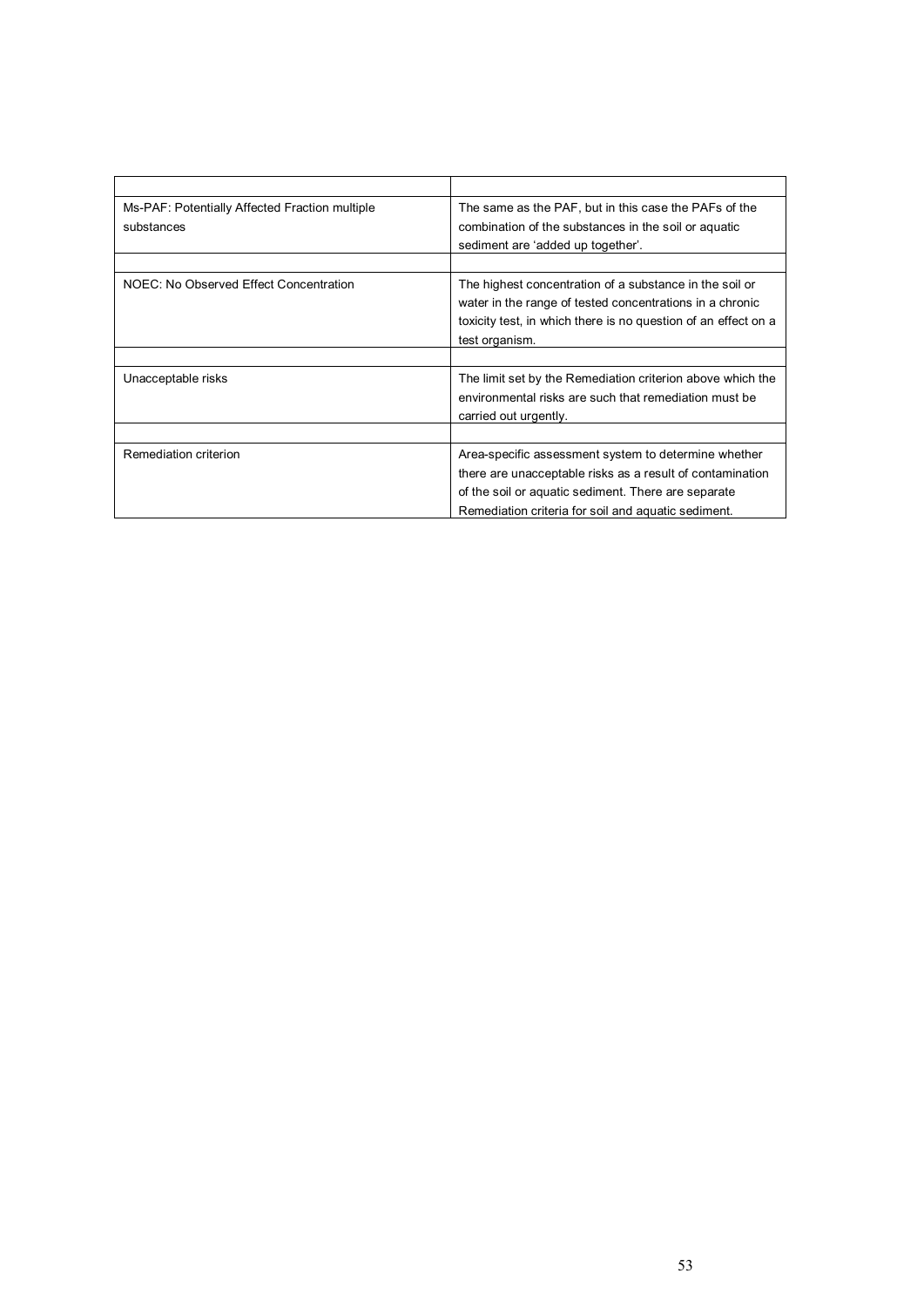| | |
|---|---|
| Ms-PAF: Potentially Affected Fraction multiple substances | The same as the PAF, but in this case the PAFs of the combination of the substances in the soil or aquatic sediment are 'added up together'. |
| | |
| NOEC: No Observed Effect Concentration | The highest concentration of a substance in the soil or water in the range of tested concentrations in a chronic toxicity test, in which there is no question of an effect on a test organism. |
| | |
| Unacceptable risks | The limit set by the Remediation criterion above which the environmental risks are such that remediation must be carried out urgently. |
| | |
| Remediation criterion | Area-specific assessment system to determine whether there are unacceptable risks as a result of contamination of the soil or aquatic sediment. There are separate Remediation criteria for soil and aquatic sediment. |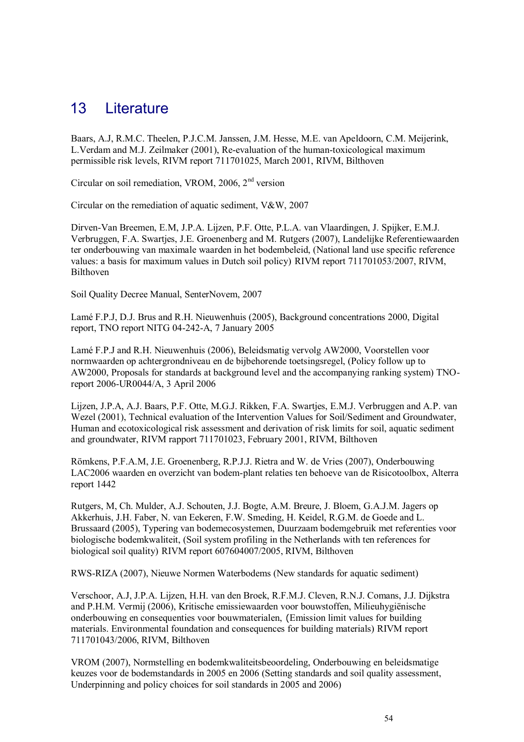# 13 Literature

Baars, A.J, R.M.C. Theelen, P.J.C.M. Janssen, J.M. Hesse, M.E. van Apeldoorn, C.M. Meijerink, L.Verdam and M.J. Zeilmaker (2001), Re-evaluation of the human-toxicological maximum permissible risk levels, RIVM report 711701025, March 2001, RIVM, Bilthoven

Circular on soil remediation, VROM, 2006, 2nd version

Circular on the remediation of aquatic sediment, V&W, 2007

Dirven-Van Breemen, E.M, J.P.A. Lijzen, P.F. Otte, P.L.A. van Vlaardingen, J. Spijker, E.M.J. Verbruggen, F.A. Swartjes, J.E. Groenenberg and M. Rutgers (2007), Landelijke Referentiewaarden ter onderbouwing van maximale waarden in het bodembeleid, (National land use specific reference values: a basis for maximum values in Dutch soil policy) RIVM report 711701053/2007, RIVM, Bilthoven

Soil Quality Decree Manual, SenterNovem, 2007

Lamé F.P.J, D.J. Brus and R.H. Nieuwenhuis (2005), Background concentrations 2000, Digital report, TNO report NITG 04-242-A, 7 January 2005

Lamé F.P.J and R.H. Nieuwenhuis (2006), Beleidsmatig vervolg AW2000, Voorstellen voor normwaarden op achtergrondniveau en de bijbehorende toetsingsregel, (Policy follow up to AW2000, Proposals for standards at background level and the accompanying ranking system) TNO-report 2006-UR0044/A, 3 April 2006

Lijzen, J.P.A, A.J. Baars, P.F. Otte, M.G.J. Rikken, F.A. Swartjes, E.M.J. Verbruggen and A.P. van Wezel (2001), Technical evaluation of the Intervention Values for Soil/Sediment and Groundwater, Human and ecotoxicological risk assessment and derivation of risk limits for soil, aquatic sediment and groundwater, RIVM rapport 711701023, February 2001, RIVM, Bilthoven

Römkens, P.F.A.M, J.E. Groenenberg, R.P.J.J. Rietra and W. de Vries (2007), Onderbouwing LAC2006 waarden en overzicht van bodem-plant relaties ten behoeve van de Risicotoolbox, Alterra report 1442

Rutgers, M, Ch. Mulder, A.J. Schouten, J.J. Bogte, A.M. Breure, J. Bloem, G.A.J.M. Jagers op Akkerhuis, J.H. Faber, N. van Eekeren, F.W. Smeding, H. Keidel, R.G.M. de Goede and L. Brussaard (2005), Typering van bodemecosystemen, Duurzaam bodemgebruik met referenties voor biologische bodemkwaliteit, (Soil system profiling in the Netherlands with ten references for biological soil quality) RIVM report 607604007/2005, RIVM, Bilthoven

RWS-RIZA (2007), Nieuwe Normen Waterbodems (New standards for aquatic sediment)

Verschoor, A.J, J.P.A. Lijzen, H.H. van den Broek, R.F.M.J. Cleven, R.N.J. Comans, J.J. Dijkstra and P.H.M. Vermij (2006), Kritische emissiewaarden voor bouwstoffen, Milieuhygiënische onderbouwing en consequenties voor bouwmaterialen, (Emission limit values for building materials. Environmental foundation and consequences for building materials) RIVM report 711701043/2006, RIVM, Bilthoven

VROM (2007), Normstelling en bodemkwaliteitsbeoordeling, Onderbouwing en beleidsmatige keuzes voor de bodemstandards in 2005 en 2006 (Setting standards and soil quality assessment, Underpinning and policy choices for soil standards in 2005 and 2006)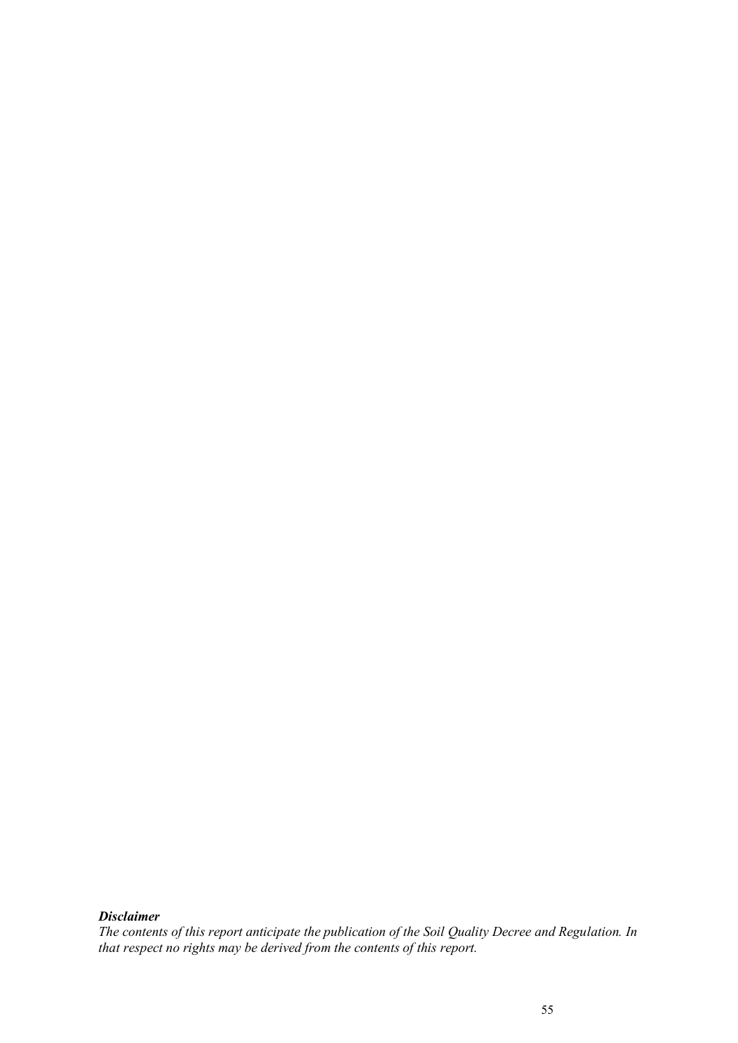***Disclaimer***

*The contents of this report anticipate the publication of the Soil Quality Decree and Regulation. In that respect no rights may be derived from the contents of this report.*